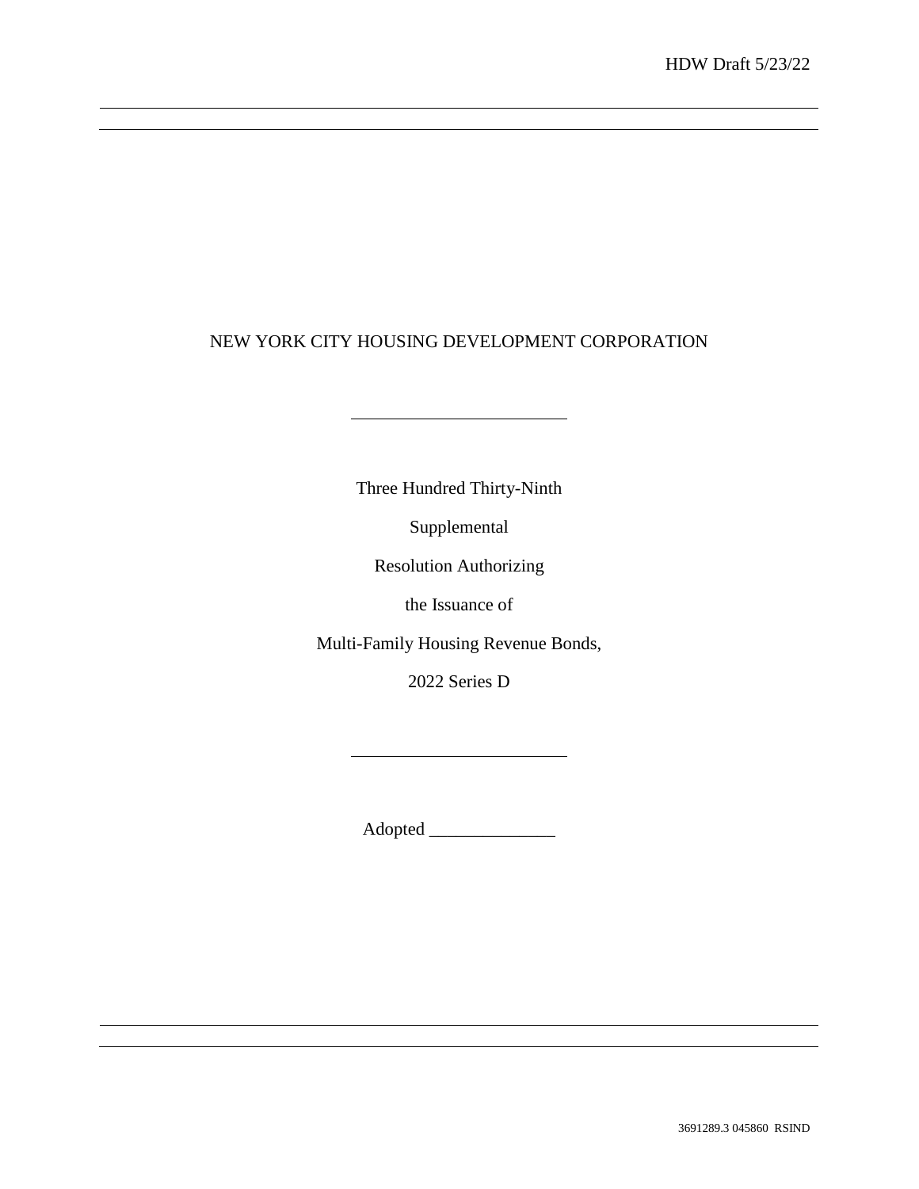HDW Draft 5/23/22

---

# NEW YORK CITY HOUSING DEVELOPMENT CORPORATION

---

Three Hundred Thirty-Ninth

Supplemental

Resolution Authorizing

the Issuance of

Multi-Family Housing Revenue Bonds,

2022 Series D

---

Adopted ______________

3691289.3 045860 RSIND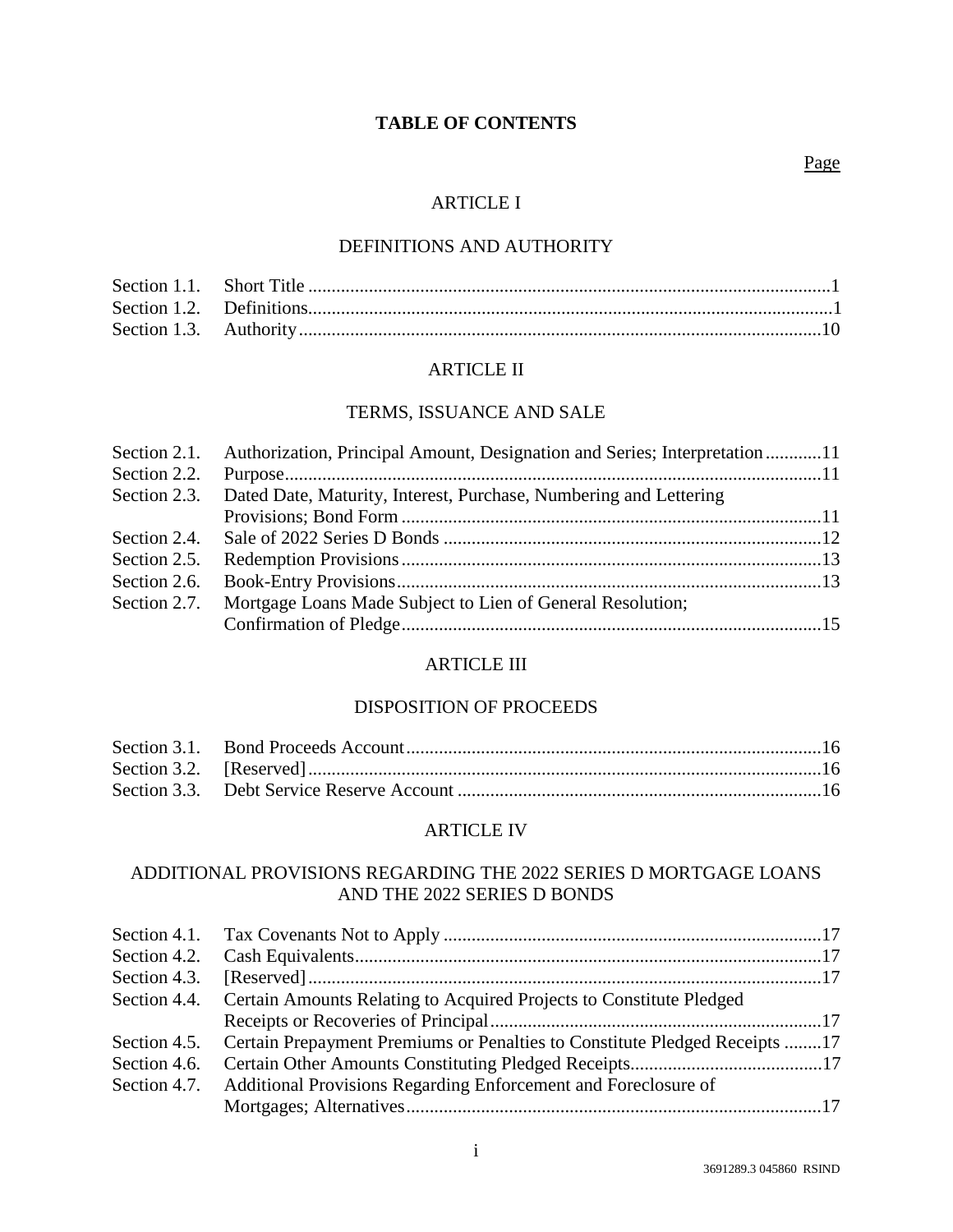# TABLE OF CONTENTS

Page

## ARTICLE I

## DEFINITIONS AND AUTHORITY

| | | |
|---|---|---|
| Section 1.1. | Short Title | 1 |
| Section 1.2. | Definitions | 1 |
| Section 1.3. | Authority | 10 |

## ARTICLE II

## TERMS, ISSUANCE AND SALE

| | | |
|---|---|---|
| Section 2.1. | Authorization, Principal Amount, Designation and Series; Interpretation | 11 |
| Section 2.2. | Purpose | 11 |
| Section 2.3. | Dated Date, Maturity, Interest, Purchase, Numbering and Lettering Provisions; Bond Form | 11 |
| Section 2.4. | Sale of 2022 Series D Bonds | 12 |
| Section 2.5. | Redemption Provisions | 13 |
| Section 2.6. | Book-Entry Provisions | 13 |
| Section 2.7. | Mortgage Loans Made Subject to Lien of General Resolution; Confirmation of Pledge | 15 |

## ARTICLE III

## DISPOSITION OF PROCEEDS

| | | |
|---|---|---|
| Section 3.1. | Bond Proceeds Account | 16 |
| Section 3.2. | [Reserved] | 16 |
| Section 3.3. | Debt Service Reserve Account | 16 |

## ARTICLE IV

## ADDITIONAL PROVISIONS REGARDING THE 2022 SERIES D MORTGAGE LOANS AND THE 2022 SERIES D BONDS

| | | |
|---|---|---|
| Section 4.1. | Tax Covenants Not to Apply | 17 |
| Section 4.2. | Cash Equivalents | 17 |
| Section 4.3. | [Reserved] | 17 |
| Section 4.4. | Certain Amounts Relating to Acquired Projects to Constitute Pledged Receipts or Recoveries of Principal | 17 |
| Section 4.5. | Certain Prepayment Premiums or Penalties to Constitute Pledged Receipts | 17 |
| Section 4.6. | Certain Other Amounts Constituting Pledged Receipts | 17 |
| Section 4.7. | Additional Provisions Regarding Enforcement and Foreclosure of Mortgages; Alternatives | 17 |

3691289.3 045860 RSIND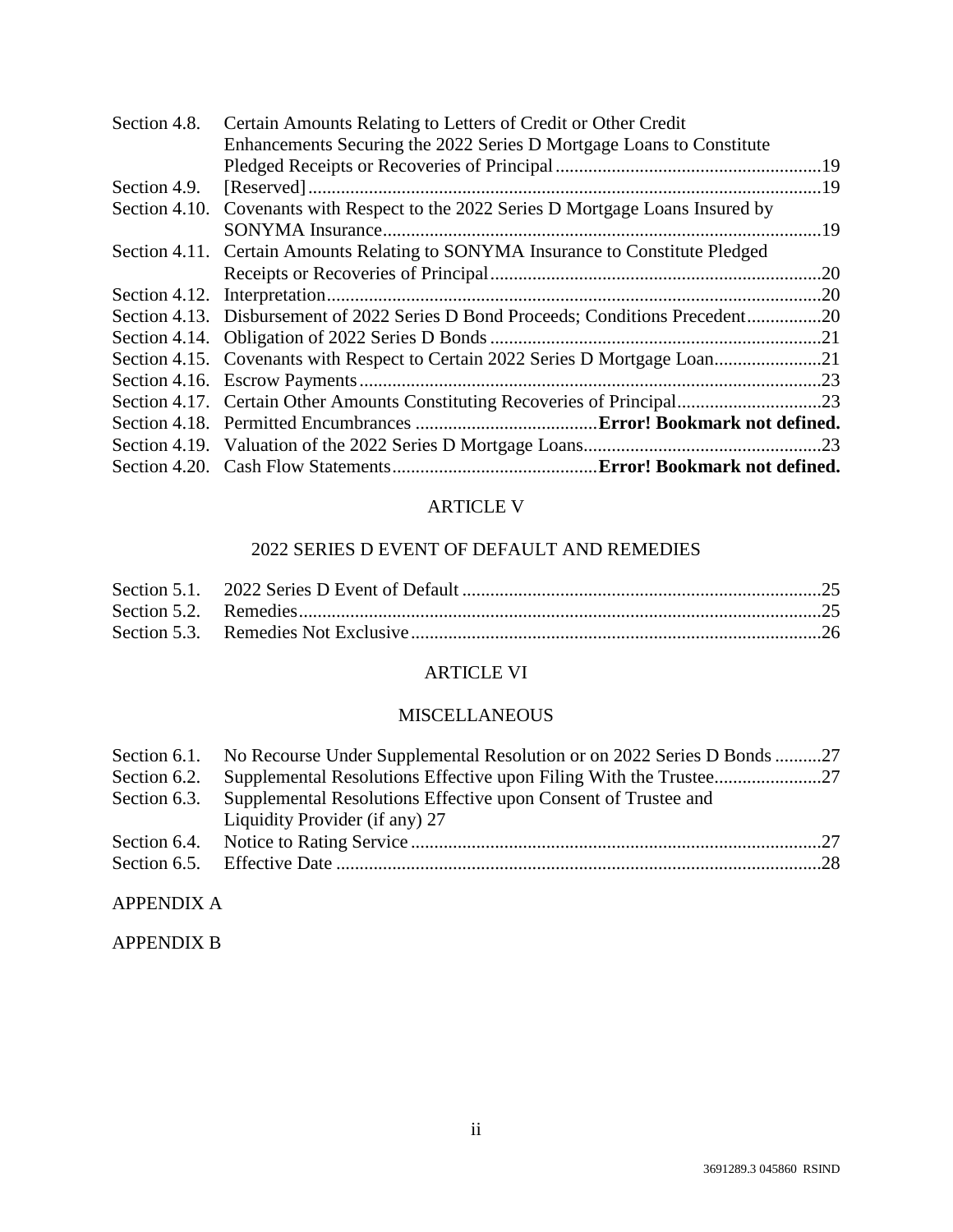| | | |
|---|---|---|
| Section 4.8. | Certain Amounts Relating to Letters of Credit or Other Credit Enhancements Securing the 2022 Series D Mortgage Loans to Constitute Pledged Receipts or Recoveries of Principal | 19 |
| Section 4.9. | [Reserved] | 19 |
| Section 4.10. | Covenants with Respect to the 2022 Series D Mortgage Loans Insured by SONYMA Insurance | 19 |
| Section 4.11. | Certain Amounts Relating to SONYMA Insurance to Constitute Pledged Receipts or Recoveries of Principal | 20 |
| Section 4.12. | Interpretation | 20 |
| Section 4.13. | Disbursement of 2022 Series D Bond Proceeds; Conditions Precedent | 20 |
| Section 4.14. | Obligation of 2022 Series D Bonds | 21 |
| Section 4.15. | Covenants with Respect to Certain 2022 Series D Mortgage Loan | 21 |
| Section 4.16. | Escrow Payments | 23 |
| Section 4.17. | Certain Other Amounts Constituting Recoveries of Principal | 23 |
| Section 4.18. | Permitted Encumbrances | **Error! Bookmark not defined.** |
| Section 4.19. | Valuation of the 2022 Series D Mortgage Loans | 23 |
| Section 4.20. | Cash Flow Statements | **Error! Bookmark not defined.** |

## ARTICLE V

## 2022 SERIES D EVENT OF DEFAULT AND REMEDIES

| | | |
|---|---|---|
| Section 5.1. | 2022 Series D Event of Default | 25 |
| Section 5.2. | Remedies | 25 |
| Section 5.3. | Remedies Not Exclusive | 26 |

## ARTICLE VI

## MISCELLANEOUS

| | | |
|---|---|---|
| Section 6.1. | No Recourse Under Supplemental Resolution or on 2022 Series D Bonds | 27 |
| Section 6.2. | Supplemental Resolutions Effective upon Filing With the Trustee | 27 |
| Section 6.3. | Supplemental Resolutions Effective upon Consent of Trustee and Liquidity Provider (if any) | 27 |
| Section 6.4. | Notice to Rating Service | 27 |
| Section 6.5. | Effective Date | 28 |

APPENDIX A

APPENDIX B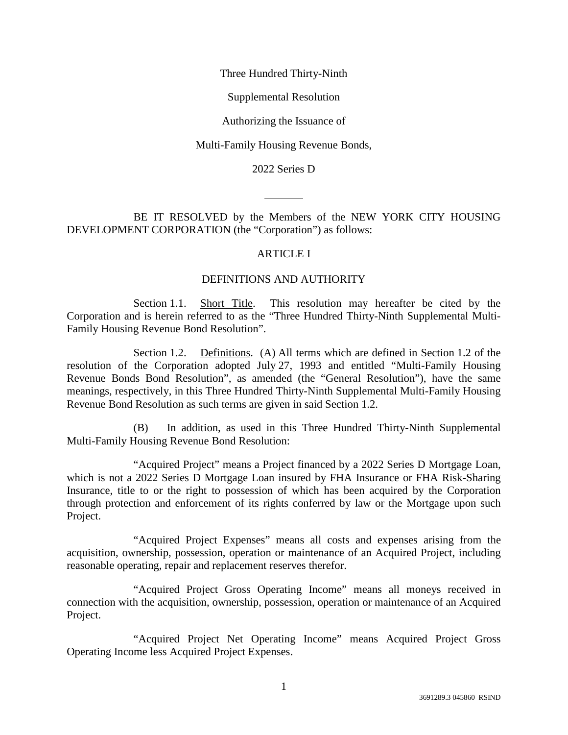Three Hundred Thirty-Ninth

Supplemental Resolution

Authorizing the Issuance of

Multi-Family Housing Revenue Bonds,

2022 Series D

---

BE IT RESOLVED by the Members of the NEW YORK CITY HOUSING DEVELOPMENT CORPORATION (the "Corporation") as follows:

## ARTICLE I

## DEFINITIONS AND AUTHORITY

Section 1.1. Short Title. This resolution may hereafter be cited by the Corporation and is herein referred to as the "Three Hundred Thirty-Ninth Supplemental Multi-Family Housing Revenue Bond Resolution".

Section 1.2. Definitions. (A) All terms which are defined in Section 1.2 of the resolution of the Corporation adopted July 27, 1993 and entitled "Multi-Family Housing Revenue Bonds Bond Resolution", as amended (the "General Resolution"), have the same meanings, respectively, in this Three Hundred Thirty-Ninth Supplemental Multi-Family Housing Revenue Bond Resolution as such terms are given in said Section 1.2.

(B) In addition, as used in this Three Hundred Thirty-Ninth Supplemental Multi-Family Housing Revenue Bond Resolution:

"Acquired Project" means a Project financed by a 2022 Series D Mortgage Loan, which is not a 2022 Series D Mortgage Loan insured by FHA Insurance or FHA Risk-Sharing Insurance, title to or the right to possession of which has been acquired by the Corporation through protection and enforcement of its rights conferred by law or the Mortgage upon such Project.

"Acquired Project Expenses" means all costs and expenses arising from the acquisition, ownership, possession, operation or maintenance of an Acquired Project, including reasonable operating, repair and replacement reserves therefor.

"Acquired Project Gross Operating Income" means all moneys received in connection with the acquisition, ownership, possession, operation or maintenance of an Acquired Project.

"Acquired Project Net Operating Income" means Acquired Project Gross Operating Income less Acquired Project Expenses.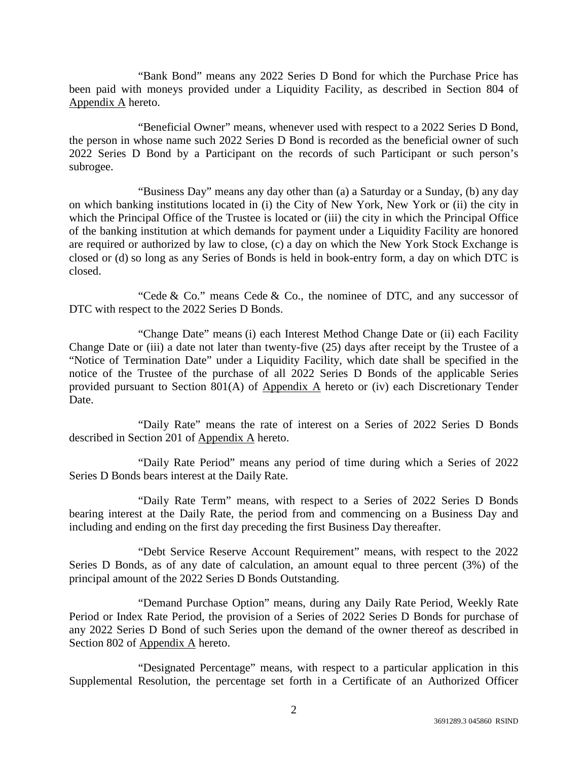"Bank Bond" means any 2022 Series D Bond for which the Purchase Price has been paid with moneys provided under a Liquidity Facility, as described in Section 804 of Appendix A hereto.

"Beneficial Owner" means, whenever used with respect to a 2022 Series D Bond, the person in whose name such 2022 Series D Bond is recorded as the beneficial owner of such 2022 Series D Bond by a Participant on the records of such Participant or such person's subrogee.

"Business Day" means any day other than (a) a Saturday or a Sunday, (b) any day on which banking institutions located in (i) the City of New York, New York or (ii) the city in which the Principal Office of the Trustee is located or (iii) the city in which the Principal Office of the banking institution at which demands for payment under a Liquidity Facility are honored are required or authorized by law to close, (c) a day on which the New York Stock Exchange is closed or (d) so long as any Series of Bonds is held in book-entry form, a day on which DTC is closed.

"Cede & Co." means Cede & Co., the nominee of DTC, and any successor of DTC with respect to the 2022 Series D Bonds.

"Change Date" means (i) each Interest Method Change Date or (ii) each Facility Change Date or (iii) a date not later than twenty-five (25) days after receipt by the Trustee of a "Notice of Termination Date" under a Liquidity Facility, which date shall be specified in the notice of the Trustee of the purchase of all 2022 Series D Bonds of the applicable Series provided pursuant to Section 801(A) of Appendix A hereto or (iv) each Discretionary Tender Date.

"Daily Rate" means the rate of interest on a Series of 2022 Series D Bonds described in Section 201 of Appendix A hereto.

"Daily Rate Period" means any period of time during which a Series of 2022 Series D Bonds bears interest at the Daily Rate.

"Daily Rate Term" means, with respect to a Series of 2022 Series D Bonds bearing interest at the Daily Rate, the period from and commencing on a Business Day and including and ending on the first day preceding the first Business Day thereafter.

"Debt Service Reserve Account Requirement" means, with respect to the 2022 Series D Bonds, as of any date of calculation, an amount equal to three percent (3%) of the principal amount of the 2022 Series D Bonds Outstanding.

"Demand Purchase Option" means, during any Daily Rate Period, Weekly Rate Period or Index Rate Period, the provision of a Series of 2022 Series D Bonds for purchase of any 2022 Series D Bond of such Series upon the demand of the owner thereof as described in Section 802 of Appendix A hereto.

"Designated Percentage" means, with respect to a particular application in this Supplemental Resolution, the percentage set forth in a Certificate of an Authorized Officer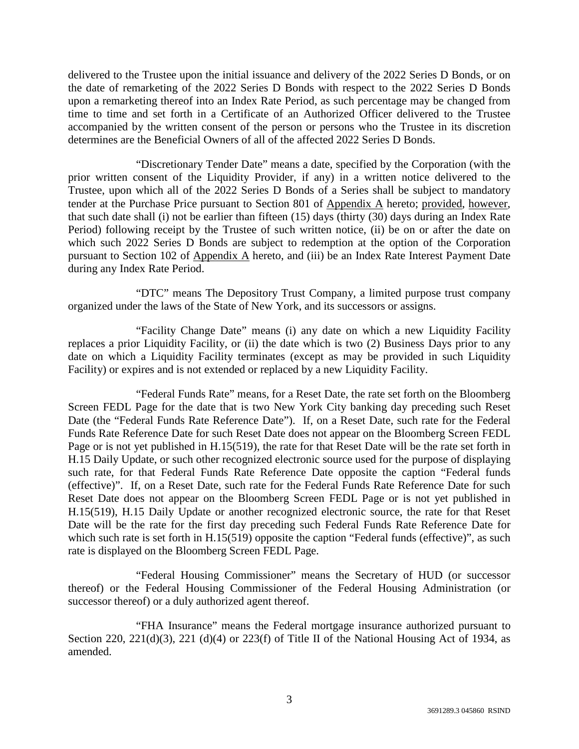delivered to the Trustee upon the initial issuance and delivery of the 2022 Series D Bonds, or on the date of remarketing of the 2022 Series D Bonds with respect to the 2022 Series D Bonds upon a remarketing thereof into an Index Rate Period, as such percentage may be changed from time to time and set forth in a Certificate of an Authorized Officer delivered to the Trustee accompanied by the written consent of the person or persons who the Trustee in its discretion determines are the Beneficial Owners of all of the affected 2022 Series D Bonds.

"Discretionary Tender Date" means a date, specified by the Corporation (with the prior written consent of the Liquidity Provider, if any) in a written notice delivered to the Trustee, upon which all of the 2022 Series D Bonds of a Series shall be subject to mandatory tender at the Purchase Price pursuant to Section 801 of Appendix A hereto; provided, however, that such date shall (i) not be earlier than fifteen (15) days (thirty (30) days during an Index Rate Period) following receipt by the Trustee of such written notice, (ii) be on or after the date on which such 2022 Series D Bonds are subject to redemption at the option of the Corporation pursuant to Section 102 of Appendix A hereto, and (iii) be an Index Rate Interest Payment Date during any Index Rate Period.

"DTC" means The Depository Trust Company, a limited purpose trust company organized under the laws of the State of New York, and its successors or assigns.

"Facility Change Date" means (i) any date on which a new Liquidity Facility replaces a prior Liquidity Facility, or (ii) the date which is two (2) Business Days prior to any date on which a Liquidity Facility terminates (except as may be provided in such Liquidity Facility) or expires and is not extended or replaced by a new Liquidity Facility.

"Federal Funds Rate" means, for a Reset Date, the rate set forth on the Bloomberg Screen FEDL Page for the date that is two New York City banking day preceding such Reset Date (the "Federal Funds Rate Reference Date"). If, on a Reset Date, such rate for the Federal Funds Rate Reference Date for such Reset Date does not appear on the Bloomberg Screen FEDL Page or is not yet published in H.15(519), the rate for that Reset Date will be the rate set forth in H.15 Daily Update, or such other recognized electronic source used for the purpose of displaying such rate, for that Federal Funds Rate Reference Date opposite the caption "Federal funds (effective)". If, on a Reset Date, such rate for the Federal Funds Rate Reference Date for such Reset Date does not appear on the Bloomberg Screen FEDL Page or is not yet published in H.15(519), H.15 Daily Update or another recognized electronic source, the rate for that Reset Date will be the rate for the first day preceding such Federal Funds Rate Reference Date for which such rate is set forth in H.15(519) opposite the caption "Federal funds (effective)", as such rate is displayed on the Bloomberg Screen FEDL Page.

"Federal Housing Commissioner" means the Secretary of HUD (or successor thereof) or the Federal Housing Commissioner of the Federal Housing Administration (or successor thereof) or a duly authorized agent thereof.

"FHA Insurance" means the Federal mortgage insurance authorized pursuant to Section 220, 221(d)(3), 221 (d)(4) or 223(f) of Title II of the National Housing Act of 1934, as amended.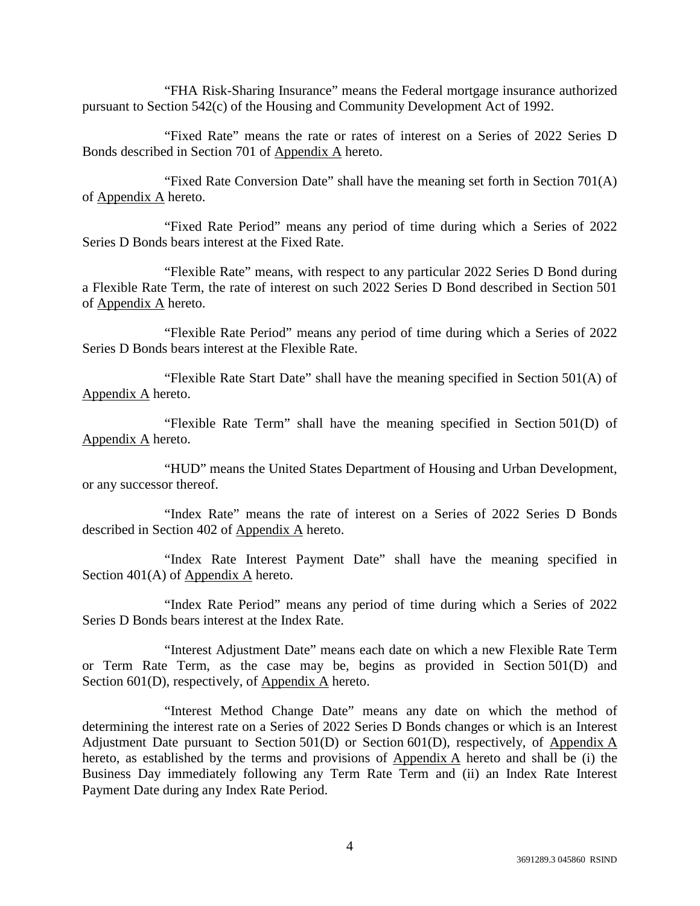"FHA Risk-Sharing Insurance" means the Federal mortgage insurance authorized pursuant to Section 542(c) of the Housing and Community Development Act of 1992.

"Fixed Rate" means the rate or rates of interest on a Series of 2022 Series D Bonds described in Section 701 of Appendix A hereto.

"Fixed Rate Conversion Date" shall have the meaning set forth in Section 701(A) of Appendix A hereto.

"Fixed Rate Period" means any period of time during which a Series of 2022 Series D Bonds bears interest at the Fixed Rate.

"Flexible Rate" means, with respect to any particular 2022 Series D Bond during a Flexible Rate Term, the rate of interest on such 2022 Series D Bond described in Section 501 of Appendix A hereto.

"Flexible Rate Period" means any period of time during which a Series of 2022 Series D Bonds bears interest at the Flexible Rate.

"Flexible Rate Start Date" shall have the meaning specified in Section 501(A) of Appendix A hereto.

"Flexible Rate Term" shall have the meaning specified in Section 501(D) of Appendix A hereto.

"HUD" means the United States Department of Housing and Urban Development, or any successor thereof.

"Index Rate" means the rate of interest on a Series of 2022 Series D Bonds described in Section 402 of Appendix A hereto.

"Index Rate Interest Payment Date" shall have the meaning specified in Section 401(A) of Appendix A hereto.

"Index Rate Period" means any period of time during which a Series of 2022 Series D Bonds bears interest at the Index Rate.

"Interest Adjustment Date" means each date on which a new Flexible Rate Term or Term Rate Term, as the case may be, begins as provided in Section 501(D) and Section 601(D), respectively, of Appendix A hereto.

"Interest Method Change Date" means any date on which the method of determining the interest rate on a Series of 2022 Series D Bonds changes or which is an Interest Adjustment Date pursuant to Section 501(D) or Section 601(D), respectively, of Appendix A hereto, as established by the terms and provisions of Appendix A hereto and shall be (i) the Business Day immediately following any Term Rate Term and (ii) an Index Rate Interest Payment Date during any Index Rate Period.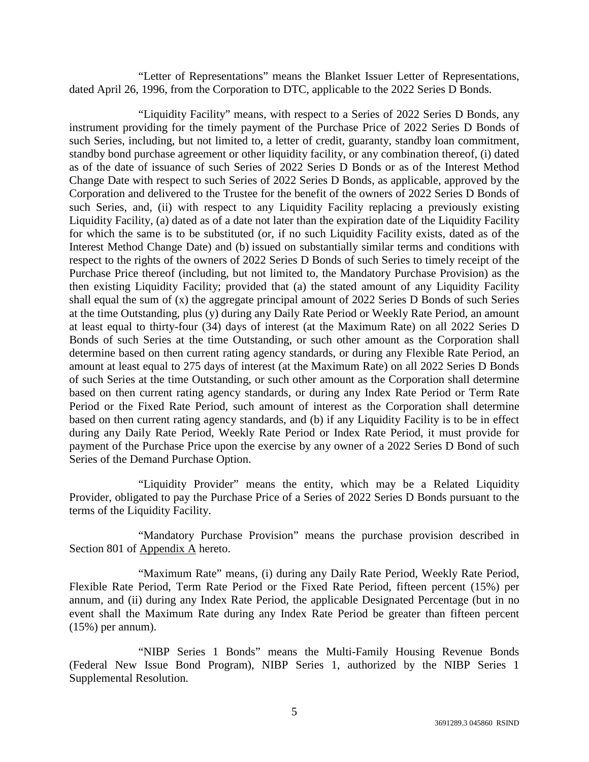"Letter of Representations" means the Blanket Issuer Letter of Representations, dated April 26, 1996, from the Corporation to DTC, applicable to the 2022 Series D Bonds.

"Liquidity Facility" means, with respect to a Series of 2022 Series D Bonds, any instrument providing for the timely payment of the Purchase Price of 2022 Series D Bonds of such Series, including, but not limited to, a letter of credit, guaranty, standby loan commitment, standby bond purchase agreement or other liquidity facility, or any combination thereof, (i) dated as of the date of issuance of such Series of 2022 Series D Bonds or as of the Interest Method Change Date with respect to such Series of 2022 Series D Bonds, as applicable, approved by the Corporation and delivered to the Trustee for the benefit of the owners of 2022 Series D Bonds of such Series, and, (ii) with respect to any Liquidity Facility replacing a previously existing Liquidity Facility, (a) dated as of a date not later than the expiration date of the Liquidity Facility for which the same is to be substituted (or, if no such Liquidity Facility exists, dated as of the Interest Method Change Date) and (b) issued on substantially similar terms and conditions with respect to the rights of the owners of 2022 Series D Bonds of such Series to timely receipt of the Purchase Price thereof (including, but not limited to, the Mandatory Purchase Provision) as the then existing Liquidity Facility; provided that (a) the stated amount of any Liquidity Facility shall equal the sum of (x) the aggregate principal amount of 2022 Series D Bonds of such Series at the time Outstanding, plus (y) during any Daily Rate Period or Weekly Rate Period, an amount at least equal to thirty-four (34) days of interest (at the Maximum Rate) on all 2022 Series D Bonds of such Series at the time Outstanding, or such other amount as the Corporation shall determine based on then current rating agency standards, or during any Flexible Rate Period, an amount at least equal to 275 days of interest (at the Maximum Rate) on all 2022 Series D Bonds of such Series at the time Outstanding, or such other amount as the Corporation shall determine based on then current rating agency standards, or during any Index Rate Period or Term Rate Period or the Fixed Rate Period, such amount of interest as the Corporation shall determine based on then current rating agency standards, and (b) if any Liquidity Facility is to be in effect during any Daily Rate Period, Weekly Rate Period or Index Rate Period, it must provide for payment of the Purchase Price upon the exercise by any owner of a 2022 Series D Bond of such Series of the Demand Purchase Option.

"Liquidity Provider" means the entity, which may be a Related Liquidity Provider, obligated to pay the Purchase Price of a Series of 2022 Series D Bonds pursuant to the terms of the Liquidity Facility.

"Mandatory Purchase Provision" means the purchase provision described in Section 801 of Appendix A hereto.

"Maximum Rate" means, (i) during any Daily Rate Period, Weekly Rate Period, Flexible Rate Period, Term Rate Period or the Fixed Rate Period, fifteen percent (15%) per annum, and (ii) during any Index Rate Period, the applicable Designated Percentage (but in no event shall the Maximum Rate during any Index Rate Period be greater than fifteen percent (15%) per annum).

"NIBP Series 1 Bonds" means the Multi-Family Housing Revenue Bonds (Federal New Issue Bond Program), NIBP Series 1, authorized by the NIBP Series 1 Supplemental Resolution.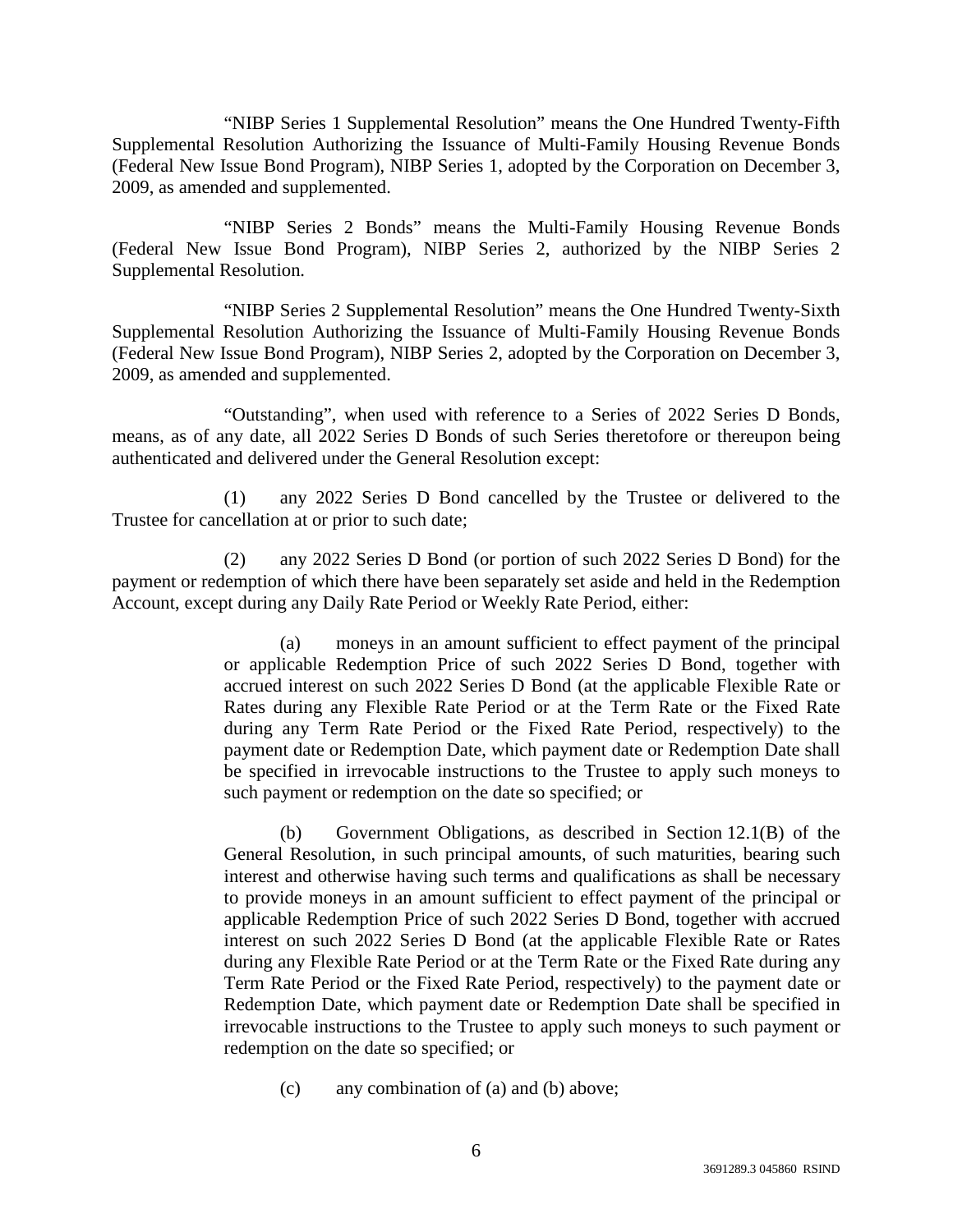"NIBP Series 1 Supplemental Resolution" means the One Hundred Twenty-Fifth Supplemental Resolution Authorizing the Issuance of Multi-Family Housing Revenue Bonds (Federal New Issue Bond Program), NIBP Series 1, adopted by the Corporation on December 3, 2009, as amended and supplemented.

"NIBP Series 2 Bonds" means the Multi-Family Housing Revenue Bonds (Federal New Issue Bond Program), NIBP Series 2, authorized by the NIBP Series 2 Supplemental Resolution.

"NIBP Series 2 Supplemental Resolution" means the One Hundred Twenty-Sixth Supplemental Resolution Authorizing the Issuance of Multi-Family Housing Revenue Bonds (Federal New Issue Bond Program), NIBP Series 2, adopted by the Corporation on December 3, 2009, as amended and supplemented.

"Outstanding", when used with reference to a Series of 2022 Series D Bonds, means, as of any date, all 2022 Series D Bonds of such Series theretofore or thereupon being authenticated and delivered under the General Resolution except:

(1) any 2022 Series D Bond cancelled by the Trustee or delivered to the Trustee for cancellation at or prior to such date;

(2) any 2022 Series D Bond (or portion of such 2022 Series D Bond) for the payment or redemption of which there have been separately set aside and held in the Redemption Account, except during any Daily Rate Period or Weekly Rate Period, either:

> (a) moneys in an amount sufficient to effect payment of the principal or applicable Redemption Price of such 2022 Series D Bond, together with accrued interest on such 2022 Series D Bond (at the applicable Flexible Rate or Rates during any Flexible Rate Period or at the Term Rate or the Fixed Rate during any Term Rate Period or the Fixed Rate Period, respectively) to the payment date or Redemption Date, which payment date or Redemption Date shall be specified in irrevocable instructions to the Trustee to apply such moneys to such payment or redemption on the date so specified; or
>
> (b) Government Obligations, as described in Section 12.1(B) of the General Resolution, in such principal amounts, of such maturities, bearing such interest and otherwise having such terms and qualifications as shall be necessary to provide moneys in an amount sufficient to effect payment of the principal or applicable Redemption Price of such 2022 Series D Bond, together with accrued interest on such 2022 Series D Bond (at the applicable Flexible Rate or Rates during any Flexible Rate Period or at the Term Rate or the Fixed Rate during any Term Rate Period or the Fixed Rate Period, respectively) to the payment date or Redemption Date, which payment date or Redemption Date shall be specified in irrevocable instructions to the Trustee to apply such moneys to such payment or redemption on the date so specified; or
>
> (c) any combination of (a) and (b) above;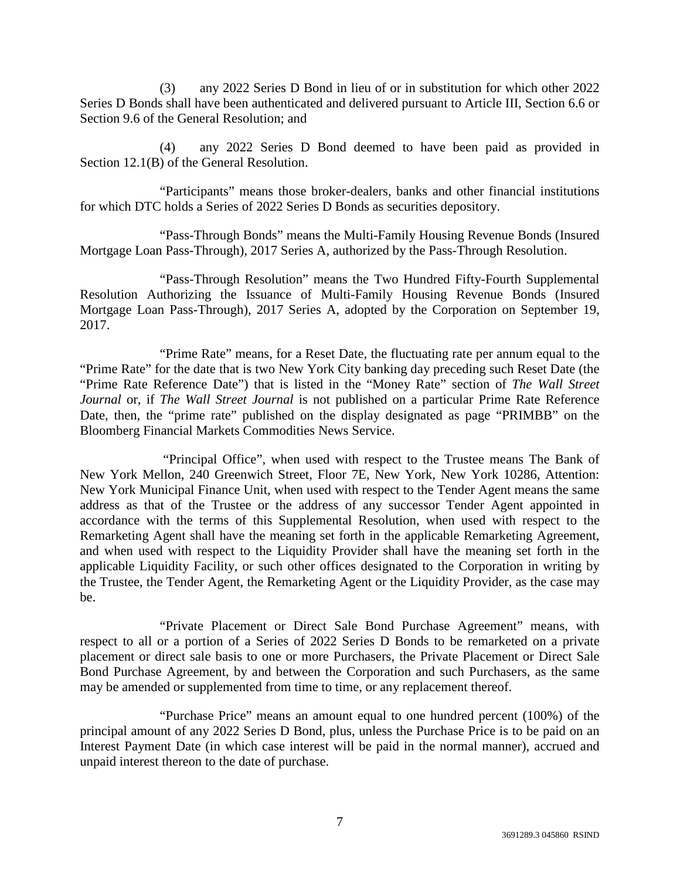(3) any 2022 Series D Bond in lieu of or in substitution for which other 2022 Series D Bonds shall have been authenticated and delivered pursuant to Article III, Section 6.6 or Section 9.6 of the General Resolution; and

(4) any 2022 Series D Bond deemed to have been paid as provided in Section 12.1(B) of the General Resolution.

"Participants" means those broker-dealers, banks and other financial institutions for which DTC holds a Series of 2022 Series D Bonds as securities depository.

"Pass-Through Bonds" means the Multi-Family Housing Revenue Bonds (Insured Mortgage Loan Pass-Through), 2017 Series A, authorized by the Pass-Through Resolution.

"Pass-Through Resolution" means the Two Hundred Fifty-Fourth Supplemental Resolution Authorizing the Issuance of Multi-Family Housing Revenue Bonds (Insured Mortgage Loan Pass-Through), 2017 Series A, adopted by the Corporation on September 19, 2017.

"Prime Rate" means, for a Reset Date, the fluctuating rate per annum equal to the "Prime Rate" for the date that is two New York City banking day preceding such Reset Date (the "Prime Rate Reference Date") that is listed in the "Money Rate" section of *The Wall Street Journal* or, if *The Wall Street Journal* is not published on a particular Prime Rate Reference Date, then, the "prime rate" published on the display designated as page "PRIMBB" on the Bloomberg Financial Markets Commodities News Service.

"Principal Office", when used with respect to the Trustee means The Bank of New York Mellon, 240 Greenwich Street, Floor 7E, New York, New York 10286, Attention: New York Municipal Finance Unit, when used with respect to the Tender Agent means the same address as that of the Trustee or the address of any successor Tender Agent appointed in accordance with the terms of this Supplemental Resolution, when used with respect to the Remarketing Agent shall have the meaning set forth in the applicable Remarketing Agreement, and when used with respect to the Liquidity Provider shall have the meaning set forth in the applicable Liquidity Facility, or such other offices designated to the Corporation in writing by the Trustee, the Tender Agent, the Remarketing Agent or the Liquidity Provider, as the case may be.

"Private Placement or Direct Sale Bond Purchase Agreement" means, with respect to all or a portion of a Series of 2022 Series D Bonds to be remarketed on a private placement or direct sale basis to one or more Purchasers, the Private Placement or Direct Sale Bond Purchase Agreement, by and between the Corporation and such Purchasers, as the same may be amended or supplemented from time to time, or any replacement thereof.

"Purchase Price" means an amount equal to one hundred percent (100%) of the principal amount of any 2022 Series D Bond, plus, unless the Purchase Price is to be paid on an Interest Payment Date (in which case interest will be paid in the normal manner), accrued and unpaid interest thereon to the date of purchase.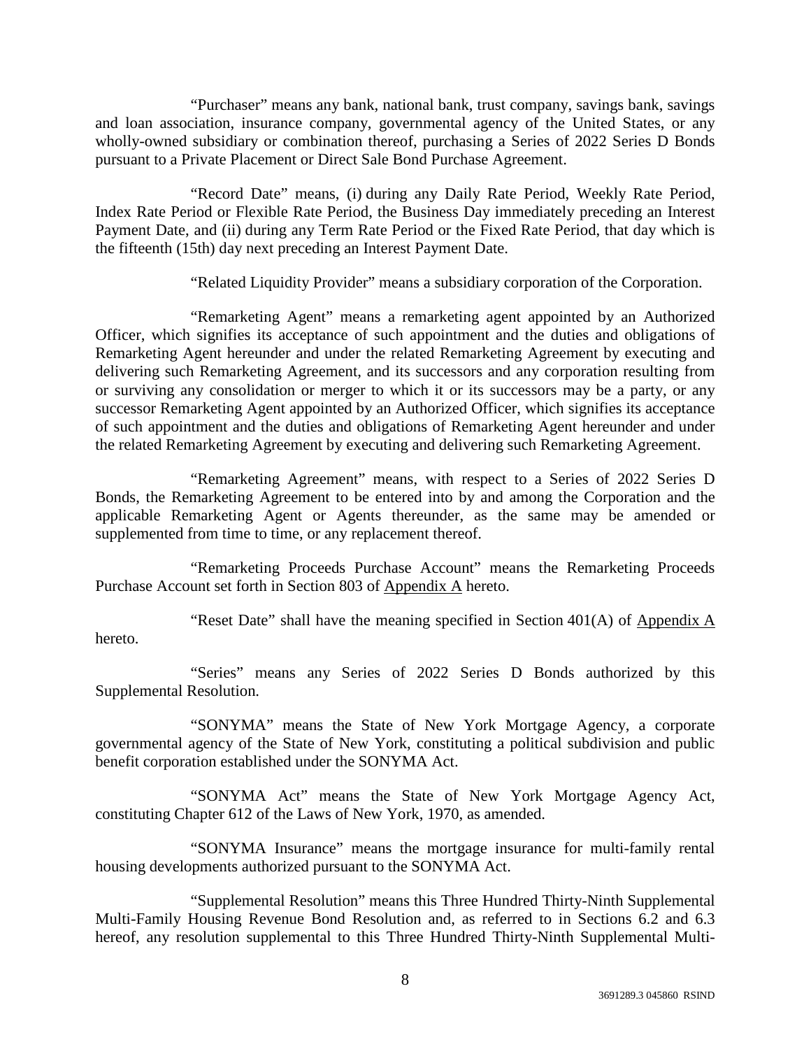"Purchaser" means any bank, national bank, trust company, savings bank, savings and loan association, insurance company, governmental agency of the United States, or any wholly-owned subsidiary or combination thereof, purchasing a Series of 2022 Series D Bonds pursuant to a Private Placement or Direct Sale Bond Purchase Agreement.

"Record Date" means, (i) during any Daily Rate Period, Weekly Rate Period, Index Rate Period or Flexible Rate Period, the Business Day immediately preceding an Interest Payment Date, and (ii) during any Term Rate Period or the Fixed Rate Period, that day which is the fifteenth (15th) day next preceding an Interest Payment Date.

"Related Liquidity Provider" means a subsidiary corporation of the Corporation.

"Remarketing Agent" means a remarketing agent appointed by an Authorized Officer, which signifies its acceptance of such appointment and the duties and obligations of Remarketing Agent hereunder and under the related Remarketing Agreement by executing and delivering such Remarketing Agreement, and its successors and any corporation resulting from or surviving any consolidation or merger to which it or its successors may be a party, or any successor Remarketing Agent appointed by an Authorized Officer, which signifies its acceptance of such appointment and the duties and obligations of Remarketing Agent hereunder and under the related Remarketing Agreement by executing and delivering such Remarketing Agreement.

"Remarketing Agreement" means, with respect to a Series of 2022 Series D Bonds, the Remarketing Agreement to be entered into by and among the Corporation and the applicable Remarketing Agent or Agents thereunder, as the same may be amended or supplemented from time to time, or any replacement thereof.

"Remarketing Proceeds Purchase Account" means the Remarketing Proceeds Purchase Account set forth in Section 803 of Appendix A hereto.

"Reset Date" shall have the meaning specified in Section 401(A) of Appendix A hereto.

"Series" means any Series of 2022 Series D Bonds authorized by this Supplemental Resolution.

"SONYMA" means the State of New York Mortgage Agency, a corporate governmental agency of the State of New York, constituting a political subdivision and public benefit corporation established under the SONYMA Act.

"SONYMA Act" means the State of New York Mortgage Agency Act, constituting Chapter 612 of the Laws of New York, 1970, as amended.

"SONYMA Insurance" means the mortgage insurance for multi-family rental housing developments authorized pursuant to the SONYMA Act.

"Supplemental Resolution" means this Three Hundred Thirty-Ninth Supplemental Multi-Family Housing Revenue Bond Resolution and, as referred to in Sections 6.2 and 6.3 hereof, any resolution supplemental to this Three Hundred Thirty-Ninth Supplemental Multi-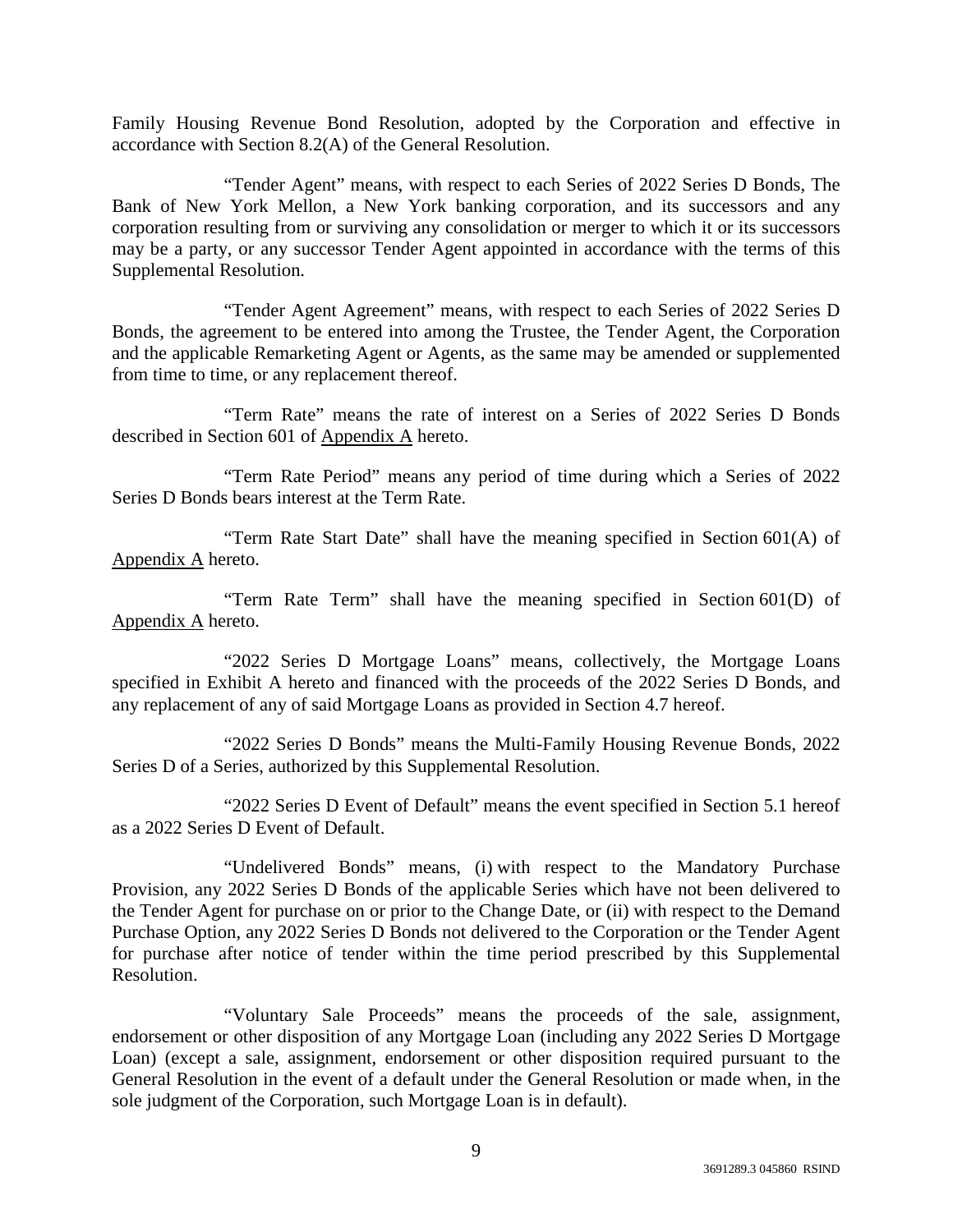Family Housing Revenue Bond Resolution, adopted by the Corporation and effective in accordance with Section 8.2(A) of the General Resolution.

"Tender Agent" means, with respect to each Series of 2022 Series D Bonds, The Bank of New York Mellon, a New York banking corporation, and its successors and any corporation resulting from or surviving any consolidation or merger to which it or its successors may be a party, or any successor Tender Agent appointed in accordance with the terms of this Supplemental Resolution.

"Tender Agent Agreement" means, with respect to each Series of 2022 Series D Bonds, the agreement to be entered into among the Trustee, the Tender Agent, the Corporation and the applicable Remarketing Agent or Agents, as the same may be amended or supplemented from time to time, or any replacement thereof.

"Term Rate" means the rate of interest on a Series of 2022 Series D Bonds described in Section 601 of Appendix A hereto.

"Term Rate Period" means any period of time during which a Series of 2022 Series D Bonds bears interest at the Term Rate.

"Term Rate Start Date" shall have the meaning specified in Section 601(A) of Appendix A hereto.

"Term Rate Term" shall have the meaning specified in Section 601(D) of Appendix A hereto.

"2022 Series D Mortgage Loans" means, collectively, the Mortgage Loans specified in Exhibit A hereto and financed with the proceeds of the 2022 Series D Bonds, and any replacement of any of said Mortgage Loans as provided in Section 4.7 hereof.

"2022 Series D Bonds" means the Multi-Family Housing Revenue Bonds, 2022 Series D of a Series, authorized by this Supplemental Resolution.

"2022 Series D Event of Default" means the event specified in Section 5.1 hereof as a 2022 Series D Event of Default.

"Undelivered Bonds" means, (i) with respect to the Mandatory Purchase Provision, any 2022 Series D Bonds of the applicable Series which have not been delivered to the Tender Agent for purchase on or prior to the Change Date, or (ii) with respect to the Demand Purchase Option, any 2022 Series D Bonds not delivered to the Corporation or the Tender Agent for purchase after notice of tender within the time period prescribed by this Supplemental Resolution.

"Voluntary Sale Proceeds" means the proceeds of the sale, assignment, endorsement or other disposition of any Mortgage Loan (including any 2022 Series D Mortgage Loan) (except a sale, assignment, endorsement or other disposition required pursuant to the General Resolution in the event of a default under the General Resolution or made when, in the sole judgment of the Corporation, such Mortgage Loan is in default).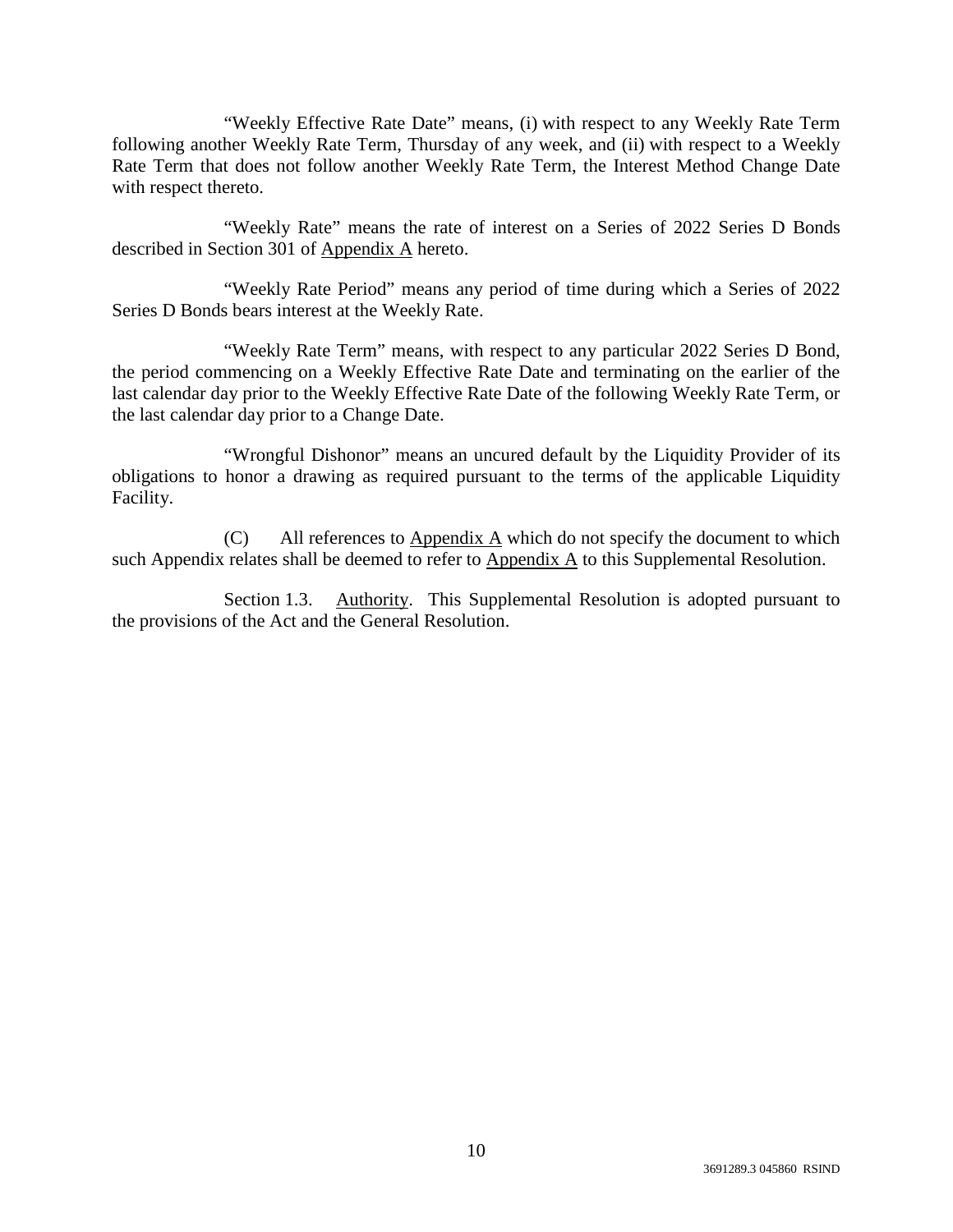"Weekly Effective Rate Date" means, (i) with respect to any Weekly Rate Term following another Weekly Rate Term, Thursday of any week, and (ii) with respect to a Weekly Rate Term that does not follow another Weekly Rate Term, the Interest Method Change Date with respect thereto.

"Weekly Rate" means the rate of interest on a Series of 2022 Series D Bonds described in Section 301 of Appendix A hereto.

"Weekly Rate Period" means any period of time during which a Series of 2022 Series D Bonds bears interest at the Weekly Rate.

"Weekly Rate Term" means, with respect to any particular 2022 Series D Bond, the period commencing on a Weekly Effective Rate Date and terminating on the earlier of the last calendar day prior to the Weekly Effective Rate Date of the following Weekly Rate Term, or the last calendar day prior to a Change Date.

"Wrongful Dishonor" means an uncured default by the Liquidity Provider of its obligations to honor a drawing as required pursuant to the terms of the applicable Liquidity Facility.

(C) All references to Appendix A which do not specify the document to which such Appendix relates shall be deemed to refer to Appendix A to this Supplemental Resolution.

Section 1.3. Authority. This Supplemental Resolution is adopted pursuant to the provisions of the Act and the General Resolution.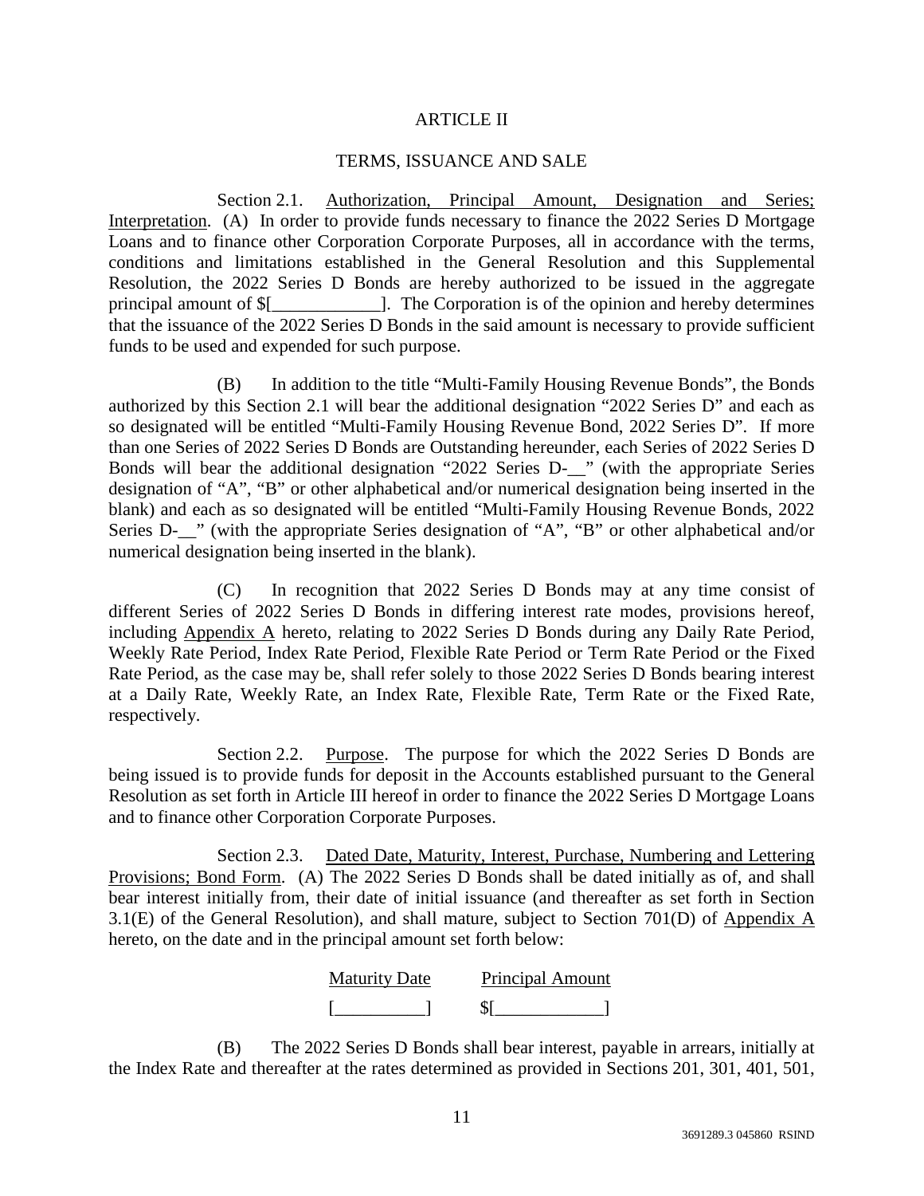# ARTICLE II

## TERMS, ISSUANCE AND SALE

Section 2.1. Authorization, Principal Amount, Designation and Series; Interpretation. (A) In order to provide funds necessary to finance the 2022 Series D Mortgage Loans and to finance other Corporation Corporate Purposes, all in accordance with the terms, conditions and limitations established in the General Resolution and this Supplemental Resolution, the 2022 Series D Bonds are hereby authorized to be issued in the aggregate principal amount of $[____________]. The Corporation is of the opinion and hereby determines that the issuance of the 2022 Series D Bonds in the said amount is necessary to provide sufficient funds to be used and expended for such purpose.

(B) In addition to the title "Multi-Family Housing Revenue Bonds", the Bonds authorized by this Section 2.1 will bear the additional designation "2022 Series D" and each as so designated will be entitled "Multi-Family Housing Revenue Bond, 2022 Series D". If more than one Series of 2022 Series D Bonds are Outstanding hereunder, each Series of 2022 Series D Bonds will bear the additional designation "2022 Series D-__" (with the appropriate Series designation of "A", "B" or other alphabetical and/or numerical designation being inserted in the blank) and each as so designated will be entitled "Multi-Family Housing Revenue Bonds, 2022 Series D-__" (with the appropriate Series designation of "A", "B" or other alphabetical and/or numerical designation being inserted in the blank).

(C) In recognition that 2022 Series D Bonds may at any time consist of different Series of 2022 Series D Bonds in differing interest rate modes, provisions hereof, including Appendix A hereto, relating to 2022 Series D Bonds during any Daily Rate Period, Weekly Rate Period, Index Rate Period, Flexible Rate Period or Term Rate Period or the Fixed Rate Period, as the case may be, shall refer solely to those 2022 Series D Bonds bearing interest at a Daily Rate, Weekly Rate, an Index Rate, Flexible Rate, Term Rate or the Fixed Rate, respectively.

Section 2.2. Purpose. The purpose for which the 2022 Series D Bonds are being issued is to provide funds for deposit in the Accounts established pursuant to the General Resolution as set forth in Article III hereof in order to finance the 2022 Series D Mortgage Loans and to finance other Corporation Corporate Purposes.

Section 2.3. Dated Date, Maturity, Interest, Purchase, Numbering and Lettering Provisions; Bond Form. (A) The 2022 Series D Bonds shall be dated initially as of, and shall bear interest initially from, their date of initial issuance (and thereafter as set forth in Section 3.1(E) of the General Resolution), and shall mature, subject to Section 701(D) of Appendix A hereto, on the date and in the principal amount set forth below:

| Maturity Date | Principal Amount |
|---|---|
| [__________] | $[____________] |

(B) The 2022 Series D Bonds shall bear interest, payable in arrears, initially at the Index Rate and thereafter at the rates determined as provided in Sections 201, 301, 401, 501,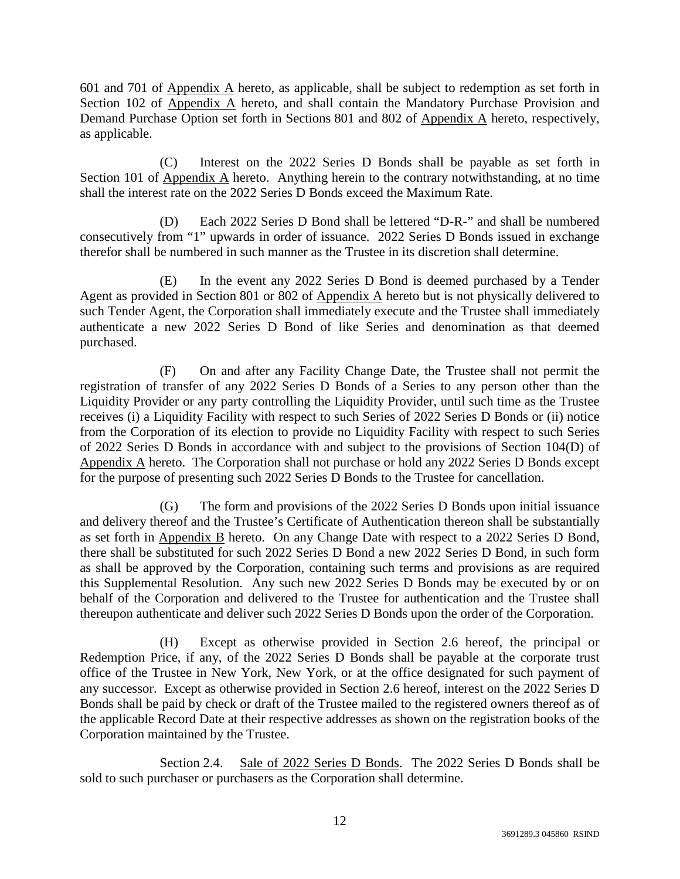601 and 701 of Appendix A hereto, as applicable, shall be subject to redemption as set forth in Section 102 of Appendix A hereto, and shall contain the Mandatory Purchase Provision and Demand Purchase Option set forth in Sections 801 and 802 of Appendix A hereto, respectively, as applicable.

(C) Interest on the 2022 Series D Bonds shall be payable as set forth in Section 101 of Appendix A hereto. Anything herein to the contrary notwithstanding, at no time shall the interest rate on the 2022 Series D Bonds exceed the Maximum Rate.

(D) Each 2022 Series D Bond shall be lettered "D-R-" and shall be numbered consecutively from "1" upwards in order of issuance. 2022 Series D Bonds issued in exchange therefor shall be numbered in such manner as the Trustee in its discretion shall determine.

(E) In the event any 2022 Series D Bond is deemed purchased by a Tender Agent as provided in Section 801 or 802 of Appendix A hereto but is not physically delivered to such Tender Agent, the Corporation shall immediately execute and the Trustee shall immediately authenticate a new 2022 Series D Bond of like Series and denomination as that deemed purchased.

(F) On and after any Facility Change Date, the Trustee shall not permit the registration of transfer of any 2022 Series D Bonds of a Series to any person other than the Liquidity Provider or any party controlling the Liquidity Provider, until such time as the Trustee receives (i) a Liquidity Facility with respect to such Series of 2022 Series D Bonds or (ii) notice from the Corporation of its election to provide no Liquidity Facility with respect to such Series of 2022 Series D Bonds in accordance with and subject to the provisions of Section 104(D) of Appendix A hereto. The Corporation shall not purchase or hold any 2022 Series D Bonds except for the purpose of presenting such 2022 Series D Bonds to the Trustee for cancellation.

(G) The form and provisions of the 2022 Series D Bonds upon initial issuance and delivery thereof and the Trustee's Certificate of Authentication thereon shall be substantially as set forth in Appendix B hereto. On any Change Date with respect to a 2022 Series D Bond, there shall be substituted for such 2022 Series D Bond a new 2022 Series D Bond, in such form as shall be approved by the Corporation, containing such terms and provisions as are required this Supplemental Resolution. Any such new 2022 Series D Bonds may be executed by or on behalf of the Corporation and delivered to the Trustee for authentication and the Trustee shall thereupon authenticate and deliver such 2022 Series D Bonds upon the order of the Corporation.

(H) Except as otherwise provided in Section 2.6 hereof, the principal or Redemption Price, if any, of the 2022 Series D Bonds shall be payable at the corporate trust office of the Trustee in New York, New York, or at the office designated for such payment of any successor. Except as otherwise provided in Section 2.6 hereof, interest on the 2022 Series D Bonds shall be paid by check or draft of the Trustee mailed to the registered owners thereof as of the applicable Record Date at their respective addresses as shown on the registration books of the Corporation maintained by the Trustee.

Section 2.4. Sale of 2022 Series D Bonds. The 2022 Series D Bonds shall be sold to such purchaser or purchasers as the Corporation shall determine.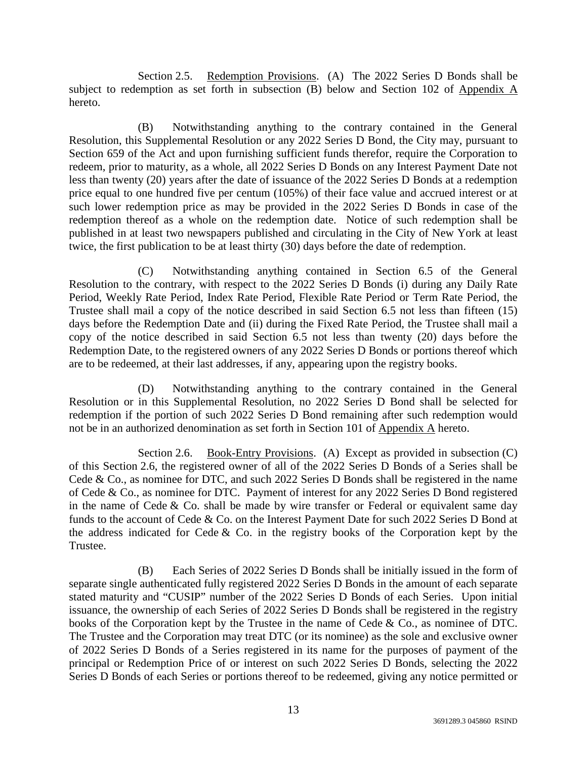Section 2.5. Redemption Provisions. (A) The 2022 Series D Bonds shall be subject to redemption as set forth in subsection (B) below and Section 102 of Appendix A hereto.

(B) Notwithstanding anything to the contrary contained in the General Resolution, this Supplemental Resolution or any 2022 Series D Bond, the City may, pursuant to Section 659 of the Act and upon furnishing sufficient funds therefor, require the Corporation to redeem, prior to maturity, as a whole, all 2022 Series D Bonds on any Interest Payment Date not less than twenty (20) years after the date of issuance of the 2022 Series D Bonds at a redemption price equal to one hundred five per centum (105%) of their face value and accrued interest or at such lower redemption price as may be provided in the 2022 Series D Bonds in case of the redemption thereof as a whole on the redemption date. Notice of such redemption shall be published in at least two newspapers published and circulating in the City of New York at least twice, the first publication to be at least thirty (30) days before the date of redemption.

(C) Notwithstanding anything contained in Section 6.5 of the General Resolution to the contrary, with respect to the 2022 Series D Bonds (i) during any Daily Rate Period, Weekly Rate Period, Index Rate Period, Flexible Rate Period or Term Rate Period, the Trustee shall mail a copy of the notice described in said Section 6.5 not less than fifteen (15) days before the Redemption Date and (ii) during the Fixed Rate Period, the Trustee shall mail a copy of the notice described in said Section 6.5 not less than twenty (20) days before the Redemption Date, to the registered owners of any 2022 Series D Bonds or portions thereof which are to be redeemed, at their last addresses, if any, appearing upon the registry books.

(D) Notwithstanding anything to the contrary contained in the General Resolution or in this Supplemental Resolution, no 2022 Series D Bond shall be selected for redemption if the portion of such 2022 Series D Bond remaining after such redemption would not be in an authorized denomination as set forth in Section 101 of Appendix A hereto.

Section 2.6. Book-Entry Provisions. (A) Except as provided in subsection (C) of this Section 2.6, the registered owner of all of the 2022 Series D Bonds of a Series shall be Cede & Co., as nominee for DTC, and such 2022 Series D Bonds shall be registered in the name of Cede & Co., as nominee for DTC. Payment of interest for any 2022 Series D Bond registered in the name of Cede & Co. shall be made by wire transfer or Federal or equivalent same day funds to the account of Cede & Co. on the Interest Payment Date for such 2022 Series D Bond at the address indicated for Cede & Co. in the registry books of the Corporation kept by the Trustee.

(B) Each Series of 2022 Series D Bonds shall be initially issued in the form of separate single authenticated fully registered 2022 Series D Bonds in the amount of each separate stated maturity and "CUSIP" number of the 2022 Series D Bonds of each Series. Upon initial issuance, the ownership of each Series of 2022 Series D Bonds shall be registered in the registry books of the Corporation kept by the Trustee in the name of Cede & Co., as nominee of DTC. The Trustee and the Corporation may treat DTC (or its nominee) as the sole and exclusive owner of 2022 Series D Bonds of a Series registered in its name for the purposes of payment of the principal or Redemption Price of or interest on such 2022 Series D Bonds, selecting the 2022 Series D Bonds of each Series or portions thereof to be redeemed, giving any notice permitted or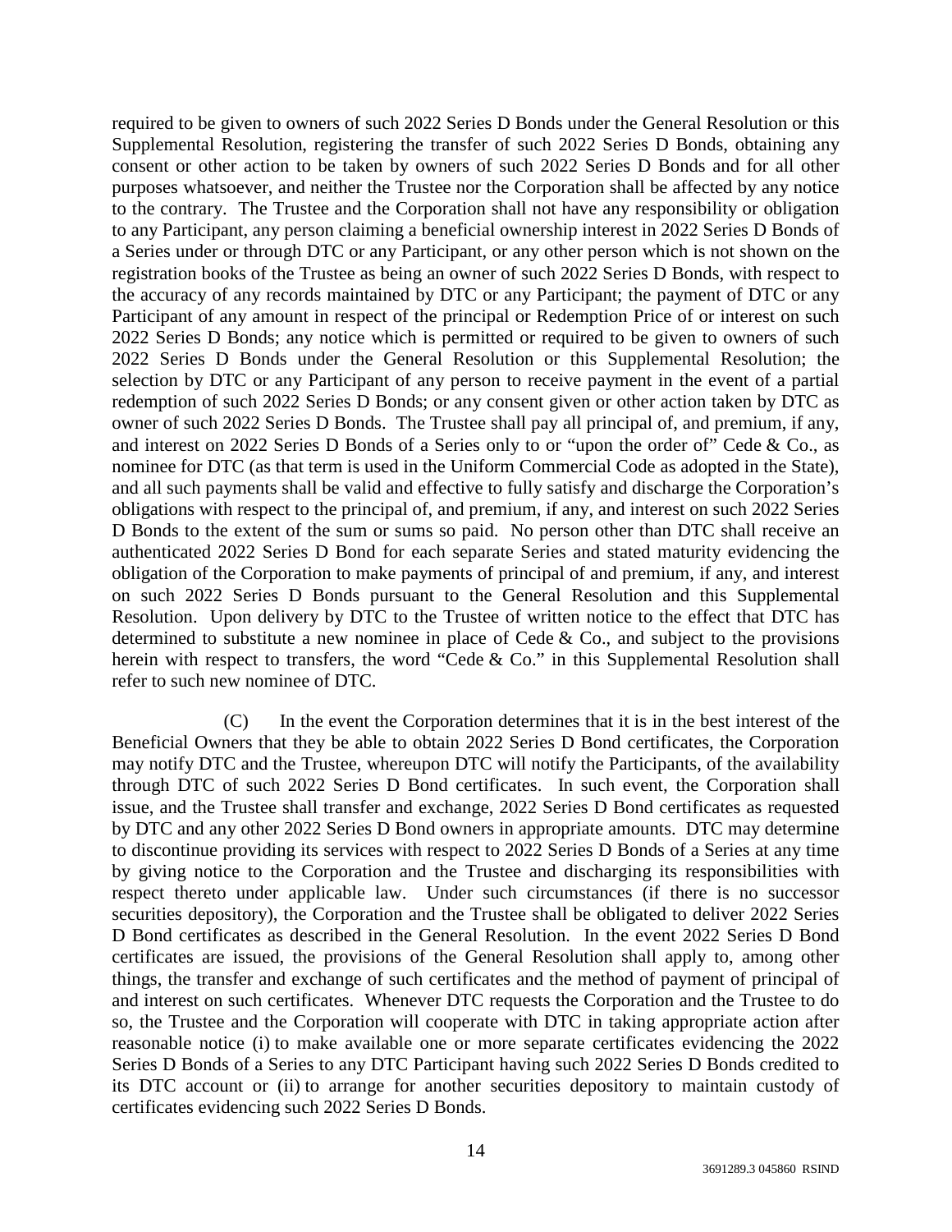required to be given to owners of such 2022 Series D Bonds under the General Resolution or this Supplemental Resolution, registering the transfer of such 2022 Series D Bonds, obtaining any consent or other action to be taken by owners of such 2022 Series D Bonds and for all other purposes whatsoever, and neither the Trustee nor the Corporation shall be affected by any notice to the contrary. The Trustee and the Corporation shall not have any responsibility or obligation to any Participant, any person claiming a beneficial ownership interest in 2022 Series D Bonds of a Series under or through DTC or any Participant, or any other person which is not shown on the registration books of the Trustee as being an owner of such 2022 Series D Bonds, with respect to the accuracy of any records maintained by DTC or any Participant; the payment of DTC or any Participant of any amount in respect of the principal or Redemption Price of or interest on such 2022 Series D Bonds; any notice which is permitted or required to be given to owners of such 2022 Series D Bonds under the General Resolution or this Supplemental Resolution; the selection by DTC or any Participant of any person to receive payment in the event of a partial redemption of such 2022 Series D Bonds; or any consent given or other action taken by DTC as owner of such 2022 Series D Bonds. The Trustee shall pay all principal of, and premium, if any, and interest on 2022 Series D Bonds of a Series only to or "upon the order of" Cede & Co., as nominee for DTC (as that term is used in the Uniform Commercial Code as adopted in the State), and all such payments shall be valid and effective to fully satisfy and discharge the Corporation's obligations with respect to the principal of, and premium, if any, and interest on such 2022 Series D Bonds to the extent of the sum or sums so paid. No person other than DTC shall receive an authenticated 2022 Series D Bond for each separate Series and stated maturity evidencing the obligation of the Corporation to make payments of principal of and premium, if any, and interest on such 2022 Series D Bonds pursuant to the General Resolution and this Supplemental Resolution. Upon delivery by DTC to the Trustee of written notice to the effect that DTC has determined to substitute a new nominee in place of Cede & Co., and subject to the provisions herein with respect to transfers, the word "Cede & Co." in this Supplemental Resolution shall refer to such new nominee of DTC.

(C) In the event the Corporation determines that it is in the best interest of the Beneficial Owners that they be able to obtain 2022 Series D Bond certificates, the Corporation may notify DTC and the Trustee, whereupon DTC will notify the Participants, of the availability through DTC of such 2022 Series D Bond certificates. In such event, the Corporation shall issue, and the Trustee shall transfer and exchange, 2022 Series D Bond certificates as requested by DTC and any other 2022 Series D Bond owners in appropriate amounts. DTC may determine to discontinue providing its services with respect to 2022 Series D Bonds of a Series at any time by giving notice to the Corporation and the Trustee and discharging its responsibilities with respect thereto under applicable law. Under such circumstances (if there is no successor securities depository), the Corporation and the Trustee shall be obligated to deliver 2022 Series D Bond certificates as described in the General Resolution. In the event 2022 Series D Bond certificates are issued, the provisions of the General Resolution shall apply to, among other things, the transfer and exchange of such certificates and the method of payment of principal of and interest on such certificates. Whenever DTC requests the Corporation and the Trustee to do so, the Trustee and the Corporation will cooperate with DTC in taking appropriate action after reasonable notice (i) to make available one or more separate certificates evidencing the 2022 Series D Bonds of a Series to any DTC Participant having such 2022 Series D Bonds credited to its DTC account or (ii) to arrange for another securities depository to maintain custody of certificates evidencing such 2022 Series D Bonds.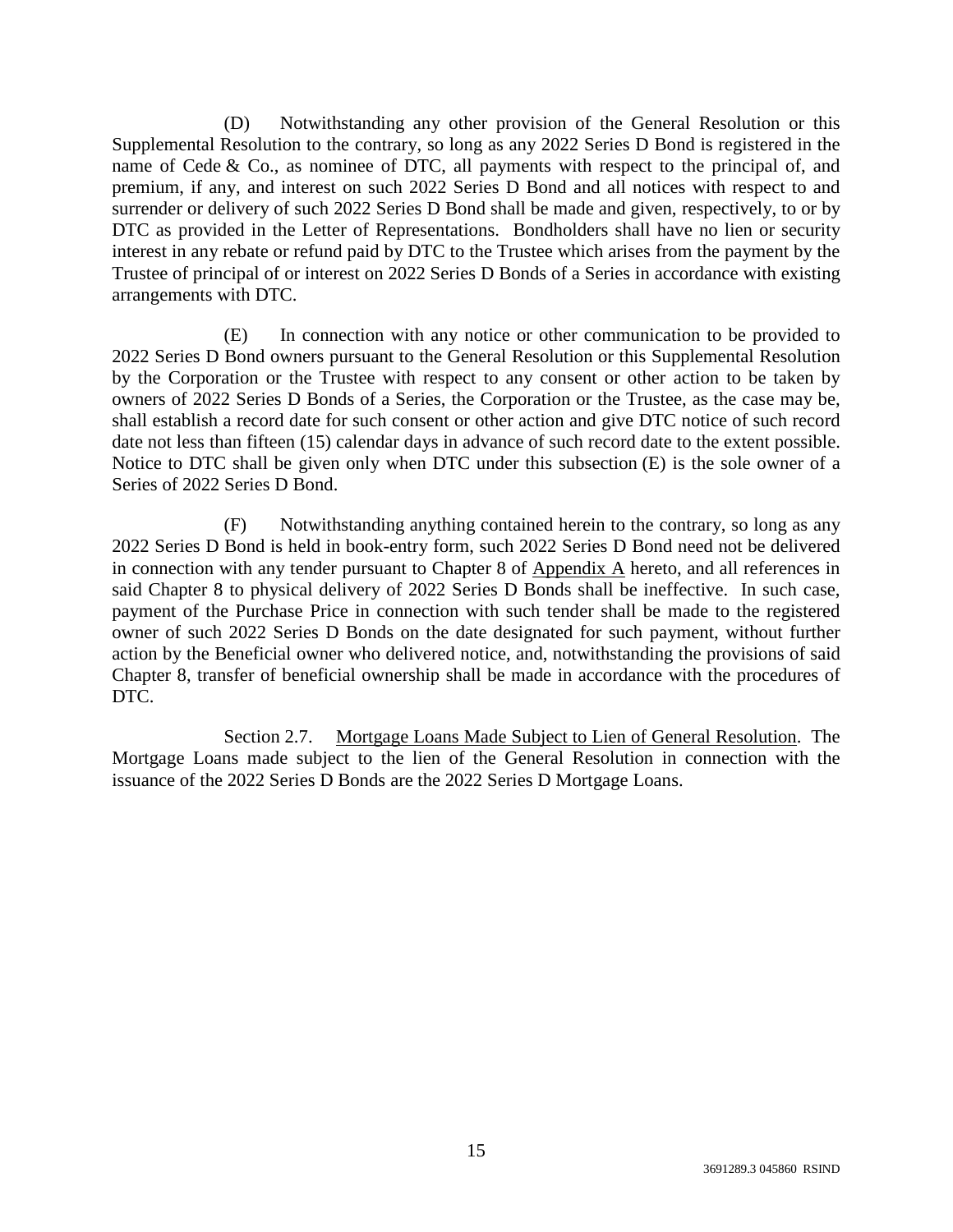(D) Notwithstanding any other provision of the General Resolution or this Supplemental Resolution to the contrary, so long as any 2022 Series D Bond is registered in the name of Cede & Co., as nominee of DTC, all payments with respect to the principal of, and premium, if any, and interest on such 2022 Series D Bond and all notices with respect to and surrender or delivery of such 2022 Series D Bond shall be made and given, respectively, to or by DTC as provided in the Letter of Representations. Bondholders shall have no lien or security interest in any rebate or refund paid by DTC to the Trustee which arises from the payment by the Trustee of principal of or interest on 2022 Series D Bonds of a Series in accordance with existing arrangements with DTC.

(E) In connection with any notice or other communication to be provided to 2022 Series D Bond owners pursuant to the General Resolution or this Supplemental Resolution by the Corporation or the Trustee with respect to any consent or other action to be taken by owners of 2022 Series D Bonds of a Series, the Corporation or the Trustee, as the case may be, shall establish a record date for such consent or other action and give DTC notice of such record date not less than fifteen (15) calendar days in advance of such record date to the extent possible. Notice to DTC shall be given only when DTC under this subsection (E) is the sole owner of a Series of 2022 Series D Bond.

(F) Notwithstanding anything contained herein to the contrary, so long as any 2022 Series D Bond is held in book-entry form, such 2022 Series D Bond need not be delivered in connection with any tender pursuant to Chapter 8 of Appendix A hereto, and all references in said Chapter 8 to physical delivery of 2022 Series D Bonds shall be ineffective. In such case, payment of the Purchase Price in connection with such tender shall be made to the registered owner of such 2022 Series D Bonds on the date designated for such payment, without further action by the Beneficial owner who delivered notice, and, notwithstanding the provisions of said Chapter 8, transfer of beneficial ownership shall be made in accordance with the procedures of DTC.

Section 2.7. Mortgage Loans Made Subject to Lien of General Resolution. The Mortgage Loans made subject to the lien of the General Resolution in connection with the issuance of the 2022 Series D Bonds are the 2022 Series D Mortgage Loans.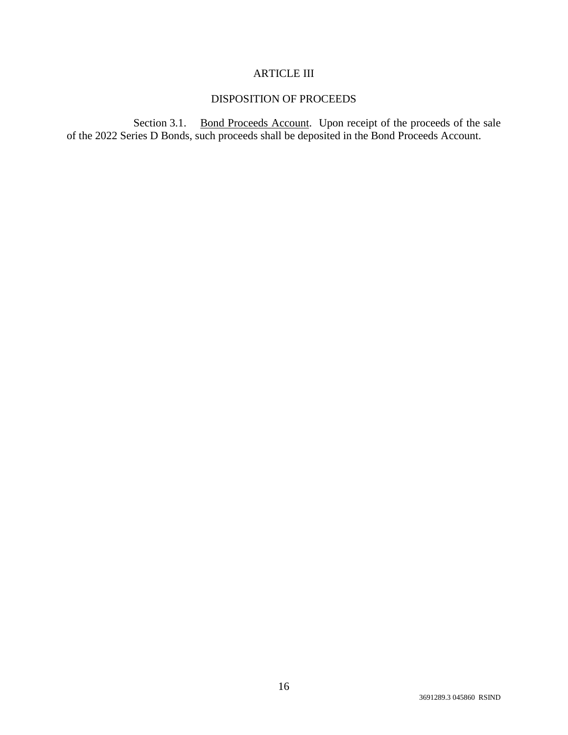## ARTICLE III

## DISPOSITION OF PROCEEDS

Section 3.1. Bond Proceeds Account. Upon receipt of the proceeds of the sale of the 2022 Series D Bonds, such proceeds shall be deposited in the Bond Proceeds Account.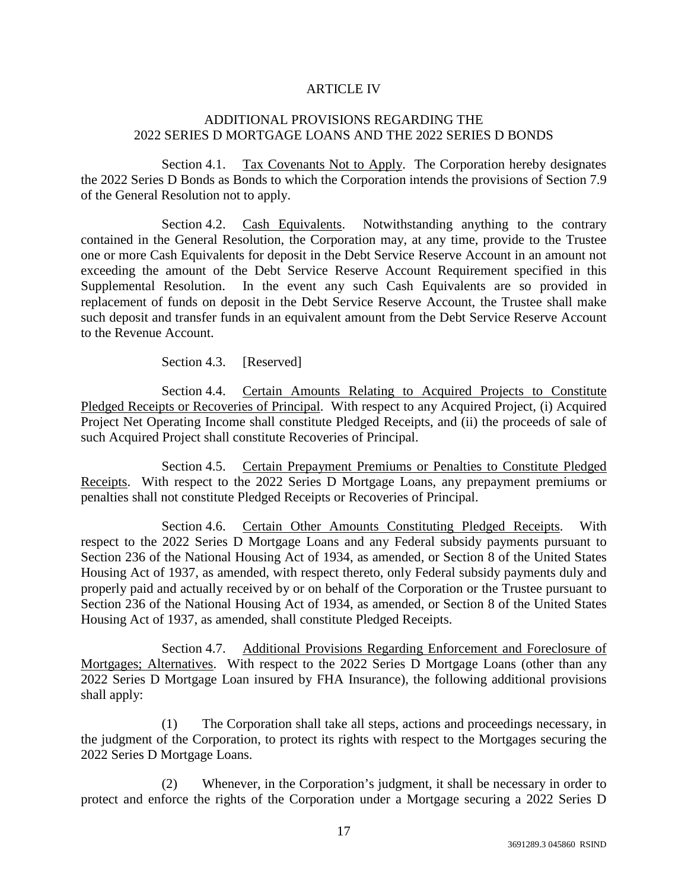# ARTICLE IV

## ADDITIONAL PROVISIONS REGARDING THE 2022 SERIES D MORTGAGE LOANS AND THE 2022 SERIES D BONDS

Section 4.1. Tax Covenants Not to Apply. The Corporation hereby designates the 2022 Series D Bonds as Bonds to which the Corporation intends the provisions of Section 7.9 of the General Resolution not to apply.

Section 4.2. Cash Equivalents. Notwithstanding anything to the contrary contained in the General Resolution, the Corporation may, at any time, provide to the Trustee one or more Cash Equivalents for deposit in the Debt Service Reserve Account in an amount not exceeding the amount of the Debt Service Reserve Account Requirement specified in this Supplemental Resolution. In the event any such Cash Equivalents are so provided in replacement of funds on deposit in the Debt Service Reserve Account, the Trustee shall make such deposit and transfer funds in an equivalent amount from the Debt Service Reserve Account to the Revenue Account.

Section 4.3. [Reserved]

Section 4.4. Certain Amounts Relating to Acquired Projects to Constitute Pledged Receipts or Recoveries of Principal. With respect to any Acquired Project, (i) Acquired Project Net Operating Income shall constitute Pledged Receipts, and (ii) the proceeds of sale of such Acquired Project shall constitute Recoveries of Principal.

Section 4.5. Certain Prepayment Premiums or Penalties to Constitute Pledged Receipts. With respect to the 2022 Series D Mortgage Loans, any prepayment premiums or penalties shall not constitute Pledged Receipts or Recoveries of Principal.

Section 4.6. Certain Other Amounts Constituting Pledged Receipts. With respect to the 2022 Series D Mortgage Loans and any Federal subsidy payments pursuant to Section 236 of the National Housing Act of 1934, as amended, or Section 8 of the United States Housing Act of 1937, as amended, with respect thereto, only Federal subsidy payments duly and properly paid and actually received by or on behalf of the Corporation or the Trustee pursuant to Section 236 of the National Housing Act of 1934, as amended, or Section 8 of the United States Housing Act of 1937, as amended, shall constitute Pledged Receipts.

Section 4.7. Additional Provisions Regarding Enforcement and Foreclosure of Mortgages; Alternatives. With respect to the 2022 Series D Mortgage Loans (other than any 2022 Series D Mortgage Loan insured by FHA Insurance), the following additional provisions shall apply:

(1) The Corporation shall take all steps, actions and proceedings necessary, in the judgment of the Corporation, to protect its rights with respect to the Mortgages securing the 2022 Series D Mortgage Loans.

(2) Whenever, in the Corporation's judgment, it shall be necessary in order to protect and enforce the rights of the Corporation under a Mortgage securing a 2022 Series D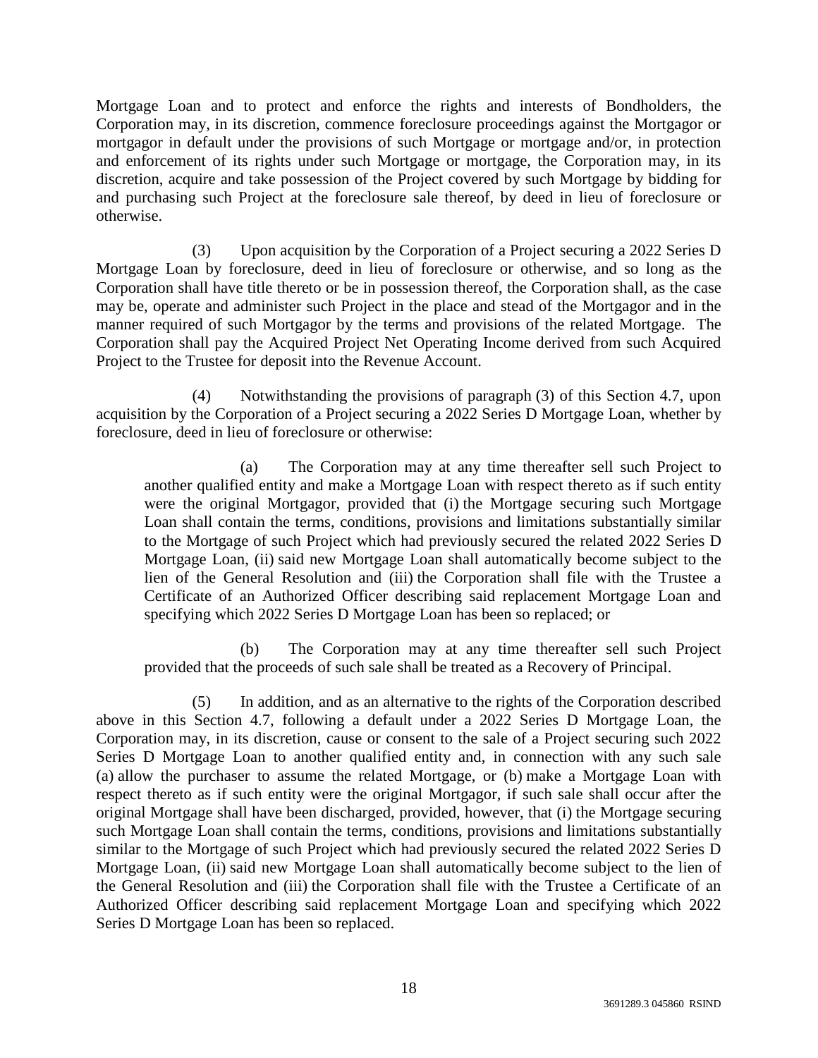Mortgage Loan and to protect and enforce the rights and interests of Bondholders, the Corporation may, in its discretion, commence foreclosure proceedings against the Mortgagor or mortgagor in default under the provisions of such Mortgage or mortgage and/or, in protection and enforcement of its rights under such Mortgage or mortgage, the Corporation may, in its discretion, acquire and take possession of the Project covered by such Mortgage by bidding for and purchasing such Project at the foreclosure sale thereof, by deed in lieu of foreclosure or otherwise.

(3) Upon acquisition by the Corporation of a Project securing a 2022 Series D Mortgage Loan by foreclosure, deed in lieu of foreclosure or otherwise, and so long as the Corporation shall have title thereto or be in possession thereof, the Corporation shall, as the case may be, operate and administer such Project in the place and stead of the Mortgagor and in the manner required of such Mortgagor by the terms and provisions of the related Mortgage. The Corporation shall pay the Acquired Project Net Operating Income derived from such Acquired Project to the Trustee for deposit into the Revenue Account.

(4) Notwithstanding the provisions of paragraph (3) of this Section 4.7, upon acquisition by the Corporation of a Project securing a 2022 Series D Mortgage Loan, whether by foreclosure, deed in lieu of foreclosure or otherwise:

(a) The Corporation may at any time thereafter sell such Project to another qualified entity and make a Mortgage Loan with respect thereto as if such entity were the original Mortgagor, provided that (i) the Mortgage securing such Mortgage Loan shall contain the terms, conditions, provisions and limitations substantially similar to the Mortgage of such Project which had previously secured the related 2022 Series D Mortgage Loan, (ii) said new Mortgage Loan shall automatically become subject to the lien of the General Resolution and (iii) the Corporation shall file with the Trustee a Certificate of an Authorized Officer describing said replacement Mortgage Loan and specifying which 2022 Series D Mortgage Loan has been so replaced; or

(b) The Corporation may at any time thereafter sell such Project provided that the proceeds of such sale shall be treated as a Recovery of Principal.

(5) In addition, and as an alternative to the rights of the Corporation described above in this Section 4.7, following a default under a 2022 Series D Mortgage Loan, the Corporation may, in its discretion, cause or consent to the sale of a Project securing such 2022 Series D Mortgage Loan to another qualified entity and, in connection with any such sale (a) allow the purchaser to assume the related Mortgage, or (b) make a Mortgage Loan with respect thereto as if such entity were the original Mortgagor, if such sale shall occur after the original Mortgage shall have been discharged, provided, however, that (i) the Mortgage securing such Mortgage Loan shall contain the terms, conditions, provisions and limitations substantially similar to the Mortgage of such Project which had previously secured the related 2022 Series D Mortgage Loan, (ii) said new Mortgage Loan shall automatically become subject to the lien of the General Resolution and (iii) the Corporation shall file with the Trustee a Certificate of an Authorized Officer describing said replacement Mortgage Loan and specifying which 2022 Series D Mortgage Loan has been so replaced.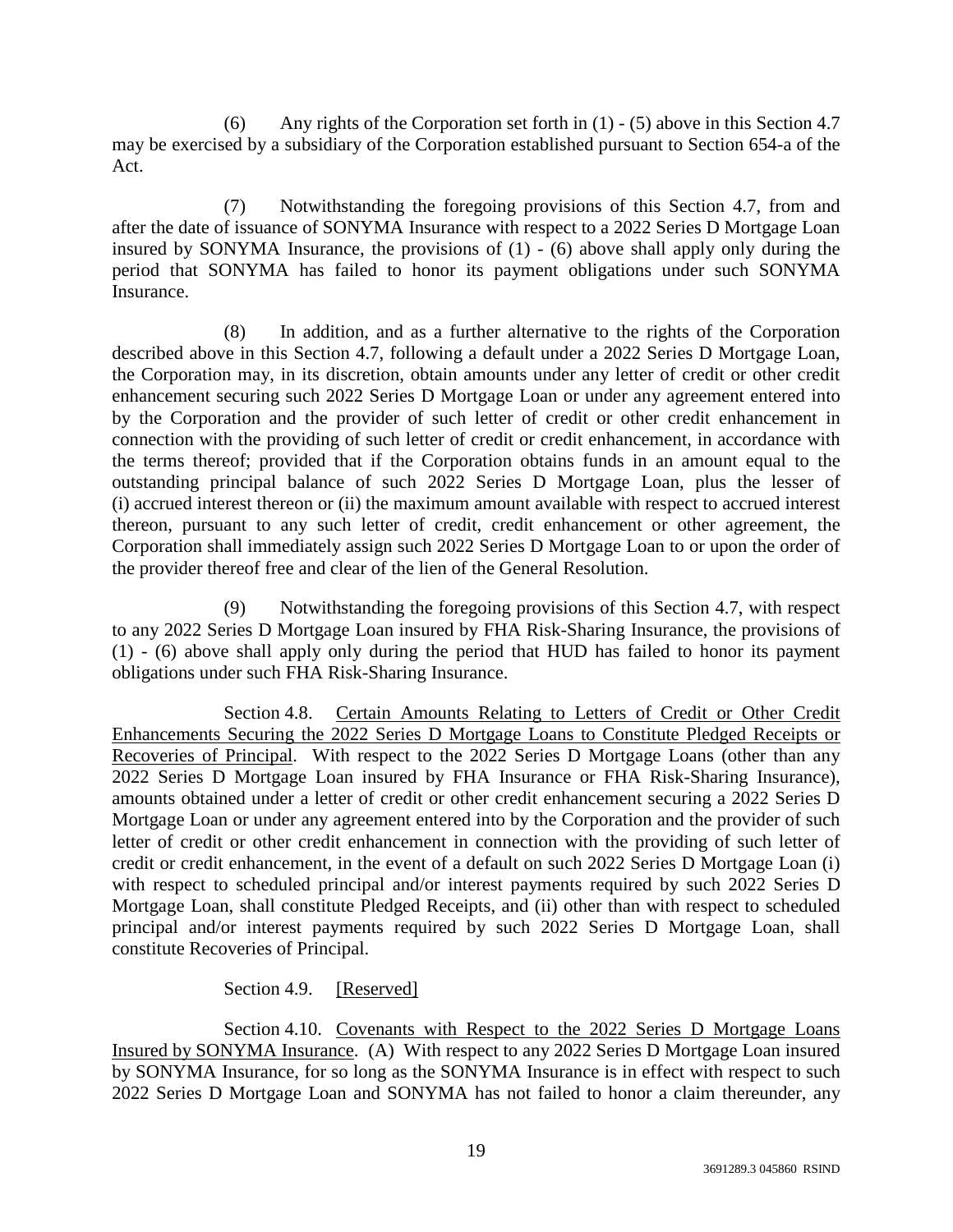(6) Any rights of the Corporation set forth in (1) - (5) above in this Section 4.7 may be exercised by a subsidiary of the Corporation established pursuant to Section 654-a of the Act.

(7) Notwithstanding the foregoing provisions of this Section 4.7, from and after the date of issuance of SONYMA Insurance with respect to a 2022 Series D Mortgage Loan insured by SONYMA Insurance, the provisions of (1) - (6) above shall apply only during the period that SONYMA has failed to honor its payment obligations under such SONYMA Insurance.

(8) In addition, and as a further alternative to the rights of the Corporation described above in this Section 4.7, following a default under a 2022 Series D Mortgage Loan, the Corporation may, in its discretion, obtain amounts under any letter of credit or other credit enhancement securing such 2022 Series D Mortgage Loan or under any agreement entered into by the Corporation and the provider of such letter of credit or other credit enhancement in connection with the providing of such letter of credit or credit enhancement, in accordance with the terms thereof; provided that if the Corporation obtains funds in an amount equal to the outstanding principal balance of such 2022 Series D Mortgage Loan, plus the lesser of (i) accrued interest thereon or (ii) the maximum amount available with respect to accrued interest thereon, pursuant to any such letter of credit, credit enhancement or other agreement, the Corporation shall immediately assign such 2022 Series D Mortgage Loan to or upon the order of the provider thereof free and clear of the lien of the General Resolution.

(9) Notwithstanding the foregoing provisions of this Section 4.7, with respect to any 2022 Series D Mortgage Loan insured by FHA Risk-Sharing Insurance, the provisions of (1) - (6) above shall apply only during the period that HUD has failed to honor its payment obligations under such FHA Risk-Sharing Insurance.

Section 4.8. Certain Amounts Relating to Letters of Credit or Other Credit Enhancements Securing the 2022 Series D Mortgage Loans to Constitute Pledged Receipts or Recoveries of Principal. With respect to the 2022 Series D Mortgage Loans (other than any 2022 Series D Mortgage Loan insured by FHA Insurance or FHA Risk-Sharing Insurance), amounts obtained under a letter of credit or other credit enhancement securing a 2022 Series D Mortgage Loan or under any agreement entered into by the Corporation and the provider of such letter of credit or other credit enhancement in connection with the providing of such letter of credit or credit enhancement, in the event of a default on such 2022 Series D Mortgage Loan (i) with respect to scheduled principal and/or interest payments required by such 2022 Series D Mortgage Loan, shall constitute Pledged Receipts, and (ii) other than with respect to scheduled principal and/or interest payments required by such 2022 Series D Mortgage Loan, shall constitute Recoveries of Principal.

Section 4.9. [Reserved]

Section 4.10. Covenants with Respect to the 2022 Series D Mortgage Loans Insured by SONYMA Insurance. (A) With respect to any 2022 Series D Mortgage Loan insured by SONYMA Insurance, for so long as the SONYMA Insurance is in effect with respect to such 2022 Series D Mortgage Loan and SONYMA has not failed to honor a claim thereunder, any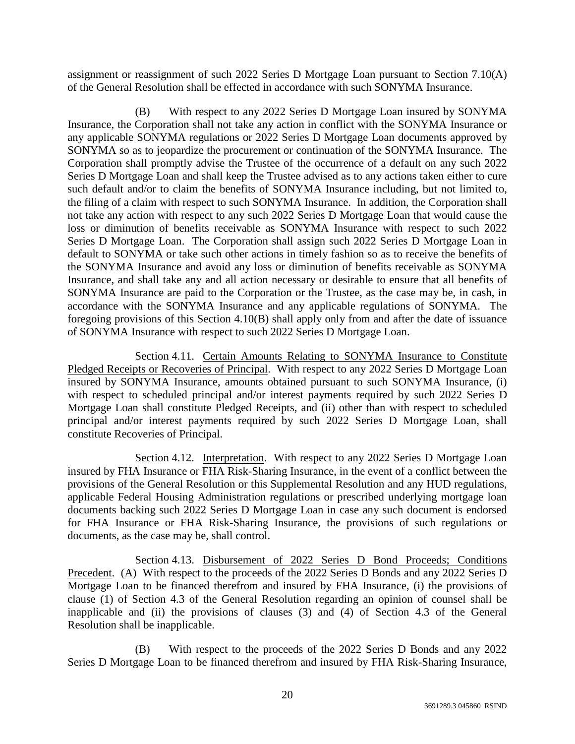assignment or reassignment of such 2022 Series D Mortgage Loan pursuant to Section 7.10(A) of the General Resolution shall be effected in accordance with such SONYMA Insurance.

(B) With respect to any 2022 Series D Mortgage Loan insured by SONYMA Insurance, the Corporation shall not take any action in conflict with the SONYMA Insurance or any applicable SONYMA regulations or 2022 Series D Mortgage Loan documents approved by SONYMA so as to jeopardize the procurement or continuation of the SONYMA Insurance. The Corporation shall promptly advise the Trustee of the occurrence of a default on any such 2022 Series D Mortgage Loan and shall keep the Trustee advised as to any actions taken either to cure such default and/or to claim the benefits of SONYMA Insurance including, but not limited to, the filing of a claim with respect to such SONYMA Insurance. In addition, the Corporation shall not take any action with respect to any such 2022 Series D Mortgage Loan that would cause the loss or diminution of benefits receivable as SONYMA Insurance with respect to such 2022 Series D Mortgage Loan. The Corporation shall assign such 2022 Series D Mortgage Loan in default to SONYMA or take such other actions in timely fashion so as to receive the benefits of the SONYMA Insurance and avoid any loss or diminution of benefits receivable as SONYMA Insurance, and shall take any and all action necessary or desirable to ensure that all benefits of SONYMA Insurance are paid to the Corporation or the Trustee, as the case may be, in cash, in accordance with the SONYMA Insurance and any applicable regulations of SONYMA. The foregoing provisions of this Section 4.10(B) shall apply only from and after the date of issuance of SONYMA Insurance with respect to such 2022 Series D Mortgage Loan.

Section 4.11. Certain Amounts Relating to SONYMA Insurance to Constitute Pledged Receipts or Recoveries of Principal. With respect to any 2022 Series D Mortgage Loan insured by SONYMA Insurance, amounts obtained pursuant to such SONYMA Insurance, (i) with respect to scheduled principal and/or interest payments required by such 2022 Series D Mortgage Loan shall constitute Pledged Receipts, and (ii) other than with respect to scheduled principal and/or interest payments required by such 2022 Series D Mortgage Loan, shall constitute Recoveries of Principal.

Section 4.12. Interpretation. With respect to any 2022 Series D Mortgage Loan insured by FHA Insurance or FHA Risk-Sharing Insurance, in the event of a conflict between the provisions of the General Resolution or this Supplemental Resolution and any HUD regulations, applicable Federal Housing Administration regulations or prescribed underlying mortgage loan documents backing such 2022 Series D Mortgage Loan in case any such document is endorsed for FHA Insurance or FHA Risk-Sharing Insurance, the provisions of such regulations or documents, as the case may be, shall control.

Section 4.13. Disbursement of 2022 Series D Bond Proceeds; Conditions Precedent. (A) With respect to the proceeds of the 2022 Series D Bonds and any 2022 Series D Mortgage Loan to be financed therefrom and insured by FHA Insurance, (i) the provisions of clause (1) of Section 4.3 of the General Resolution regarding an opinion of counsel shall be inapplicable and (ii) the provisions of clauses (3) and (4) of Section 4.3 of the General Resolution shall be inapplicable.

(B) With respect to the proceeds of the 2022 Series D Bonds and any 2022 Series D Mortgage Loan to be financed therefrom and insured by FHA Risk-Sharing Insurance,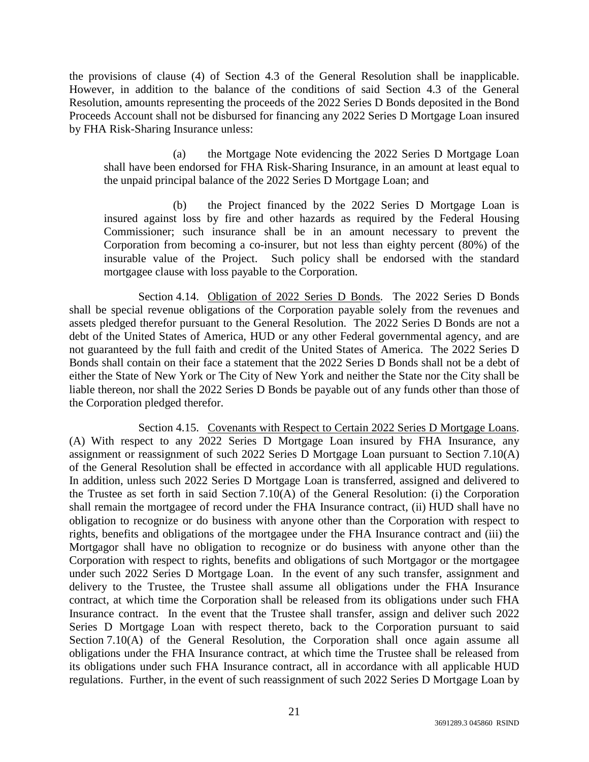the provisions of clause (4) of Section 4.3 of the General Resolution shall be inapplicable. However, in addition to the balance of the conditions of said Section 4.3 of the General Resolution, amounts representing the proceeds of the 2022 Series D Bonds deposited in the Bond Proceeds Account shall not be disbursed for financing any 2022 Series D Mortgage Loan insured by FHA Risk-Sharing Insurance unless:

> (a) the Mortgage Note evidencing the 2022 Series D Mortgage Loan shall have been endorsed for FHA Risk-Sharing Insurance, in an amount at least equal to the unpaid principal balance of the 2022 Series D Mortgage Loan; and
>
> (b) the Project financed by the 2022 Series D Mortgage Loan is insured against loss by fire and other hazards as required by the Federal Housing Commissioner; such insurance shall be in an amount necessary to prevent the Corporation from becoming a co-insurer, but not less than eighty percent (80%) of the insurable value of the Project. Such policy shall be endorsed with the standard mortgagee clause with loss payable to the Corporation.

Section 4.14. Obligation of 2022 Series D Bonds. The 2022 Series D Bonds shall be special revenue obligations of the Corporation payable solely from the revenues and assets pledged therefor pursuant to the General Resolution. The 2022 Series D Bonds are not a debt of the United States of America, HUD or any other Federal governmental agency, and are not guaranteed by the full faith and credit of the United States of America. The 2022 Series D Bonds shall contain on their face a statement that the 2022 Series D Bonds shall not be a debt of either the State of New York or The City of New York and neither the State nor the City shall be liable thereon, nor shall the 2022 Series D Bonds be payable out of any funds other than those of the Corporation pledged therefor.

Section 4.15. Covenants with Respect to Certain 2022 Series D Mortgage Loans. (A) With respect to any 2022 Series D Mortgage Loan insured by FHA Insurance, any assignment or reassignment of such 2022 Series D Mortgage Loan pursuant to Section 7.10(A) of the General Resolution shall be effected in accordance with all applicable HUD regulations. In addition, unless such 2022 Series D Mortgage Loan is transferred, assigned and delivered to the Trustee as set forth in said Section 7.10(A) of the General Resolution: (i) the Corporation shall remain the mortgagee of record under the FHA Insurance contract, (ii) HUD shall have no obligation to recognize or do business with anyone other than the Corporation with respect to rights, benefits and obligations of the mortgagee under the FHA Insurance contract and (iii) the Mortgagor shall have no obligation to recognize or do business with anyone other than the Corporation with respect to rights, benefits and obligations of such Mortgagor or the mortgagee under such 2022 Series D Mortgage Loan. In the event of any such transfer, assignment and delivery to the Trustee, the Trustee shall assume all obligations under the FHA Insurance contract, at which time the Corporation shall be released from its obligations under such FHA Insurance contract. In the event that the Trustee shall transfer, assign and deliver such 2022 Series D Mortgage Loan with respect thereto, back to the Corporation pursuant to said Section 7.10(A) of the General Resolution, the Corporation shall once again assume all obligations under the FHA Insurance contract, at which time the Trustee shall be released from its obligations under such FHA Insurance contract, all in accordance with all applicable HUD regulations. Further, in the event of such reassignment of such 2022 Series D Mortgage Loan by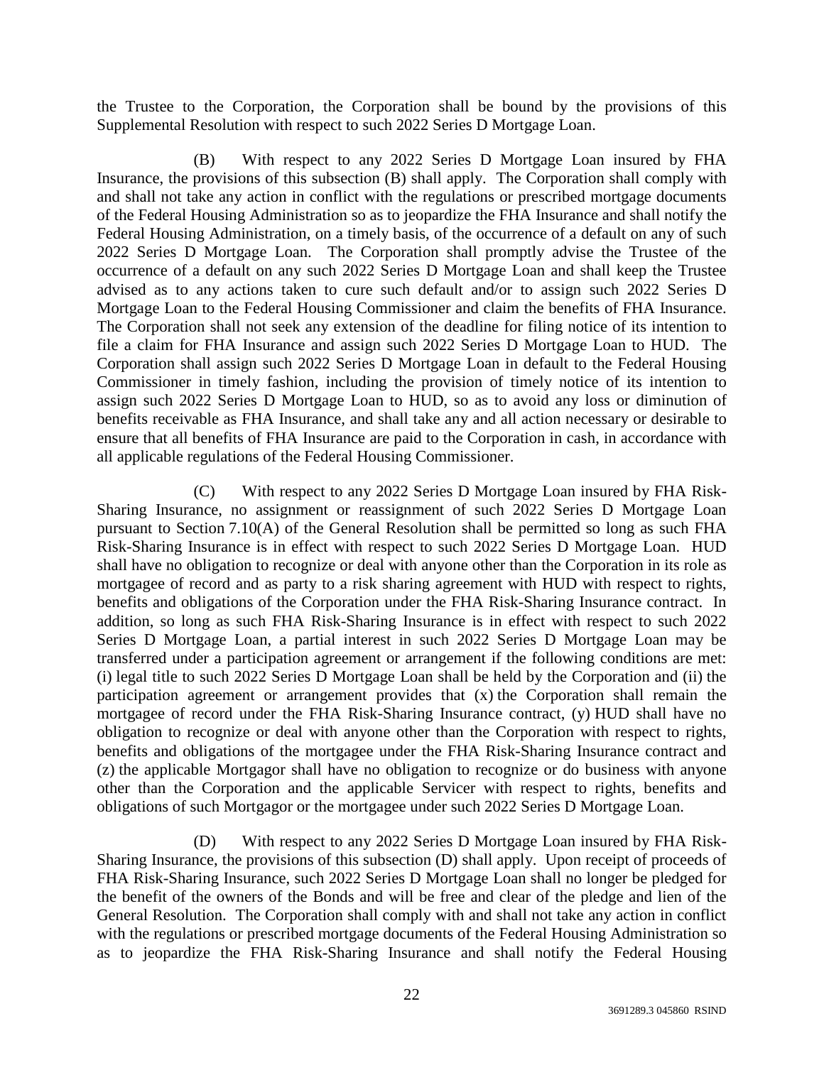the Trustee to the Corporation, the Corporation shall be bound by the provisions of this Supplemental Resolution with respect to such 2022 Series D Mortgage Loan.

(B) With respect to any 2022 Series D Mortgage Loan insured by FHA Insurance, the provisions of this subsection (B) shall apply. The Corporation shall comply with and shall not take any action in conflict with the regulations or prescribed mortgage documents of the Federal Housing Administration so as to jeopardize the FHA Insurance and shall notify the Federal Housing Administration, on a timely basis, of the occurrence of a default on any of such 2022 Series D Mortgage Loan. The Corporation shall promptly advise the Trustee of the occurrence of a default on any such 2022 Series D Mortgage Loan and shall keep the Trustee advised as to any actions taken to cure such default and/or to assign such 2022 Series D Mortgage Loan to the Federal Housing Commissioner and claim the benefits of FHA Insurance. The Corporation shall not seek any extension of the deadline for filing notice of its intention to file a claim for FHA Insurance and assign such 2022 Series D Mortgage Loan to HUD. The Corporation shall assign such 2022 Series D Mortgage Loan in default to the Federal Housing Commissioner in timely fashion, including the provision of timely notice of its intention to assign such 2022 Series D Mortgage Loan to HUD, so as to avoid any loss or diminution of benefits receivable as FHA Insurance, and shall take any and all action necessary or desirable to ensure that all benefits of FHA Insurance are paid to the Corporation in cash, in accordance with all applicable regulations of the Federal Housing Commissioner.

(C) With respect to any 2022 Series D Mortgage Loan insured by FHA Risk-Sharing Insurance, no assignment or reassignment of such 2022 Series D Mortgage Loan pursuant to Section 7.10(A) of the General Resolution shall be permitted so long as such FHA Risk-Sharing Insurance is in effect with respect to such 2022 Series D Mortgage Loan. HUD shall have no obligation to recognize or deal with anyone other than the Corporation in its role as mortgagee of record and as party to a risk sharing agreement with HUD with respect to rights, benefits and obligations of the Corporation under the FHA Risk-Sharing Insurance contract. In addition, so long as such FHA Risk-Sharing Insurance is in effect with respect to such 2022 Series D Mortgage Loan, a partial interest in such 2022 Series D Mortgage Loan may be transferred under a participation agreement or arrangement if the following conditions are met: (i) legal title to such 2022 Series D Mortgage Loan shall be held by the Corporation and (ii) the participation agreement or arrangement provides that (x) the Corporation shall remain the mortgagee of record under the FHA Risk-Sharing Insurance contract, (y) HUD shall have no obligation to recognize or deal with anyone other than the Corporation with respect to rights, benefits and obligations of the mortgagee under the FHA Risk-Sharing Insurance contract and (z) the applicable Mortgagor shall have no obligation to recognize or do business with anyone other than the Corporation and the applicable Servicer with respect to rights, benefits and obligations of such Mortgagor or the mortgagee under such 2022 Series D Mortgage Loan.

(D) With respect to any 2022 Series D Mortgage Loan insured by FHA Risk-Sharing Insurance, the provisions of this subsection (D) shall apply. Upon receipt of proceeds of FHA Risk-Sharing Insurance, such 2022 Series D Mortgage Loan shall no longer be pledged for the benefit of the owners of the Bonds and will be free and clear of the pledge and lien of the General Resolution. The Corporation shall comply with and shall not take any action in conflict with the regulations or prescribed mortgage documents of the Federal Housing Administration so as to jeopardize the FHA Risk-Sharing Insurance and shall notify the Federal Housing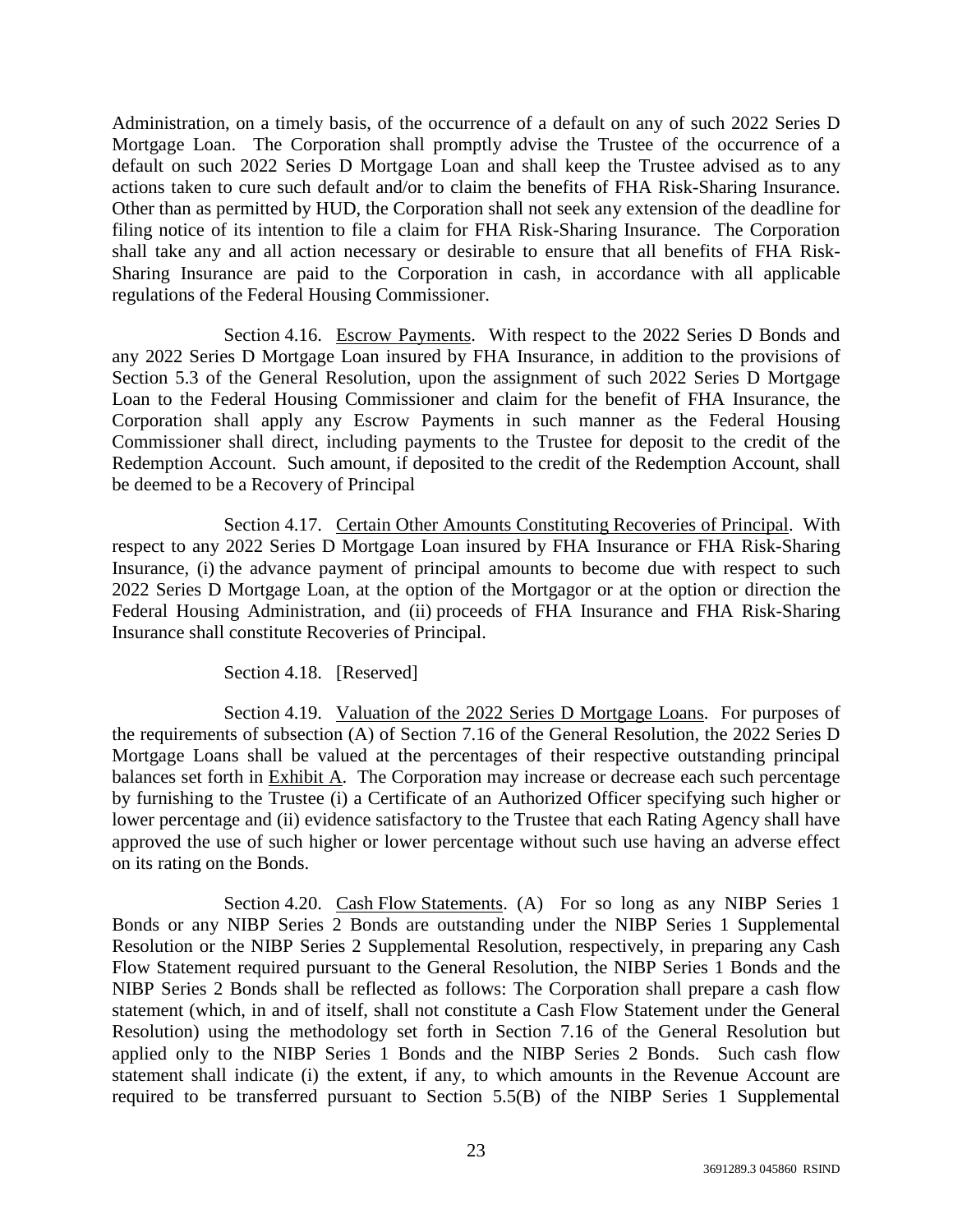Administration, on a timely basis, of the occurrence of a default on any of such 2022 Series D Mortgage Loan. The Corporation shall promptly advise the Trustee of the occurrence of a default on such 2022 Series D Mortgage Loan and shall keep the Trustee advised as to any actions taken to cure such default and/or to claim the benefits of FHA Risk-Sharing Insurance. Other than as permitted by HUD, the Corporation shall not seek any extension of the deadline for filing notice of its intention to file a claim for FHA Risk-Sharing Insurance. The Corporation shall take any and all action necessary or desirable to ensure that all benefits of FHA Risk-Sharing Insurance are paid to the Corporation in cash, in accordance with all applicable regulations of the Federal Housing Commissioner.

Section 4.16. Escrow Payments. With respect to the 2022 Series D Bonds and any 2022 Series D Mortgage Loan insured by FHA Insurance, in addition to the provisions of Section 5.3 of the General Resolution, upon the assignment of such 2022 Series D Mortgage Loan to the Federal Housing Commissioner and claim for the benefit of FHA Insurance, the Corporation shall apply any Escrow Payments in such manner as the Federal Housing Commissioner shall direct, including payments to the Trustee for deposit to the credit of the Redemption Account. Such amount, if deposited to the credit of the Redemption Account, shall be deemed to be a Recovery of Principal

Section 4.17. Certain Other Amounts Constituting Recoveries of Principal. With respect to any 2022 Series D Mortgage Loan insured by FHA Insurance or FHA Risk-Sharing Insurance, (i) the advance payment of principal amounts to become due with respect to such 2022 Series D Mortgage Loan, at the option of the Mortgagor or at the option or direction the Federal Housing Administration, and (ii) proceeds of FHA Insurance and FHA Risk-Sharing Insurance shall constitute Recoveries of Principal.

Section 4.18. [Reserved]

Section 4.19. Valuation of the 2022 Series D Mortgage Loans. For purposes of the requirements of subsection (A) of Section 7.16 of the General Resolution, the 2022 Series D Mortgage Loans shall be valued at the percentages of their respective outstanding principal balances set forth in Exhibit A. The Corporation may increase or decrease each such percentage by furnishing to the Trustee (i) a Certificate of an Authorized Officer specifying such higher or lower percentage and (ii) evidence satisfactory to the Trustee that each Rating Agency shall have approved the use of such higher or lower percentage without such use having an adverse effect on its rating on the Bonds.

Section 4.20. Cash Flow Statements. (A) For so long as any NIBP Series 1 Bonds or any NIBP Series 2 Bonds are outstanding under the NIBP Series 1 Supplemental Resolution or the NIBP Series 2 Supplemental Resolution, respectively, in preparing any Cash Flow Statement required pursuant to the General Resolution, the NIBP Series 1 Bonds and the NIBP Series 2 Bonds shall be reflected as follows: The Corporation shall prepare a cash flow statement (which, in and of itself, shall not constitute a Cash Flow Statement under the General Resolution) using the methodology set forth in Section 7.16 of the General Resolution but applied only to the NIBP Series 1 Bonds and the NIBP Series 2 Bonds. Such cash flow statement shall indicate (i) the extent, if any, to which amounts in the Revenue Account are required to be transferred pursuant to Section 5.5(B) of the NIBP Series 1 Supplemental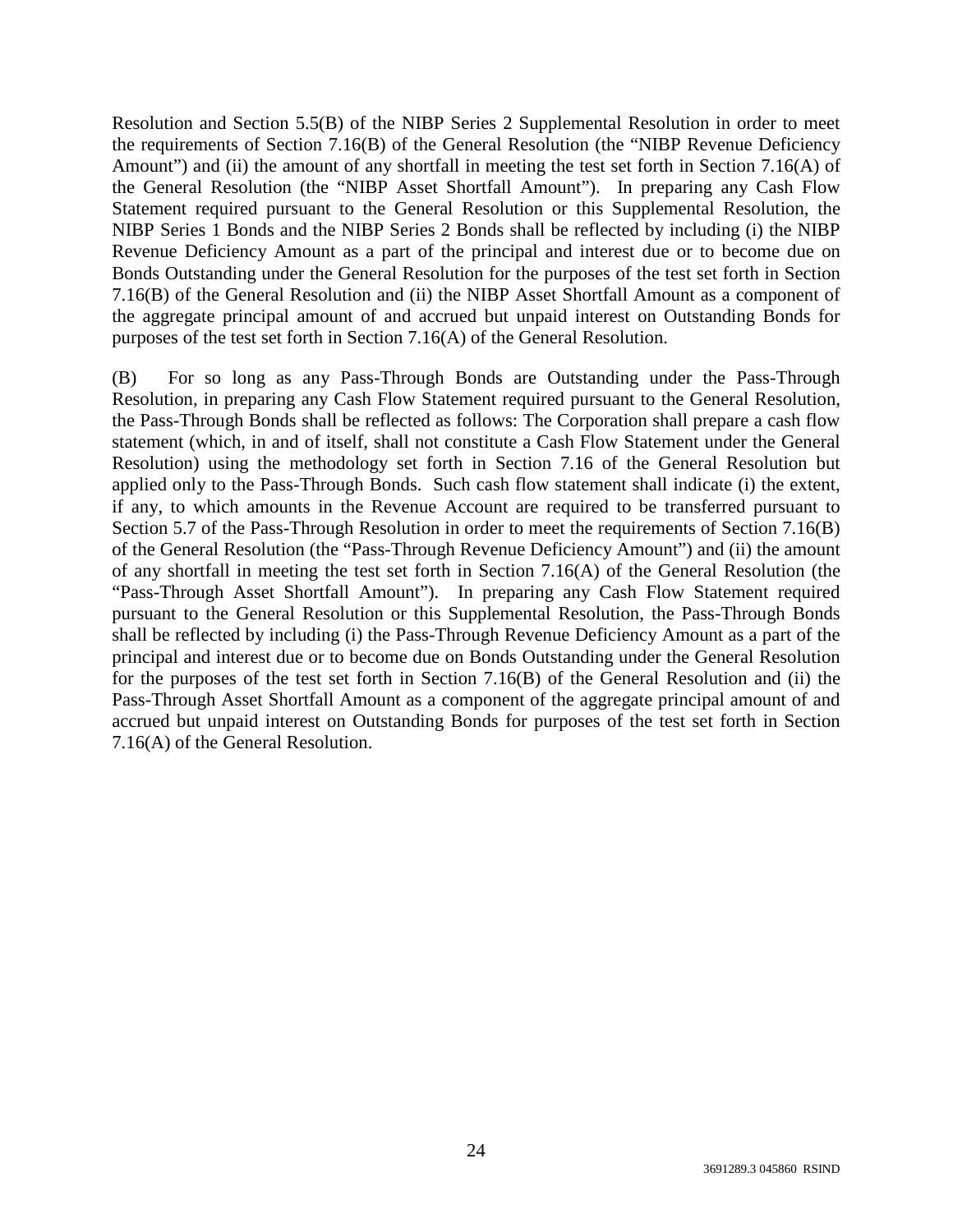Resolution and Section 5.5(B) of the NIBP Series 2 Supplemental Resolution in order to meet the requirements of Section 7.16(B) of the General Resolution (the "NIBP Revenue Deficiency Amount") and (ii) the amount of any shortfall in meeting the test set forth in Section 7.16(A) of the General Resolution (the "NIBP Asset Shortfall Amount"). In preparing any Cash Flow Statement required pursuant to the General Resolution or this Supplemental Resolution, the NIBP Series 1 Bonds and the NIBP Series 2 Bonds shall be reflected by including (i) the NIBP Revenue Deficiency Amount as a part of the principal and interest due or to become due on Bonds Outstanding under the General Resolution for the purposes of the test set forth in Section 7.16(B) of the General Resolution and (ii) the NIBP Asset Shortfall Amount as a component of the aggregate principal amount of and accrued but unpaid interest on Outstanding Bonds for purposes of the test set forth in Section 7.16(A) of the General Resolution.

(B) For so long as any Pass-Through Bonds are Outstanding under the Pass-Through Resolution, in preparing any Cash Flow Statement required pursuant to the General Resolution, the Pass-Through Bonds shall be reflected as follows: The Corporation shall prepare a cash flow statement (which, in and of itself, shall not constitute a Cash Flow Statement under the General Resolution) using the methodology set forth in Section 7.16 of the General Resolution but applied only to the Pass-Through Bonds. Such cash flow statement shall indicate (i) the extent, if any, to which amounts in the Revenue Account are required to be transferred pursuant to Section 5.7 of the Pass-Through Resolution in order to meet the requirements of Section 7.16(B) of the General Resolution (the "Pass-Through Revenue Deficiency Amount") and (ii) the amount of any shortfall in meeting the test set forth in Section 7.16(A) of the General Resolution (the "Pass-Through Asset Shortfall Amount"). In preparing any Cash Flow Statement required pursuant to the General Resolution or this Supplemental Resolution, the Pass-Through Bonds shall be reflected by including (i) the Pass-Through Revenue Deficiency Amount as a part of the principal and interest due or to become due on Bonds Outstanding under the General Resolution for the purposes of the test set forth in Section 7.16(B) of the General Resolution and (ii) the Pass-Through Asset Shortfall Amount as a component of the aggregate principal amount of and accrued but unpaid interest on Outstanding Bonds for purposes of the test set forth in Section 7.16(A) of the General Resolution.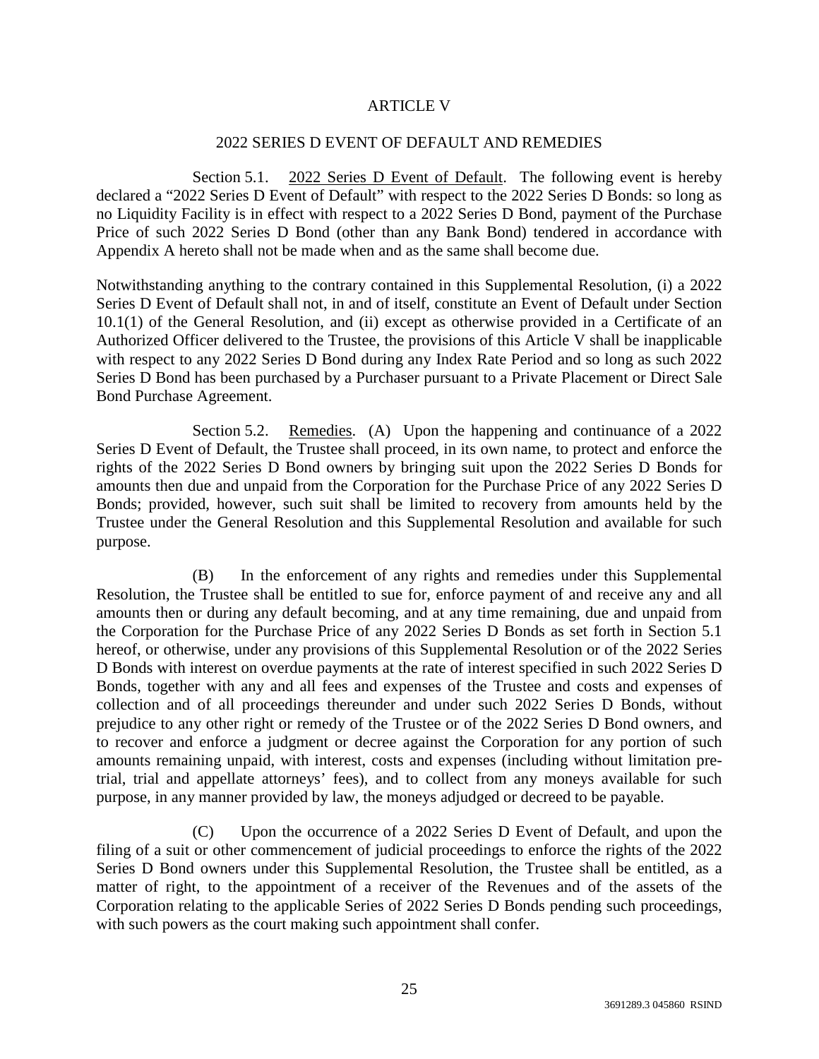# ARTICLE V

## 2022 SERIES D EVENT OF DEFAULT AND REMEDIES

Section 5.1. 2022 Series D Event of Default. The following event is hereby declared a "2022 Series D Event of Default" with respect to the 2022 Series D Bonds: so long as no Liquidity Facility is in effect with respect to a 2022 Series D Bond, payment of the Purchase Price of such 2022 Series D Bond (other than any Bank Bond) tendered in accordance with Appendix A hereto shall not be made when and as the same shall become due.

Notwithstanding anything to the contrary contained in this Supplemental Resolution, (i) a 2022 Series D Event of Default shall not, in and of itself, constitute an Event of Default under Section 10.1(1) of the General Resolution, and (ii) except as otherwise provided in a Certificate of an Authorized Officer delivered to the Trustee, the provisions of this Article V shall be inapplicable with respect to any 2022 Series D Bond during any Index Rate Period and so long as such 2022 Series D Bond has been purchased by a Purchaser pursuant to a Private Placement or Direct Sale Bond Purchase Agreement.

Section 5.2. Remedies. (A) Upon the happening and continuance of a 2022 Series D Event of Default, the Trustee shall proceed, in its own name, to protect and enforce the rights of the 2022 Series D Bond owners by bringing suit upon the 2022 Series D Bonds for amounts then due and unpaid from the Corporation for the Purchase Price of any 2022 Series D Bonds; provided, however, such suit shall be limited to recovery from amounts held by the Trustee under the General Resolution and this Supplemental Resolution and available for such purpose.

(B) In the enforcement of any rights and remedies under this Supplemental Resolution, the Trustee shall be entitled to sue for, enforce payment of and receive any and all amounts then or during any default becoming, and at any time remaining, due and unpaid from the Corporation for the Purchase Price of any 2022 Series D Bonds as set forth in Section 5.1 hereof, or otherwise, under any provisions of this Supplemental Resolution or of the 2022 Series D Bonds with interest on overdue payments at the rate of interest specified in such 2022 Series D Bonds, together with any and all fees and expenses of the Trustee and costs and expenses of collection and of all proceedings thereunder and under such 2022 Series D Bonds, without prejudice to any other right or remedy of the Trustee or of the 2022 Series D Bond owners, and to recover and enforce a judgment or decree against the Corporation for any portion of such amounts remaining unpaid, with interest, costs and expenses (including without limitation pre-trial, trial and appellate attorneys' fees), and to collect from any moneys available for such purpose, in any manner provided by law, the moneys adjudged or decreed to be payable.

(C) Upon the occurrence of a 2022 Series D Event of Default, and upon the filing of a suit or other commencement of judicial proceedings to enforce the rights of the 2022 Series D Bond owners under this Supplemental Resolution, the Trustee shall be entitled, as a matter of right, to the appointment of a receiver of the Revenues and of the assets of the Corporation relating to the applicable Series of 2022 Series D Bonds pending such proceedings, with such powers as the court making such appointment shall confer.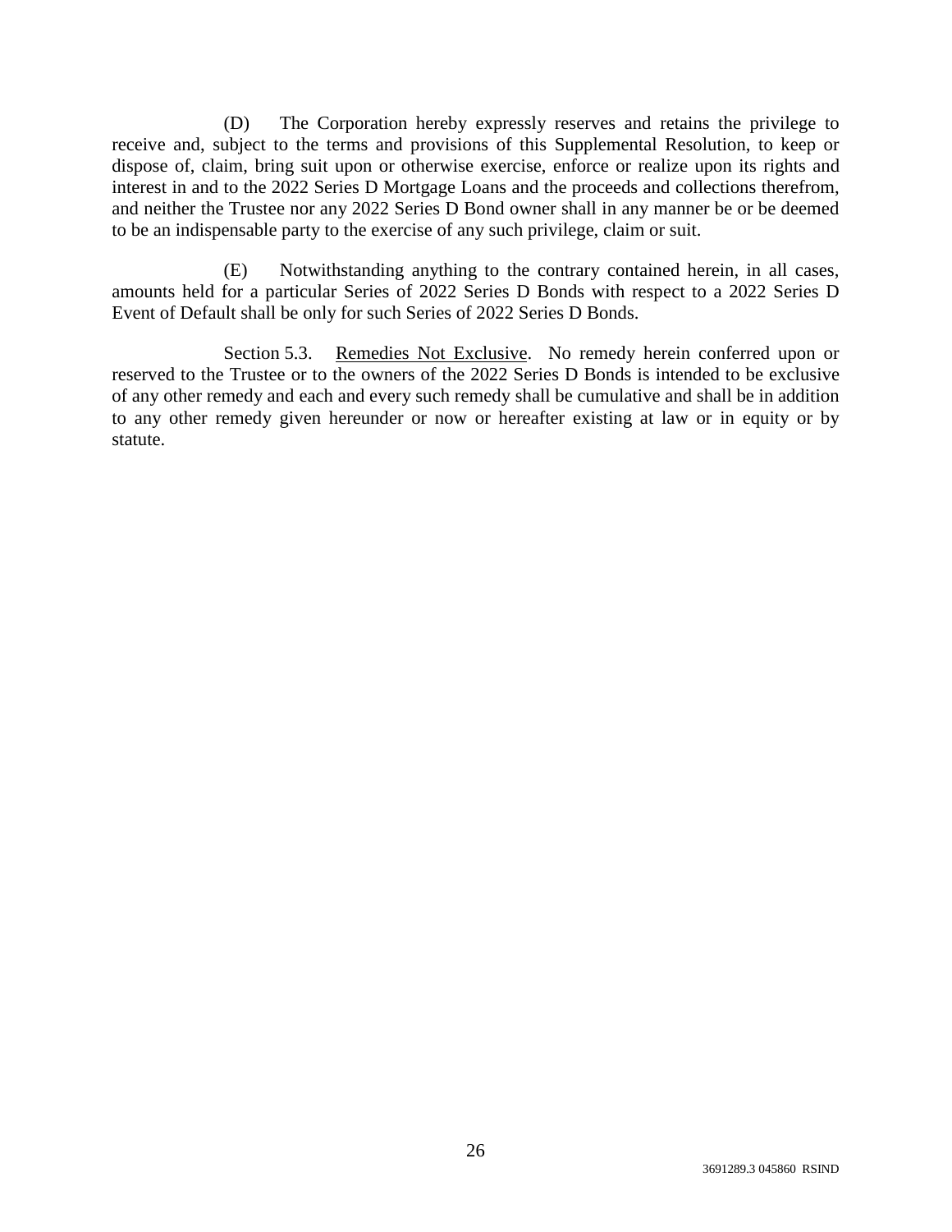(D) The Corporation hereby expressly reserves and retains the privilege to receive and, subject to the terms and provisions of this Supplemental Resolution, to keep or dispose of, claim, bring suit upon or otherwise exercise, enforce or realize upon its rights and interest in and to the 2022 Series D Mortgage Loans and the proceeds and collections therefrom, and neither the Trustee nor any 2022 Series D Bond owner shall in any manner be or be deemed to be an indispensable party to the exercise of any such privilege, claim or suit.

(E) Notwithstanding anything to the contrary contained herein, in all cases, amounts held for a particular Series of 2022 Series D Bonds with respect to a 2022 Series D Event of Default shall be only for such Series of 2022 Series D Bonds.

Section 5.3. Remedies Not Exclusive. No remedy herein conferred upon or reserved to the Trustee or to the owners of the 2022 Series D Bonds is intended to be exclusive of any other remedy and each and every such remedy shall be cumulative and shall be in addition to any other remedy given hereunder or now or hereafter existing at law or in equity or by statute.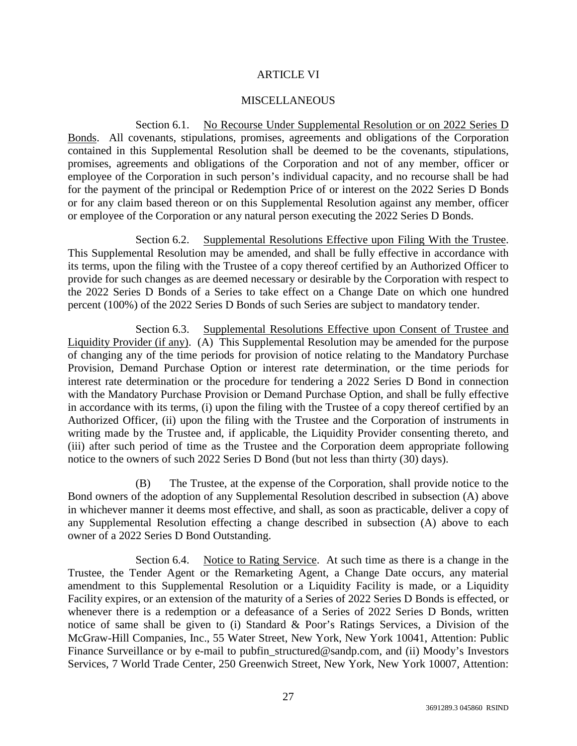# ARTICLE VI

## MISCELLANEOUS

Section 6.1. <u>No Recourse Under Supplemental Resolution or on 2022 Series D Bonds</u>. All covenants, stipulations, promises, agreements and obligations of the Corporation contained in this Supplemental Resolution shall be deemed to be the covenants, stipulations, promises, agreements and obligations of the Corporation and not of any member, officer or employee of the Corporation in such person's individual capacity, and no recourse shall be had for the payment of the principal or Redemption Price of or interest on the 2022 Series D Bonds or for any claim based thereon or on this Supplemental Resolution against any member, officer or employee of the Corporation or any natural person executing the 2022 Series D Bonds.

Section 6.2. <u>Supplemental Resolutions Effective upon Filing With the Trustee</u>. This Supplemental Resolution may be amended, and shall be fully effective in accordance with its terms, upon the filing with the Trustee of a copy thereof certified by an Authorized Officer to provide for such changes as are deemed necessary or desirable by the Corporation with respect to the 2022 Series D Bonds of a Series to take effect on a Change Date on which one hundred percent (100%) of the 2022 Series D Bonds of such Series are subject to mandatory tender.

Section 6.3. <u>Supplemental Resolutions Effective upon Consent of Trustee and Liquidity Provider (if any)</u>. (A) This Supplemental Resolution may be amended for the purpose of changing any of the time periods for provision of notice relating to the Mandatory Purchase Provision, Demand Purchase Option or interest rate determination, or the time periods for interest rate determination or the procedure for tendering a 2022 Series D Bond in connection with the Mandatory Purchase Provision or Demand Purchase Option, and shall be fully effective in accordance with its terms, (i) upon the filing with the Trustee of a copy thereof certified by an Authorized Officer, (ii) upon the filing with the Trustee and the Corporation of instruments in writing made by the Trustee and, if applicable, the Liquidity Provider consenting thereto, and (iii) after such period of time as the Trustee and the Corporation deem appropriate following notice to the owners of such 2022 Series D Bond (but not less than thirty (30) days).

(B) The Trustee, at the expense of the Corporation, shall provide notice to the Bond owners of the adoption of any Supplemental Resolution described in subsection (A) above in whichever manner it deems most effective, and shall, as soon as practicable, deliver a copy of any Supplemental Resolution effecting a change described in subsection (A) above to each owner of a 2022 Series D Bond Outstanding.

Section 6.4. <u>Notice to Rating Service</u>. At such time as there is a change in the Trustee, the Tender Agent or the Remarketing Agent, a Change Date occurs, any material amendment to this Supplemental Resolution or a Liquidity Facility is made, or a Liquidity Facility expires, or an extension of the maturity of a Series of 2022 Series D Bonds is effected, or whenever there is a redemption or a defeasance of a Series of 2022 Series D Bonds, written notice of same shall be given to (i) Standard & Poor's Ratings Services, a Division of the McGraw-Hill Companies, Inc., 55 Water Street, New York, New York 10041, Attention: Public Finance Surveillance or by e-mail to pubfin_structured@sandp.com, and (ii) Moody's Investors Services, 7 World Trade Center, 250 Greenwich Street, New York, New York 10007, Attention: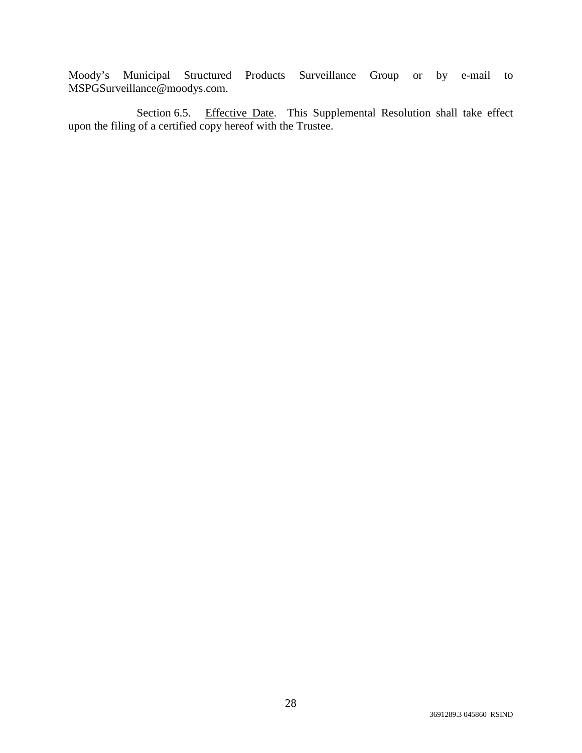Moody's Municipal Structured Products Surveillance Group or by e-mail to MSPGSurveillance@moodys.com.

Section 6.5. Effective Date. This Supplemental Resolution shall take effect upon the filing of a certified copy hereof with the Trustee.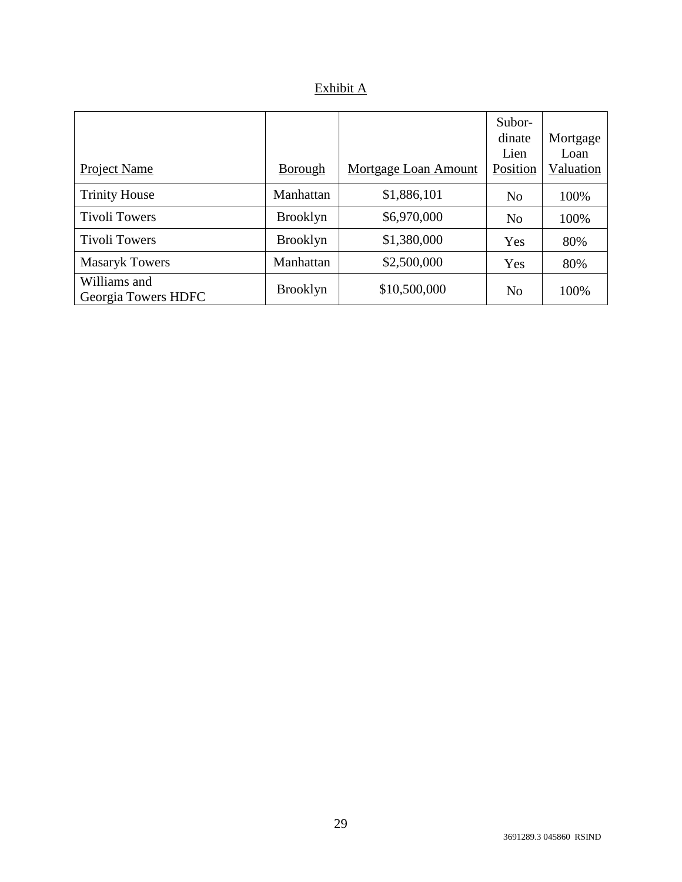Exhibit A

| Project Name | Borough | Mortgage Loan Amount | Subordinate Lien Position | Mortgage Loan Valuation |
|---|---|---|---|---|
| Trinity House | Manhattan | $1,886,101 | No | 100% |
| Tivoli Towers | Brooklyn | $6,970,000 | No | 100% |
| Tivoli Towers | Brooklyn | $1,380,000 | Yes | 80% |
| Masaryk Towers | Manhattan | $2,500,000 | Yes | 80% |
| Williams and Georgia Towers HDFC | Brooklyn | $10,500,000 | No | 100% |

3691289.3 045860 RSIND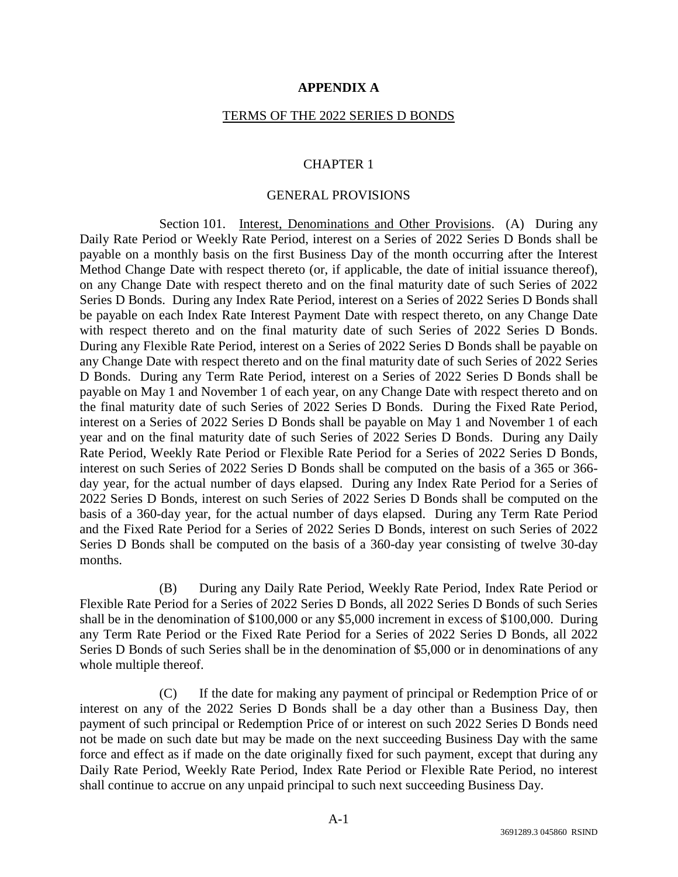# APPENDIX A

## TERMS OF THE 2022 SERIES D BONDS

### CHAPTER 1

### GENERAL PROVISIONS

Section 101. Interest, Denominations and Other Provisions. (A) During any Daily Rate Period or Weekly Rate Period, interest on a Series of 2022 Series D Bonds shall be payable on a monthly basis on the first Business Day of the month occurring after the Interest Method Change Date with respect thereto (or, if applicable, the date of initial issuance thereof), on any Change Date with respect thereto and on the final maturity date of such Series of 2022 Series D Bonds. During any Index Rate Period, interest on a Series of 2022 Series D Bonds shall be payable on each Index Rate Interest Payment Date with respect thereto, on any Change Date with respect thereto and on the final maturity date of such Series of 2022 Series D Bonds. During any Flexible Rate Period, interest on a Series of 2022 Series D Bonds shall be payable on any Change Date with respect thereto and on the final maturity date of such Series of 2022 Series D Bonds. During any Term Rate Period, interest on a Series of 2022 Series D Bonds shall be payable on May 1 and November 1 of each year, on any Change Date with respect thereto and on the final maturity date of such Series of 2022 Series D Bonds. During the Fixed Rate Period, interest on a Series of 2022 Series D Bonds shall be payable on May 1 and November 1 of each year and on the final maturity date of such Series of 2022 Series D Bonds. During any Daily Rate Period, Weekly Rate Period or Flexible Rate Period for a Series of 2022 Series D Bonds, interest on such Series of 2022 Series D Bonds shall be computed on the basis of a 365 or 366-day year, for the actual number of days elapsed. During any Index Rate Period for a Series of 2022 Series D Bonds, interest on such Series of 2022 Series D Bonds shall be computed on the basis of a 360-day year, for the actual number of days elapsed. During any Term Rate Period and the Fixed Rate Period for a Series of 2022 Series D Bonds, interest on such Series of 2022 Series D Bonds shall be computed on the basis of a 360-day year consisting of twelve 30-day months.

(B) During any Daily Rate Period, Weekly Rate Period, Index Rate Period or Flexible Rate Period for a Series of 2022 Series D Bonds, all 2022 Series D Bonds of such Series shall be in the denomination of $100,000 or any $5,000 increment in excess of $100,000. During any Term Rate Period or the Fixed Rate Period for a Series of 2022 Series D Bonds, all 2022 Series D Bonds of such Series shall be in the denomination of $5,000 or in denominations of any whole multiple thereof.

(C) If the date for making any payment of principal or Redemption Price of or interest on any of the 2022 Series D Bonds shall be a day other than a Business Day, then payment of such principal or Redemption Price of or interest on such 2022 Series D Bonds need not be made on such date but may be made on the next succeeding Business Day with the same force and effect as if made on the date originally fixed for such payment, except that during any Daily Rate Period, Weekly Rate Period, Index Rate Period or Flexible Rate Period, no interest shall continue to accrue on any unpaid principal to such next succeeding Business Day.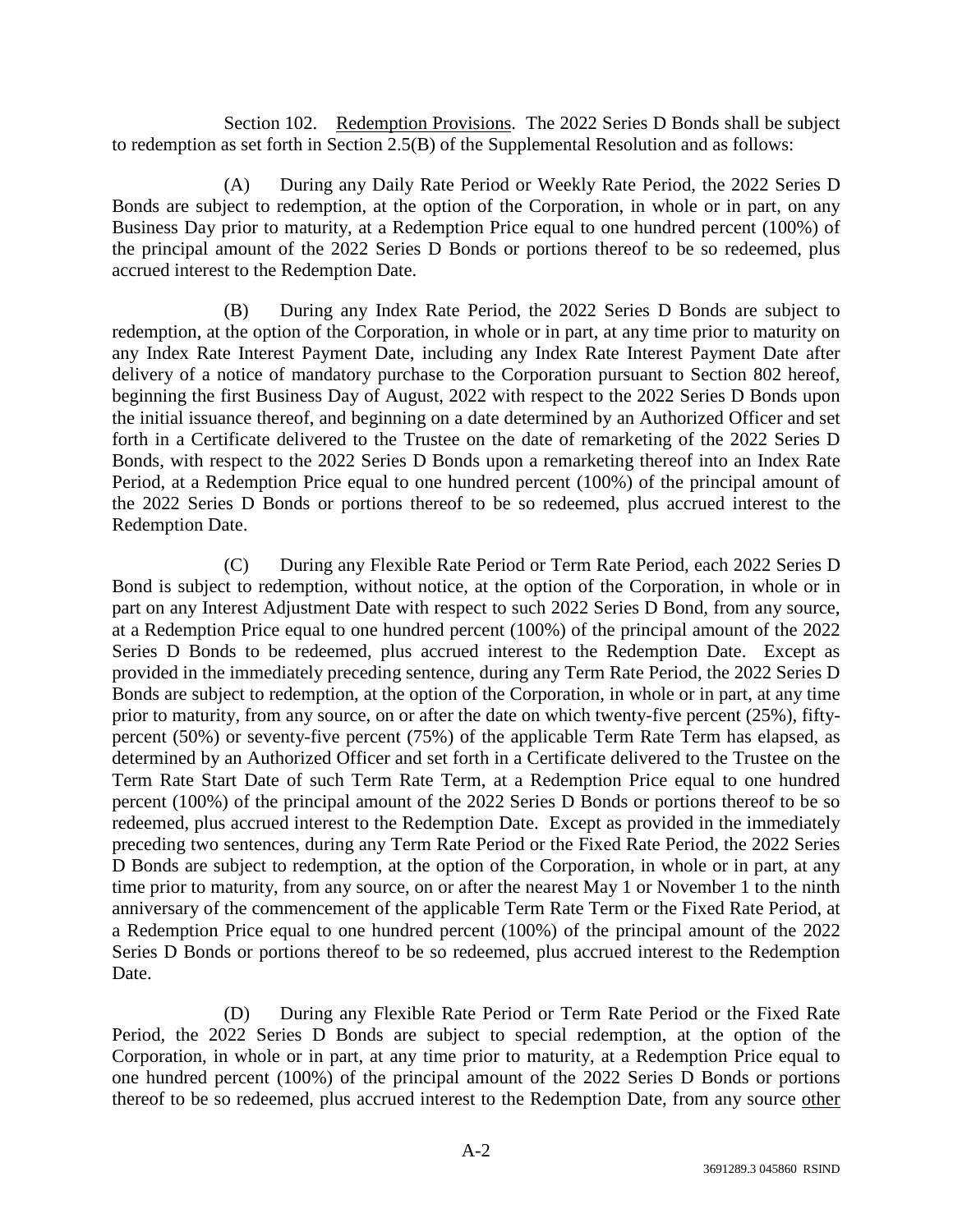Section 102. Redemption Provisions. The 2022 Series D Bonds shall be subject to redemption as set forth in Section 2.5(B) of the Supplemental Resolution and as follows:

(A) During any Daily Rate Period or Weekly Rate Period, the 2022 Series D Bonds are subject to redemption, at the option of the Corporation, in whole or in part, on any Business Day prior to maturity, at a Redemption Price equal to one hundred percent (100%) of the principal amount of the 2022 Series D Bonds or portions thereof to be so redeemed, plus accrued interest to the Redemption Date.

(B) During any Index Rate Period, the 2022 Series D Bonds are subject to redemption, at the option of the Corporation, in whole or in part, at any time prior to maturity on any Index Rate Interest Payment Date, including any Index Rate Interest Payment Date after delivery of a notice of mandatory purchase to the Corporation pursuant to Section 802 hereof, beginning the first Business Day of August, 2022 with respect to the 2022 Series D Bonds upon the initial issuance thereof, and beginning on a date determined by an Authorized Officer and set forth in a Certificate delivered to the Trustee on the date of remarketing of the 2022 Series D Bonds, with respect to the 2022 Series D Bonds upon a remarketing thereof into an Index Rate Period, at a Redemption Price equal to one hundred percent (100%) of the principal amount of the 2022 Series D Bonds or portions thereof to be so redeemed, plus accrued interest to the Redemption Date.

(C) During any Flexible Rate Period or Term Rate Period, each 2022 Series D Bond is subject to redemption, without notice, at the option of the Corporation, in whole or in part on any Interest Adjustment Date with respect to such 2022 Series D Bond, from any source, at a Redemption Price equal to one hundred percent (100%) of the principal amount of the 2022 Series D Bonds to be redeemed, plus accrued interest to the Redemption Date. Except as provided in the immediately preceding sentence, during any Term Rate Period, the 2022 Series D Bonds are subject to redemption, at the option of the Corporation, in whole or in part, at any time prior to maturity, from any source, on or after the date on which twenty-five percent (25%), fifty-percent (50%) or seventy-five percent (75%) of the applicable Term Rate Term has elapsed, as determined by an Authorized Officer and set forth in a Certificate delivered to the Trustee on the Term Rate Start Date of such Term Rate Term, at a Redemption Price equal to one hundred percent (100%) of the principal amount of the 2022 Series D Bonds or portions thereof to be so redeemed, plus accrued interest to the Redemption Date. Except as provided in the immediately preceding two sentences, during any Term Rate Period or the Fixed Rate Period, the 2022 Series D Bonds are subject to redemption, at the option of the Corporation, in whole or in part, at any time prior to maturity, from any source, on or after the nearest May 1 or November 1 to the ninth anniversary of the commencement of the applicable Term Rate Term or the Fixed Rate Period, at a Redemption Price equal to one hundred percent (100%) of the principal amount of the 2022 Series D Bonds or portions thereof to be so redeemed, plus accrued interest to the Redemption Date.

(D) During any Flexible Rate Period or Term Rate Period or the Fixed Rate Period, the 2022 Series D Bonds are subject to special redemption, at the option of the Corporation, in whole or in part, at any time prior to maturity, at a Redemption Price equal to one hundred percent (100%) of the principal amount of the 2022 Series D Bonds or portions thereof to be so redeemed, plus accrued interest to the Redemption Date, from any source other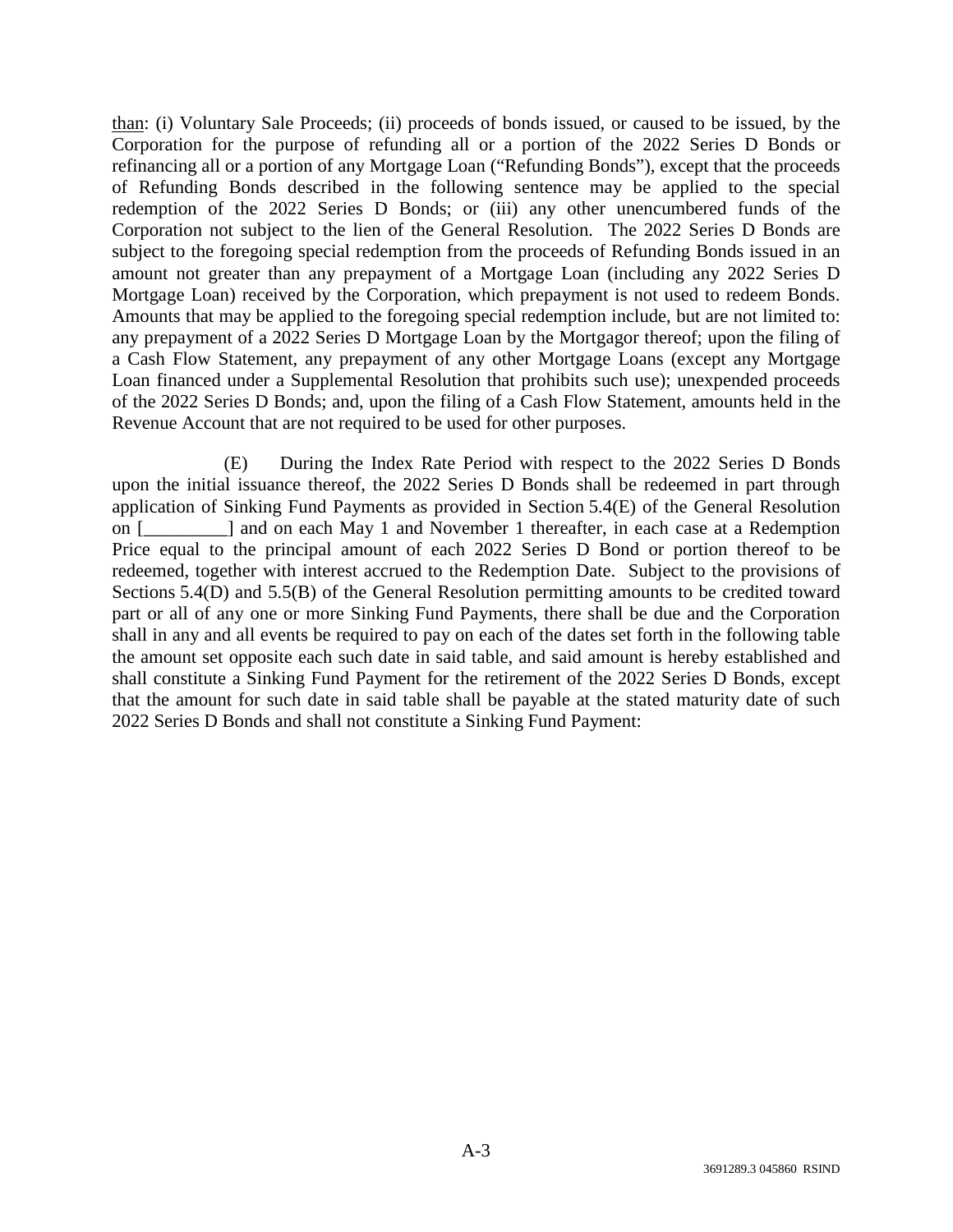than: (i) Voluntary Sale Proceeds; (ii) proceeds of bonds issued, or caused to be issued, by the Corporation for the purpose of refunding all or a portion of the 2022 Series D Bonds or refinancing all or a portion of any Mortgage Loan ("Refunding Bonds"), except that the proceeds of Refunding Bonds described in the following sentence may be applied to the special redemption of the 2022 Series D Bonds; or (iii) any other unencumbered funds of the Corporation not subject to the lien of the General Resolution. The 2022 Series D Bonds are subject to the foregoing special redemption from the proceeds of Refunding Bonds issued in an amount not greater than any prepayment of a Mortgage Loan (including any 2022 Series D Mortgage Loan) received by the Corporation, which prepayment is not used to redeem Bonds. Amounts that may be applied to the foregoing special redemption include, but are not limited to: any prepayment of a 2022 Series D Mortgage Loan by the Mortgagor thereof; upon the filing of a Cash Flow Statement, any prepayment of any other Mortgage Loans (except any Mortgage Loan financed under a Supplemental Resolution that prohibits such use); unexpended proceeds of the 2022 Series D Bonds; and, upon the filing of a Cash Flow Statement, amounts held in the Revenue Account that are not required to be used for other purposes.

(E) During the Index Rate Period with respect to the 2022 Series D Bonds upon the initial issuance thereof, the 2022 Series D Bonds shall be redeemed in part through application of Sinking Fund Payments as provided in Section 5.4(E) of the General Resolution on [_________] and on each May 1 and November 1 thereafter, in each case at a Redemption Price equal to the principal amount of each 2022 Series D Bond or portion thereof to be redeemed, together with interest accrued to the Redemption Date. Subject to the provisions of Sections 5.4(D) and 5.5(B) of the General Resolution permitting amounts to be credited toward part or all of any one or more Sinking Fund Payments, there shall be due and the Corporation shall in any and all events be required to pay on each of the dates set forth in the following table the amount set opposite each such date in said table, and said amount is hereby established and shall constitute a Sinking Fund Payment for the retirement of the 2022 Series D Bonds, except that the amount for such date in said table shall be payable at the stated maturity date of such 2022 Series D Bonds and shall not constitute a Sinking Fund Payment: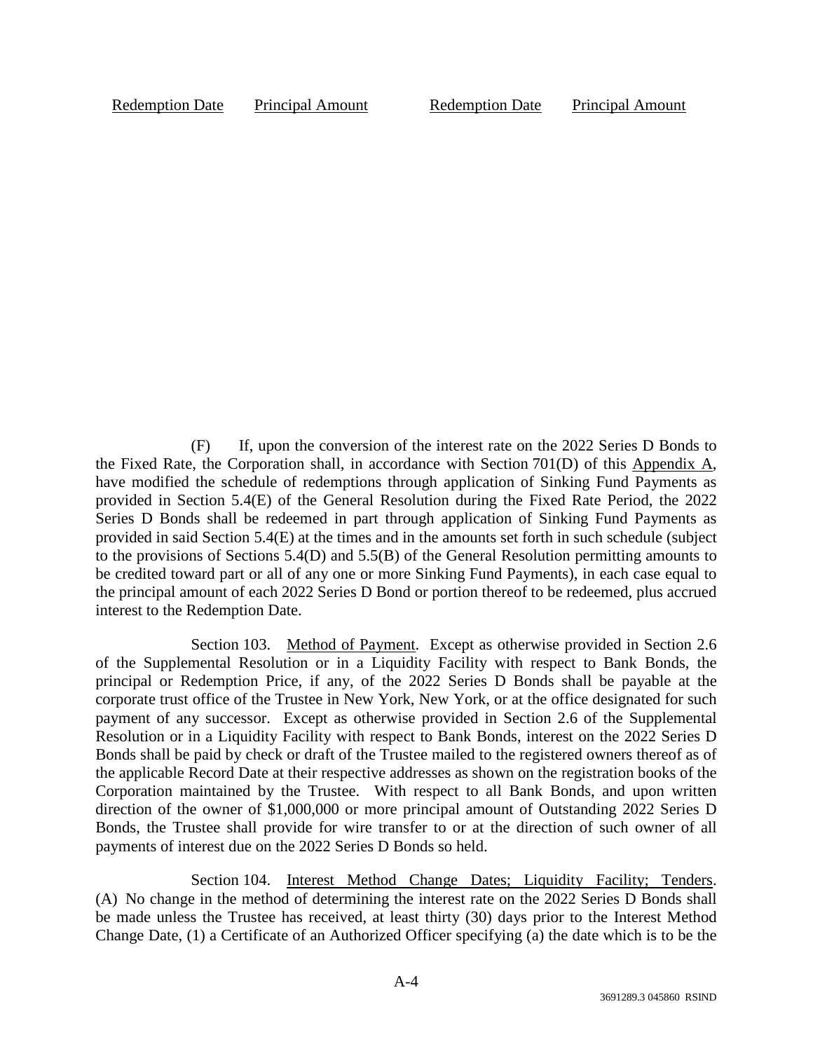| Redemption Date | Principal Amount | Redemption Date | Principal Amount |
| --- | --- | --- | --- |

(F) If, upon the conversion of the interest rate on the 2022 Series D Bonds to the Fixed Rate, the Corporation shall, in accordance with Section 701(D) of this Appendix A, have modified the schedule of redemptions through application of Sinking Fund Payments as provided in Section 5.4(E) of the General Resolution during the Fixed Rate Period, the 2022 Series D Bonds shall be redeemed in part through application of Sinking Fund Payments as provided in said Section 5.4(E) at the times and in the amounts set forth in such schedule (subject to the provisions of Sections 5.4(D) and 5.5(B) of the General Resolution permitting amounts to be credited toward part or all of any one or more Sinking Fund Payments), in each case equal to the principal amount of each 2022 Series D Bond or portion thereof to be redeemed, plus accrued interest to the Redemption Date.

Section 103. Method of Payment. Except as otherwise provided in Section 2.6 of the Supplemental Resolution or in a Liquidity Facility with respect to Bank Bonds, the principal or Redemption Price, if any, of the 2022 Series D Bonds shall be payable at the corporate trust office of the Trustee in New York, New York, or at the office designated for such payment of any successor. Except as otherwise provided in Section 2.6 of the Supplemental Resolution or in a Liquidity Facility with respect to Bank Bonds, interest on the 2022 Series D Bonds shall be paid by check or draft of the Trustee mailed to the registered owners thereof as of the applicable Record Date at their respective addresses as shown on the registration books of the Corporation maintained by the Trustee. With respect to all Bank Bonds, and upon written direction of the owner of $1,000,000 or more principal amount of Outstanding 2022 Series D Bonds, the Trustee shall provide for wire transfer to or at the direction of such owner of all payments of interest due on the 2022 Series D Bonds so held.

Section 104. Interest Method Change Dates; Liquidity Facility; Tenders. (A) No change in the method of determining the interest rate on the 2022 Series D Bonds shall be made unless the Trustee has received, at least thirty (30) days prior to the Interest Method Change Date, (1) a Certificate of an Authorized Officer specifying (a) the date which is to be the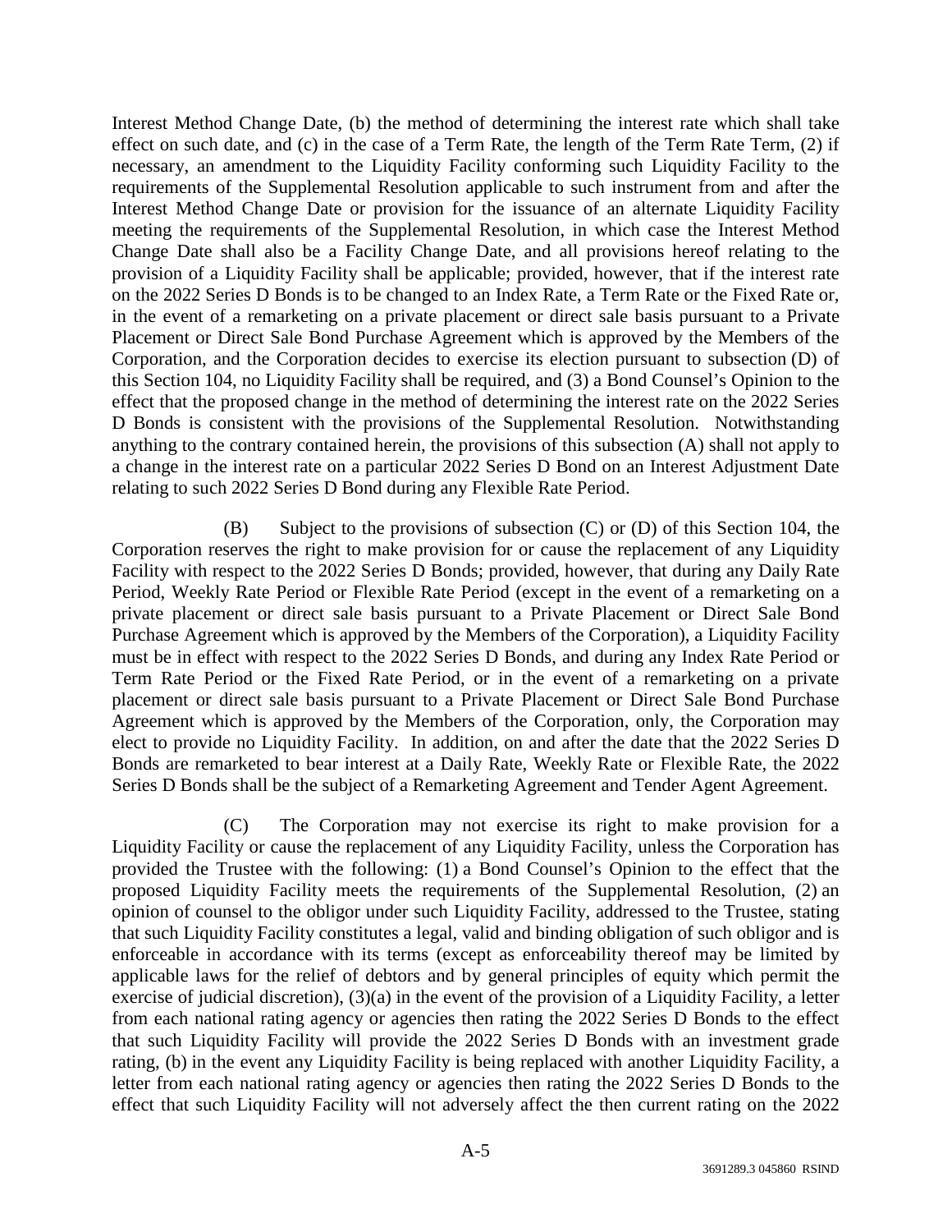Interest Method Change Date, (b) the method of determining the interest rate which shall take effect on such date, and (c) in the case of a Term Rate, the length of the Term Rate Term, (2) if necessary, an amendment to the Liquidity Facility conforming such Liquidity Facility to the requirements of the Supplemental Resolution applicable to such instrument from and after the Interest Method Change Date or provision for the issuance of an alternate Liquidity Facility meeting the requirements of the Supplemental Resolution, in which case the Interest Method Change Date shall also be a Facility Change Date, and all provisions hereof relating to the provision of a Liquidity Facility shall be applicable; provided, however, that if the interest rate on the 2022 Series D Bonds is to be changed to an Index Rate, a Term Rate or the Fixed Rate or, in the event of a remarketing on a private placement or direct sale basis pursuant to a Private Placement or Direct Sale Bond Purchase Agreement which is approved by the Members of the Corporation, and the Corporation decides to exercise its election pursuant to subsection (D) of this Section 104, no Liquidity Facility shall be required, and (3) a Bond Counsel's Opinion to the effect that the proposed change in the method of determining the interest rate on the 2022 Series D Bonds is consistent with the provisions of the Supplemental Resolution. Notwithstanding anything to the contrary contained herein, the provisions of this subsection (A) shall not apply to a change in the interest rate on a particular 2022 Series D Bond on an Interest Adjustment Date relating to such 2022 Series D Bond during any Flexible Rate Period.

(B) Subject to the provisions of subsection (C) or (D) of this Section 104, the Corporation reserves the right to make provision for or cause the replacement of any Liquidity Facility with respect to the 2022 Series D Bonds; provided, however, that during any Daily Rate Period, Weekly Rate Period or Flexible Rate Period (except in the event of a remarketing on a private placement or direct sale basis pursuant to a Private Placement or Direct Sale Bond Purchase Agreement which is approved by the Members of the Corporation), a Liquidity Facility must be in effect with respect to the 2022 Series D Bonds, and during any Index Rate Period or Term Rate Period or the Fixed Rate Period, or in the event of a remarketing on a private placement or direct sale basis pursuant to a Private Placement or Direct Sale Bond Purchase Agreement which is approved by the Members of the Corporation, only, the Corporation may elect to provide no Liquidity Facility. In addition, on and after the date that the 2022 Series D Bonds are remarketed to bear interest at a Daily Rate, Weekly Rate or Flexible Rate, the 2022 Series D Bonds shall be the subject of a Remarketing Agreement and Tender Agent Agreement.

(C) The Corporation may not exercise its right to make provision for a Liquidity Facility or cause the replacement of any Liquidity Facility, unless the Corporation has provided the Trustee with the following: (1) a Bond Counsel's Opinion to the effect that the proposed Liquidity Facility meets the requirements of the Supplemental Resolution, (2) an opinion of counsel to the obligor under such Liquidity Facility, addressed to the Trustee, stating that such Liquidity Facility constitutes a legal, valid and binding obligation of such obligor and is enforceable in accordance with its terms (except as enforceability thereof may be limited by applicable laws for the relief of debtors and by general principles of equity which permit the exercise of judicial discretion), (3)(a) in the event of the provision of a Liquidity Facility, a letter from each national rating agency or agencies then rating the 2022 Series D Bonds to the effect that such Liquidity Facility will provide the 2022 Series D Bonds with an investment grade rating, (b) in the event any Liquidity Facility is being replaced with another Liquidity Facility, a letter from each national rating agency or agencies then rating the 2022 Series D Bonds to the effect that such Liquidity Facility will not adversely affect the then current rating on the 2022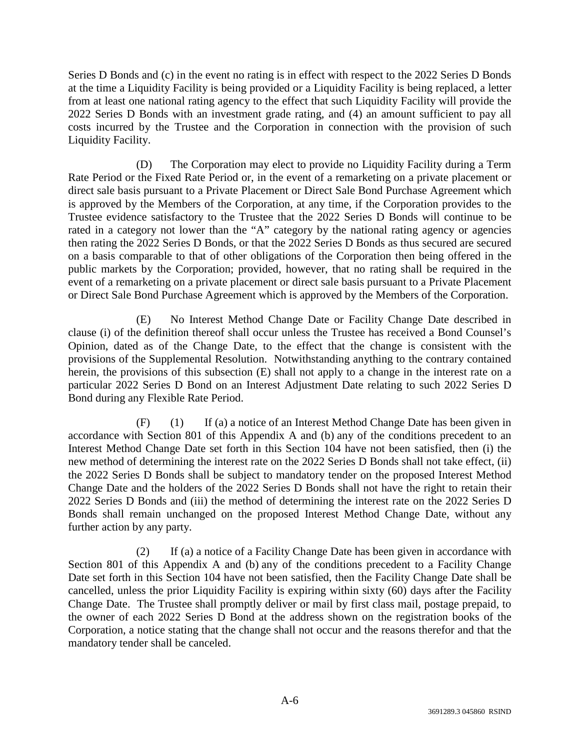Series D Bonds and (c) in the event no rating is in effect with respect to the 2022 Series D Bonds at the time a Liquidity Facility is being provided or a Liquidity Facility is being replaced, a letter from at least one national rating agency to the effect that such Liquidity Facility will provide the 2022 Series D Bonds with an investment grade rating, and (4) an amount sufficient to pay all costs incurred by the Trustee and the Corporation in connection with the provision of such Liquidity Facility.

(D) The Corporation may elect to provide no Liquidity Facility during a Term Rate Period or the Fixed Rate Period or, in the event of a remarketing on a private placement or direct sale basis pursuant to a Private Placement or Direct Sale Bond Purchase Agreement which is approved by the Members of the Corporation, at any time, if the Corporation provides to the Trustee evidence satisfactory to the Trustee that the 2022 Series D Bonds will continue to be rated in a category not lower than the "A" category by the national rating agency or agencies then rating the 2022 Series D Bonds, or that the 2022 Series D Bonds as thus secured are secured on a basis comparable to that of other obligations of the Corporation then being offered in the public markets by the Corporation; provided, however, that no rating shall be required in the event of a remarketing on a private placement or direct sale basis pursuant to a Private Placement or Direct Sale Bond Purchase Agreement which is approved by the Members of the Corporation.

(E) No Interest Method Change Date or Facility Change Date described in clause (i) of the definition thereof shall occur unless the Trustee has received a Bond Counsel's Opinion, dated as of the Change Date, to the effect that the change is consistent with the provisions of the Supplemental Resolution. Notwithstanding anything to the contrary contained herein, the provisions of this subsection (E) shall not apply to a change in the interest rate on a particular 2022 Series D Bond on an Interest Adjustment Date relating to such 2022 Series D Bond during any Flexible Rate Period.

(F) (1) If (a) a notice of an Interest Method Change Date has been given in accordance with Section 801 of this Appendix A and (b) any of the conditions precedent to an Interest Method Change Date set forth in this Section 104 have not been satisfied, then (i) the new method of determining the interest rate on the 2022 Series D Bonds shall not take effect, (ii) the 2022 Series D Bonds shall be subject to mandatory tender on the proposed Interest Method Change Date and the holders of the 2022 Series D Bonds shall not have the right to retain their 2022 Series D Bonds and (iii) the method of determining the interest rate on the 2022 Series D Bonds shall remain unchanged on the proposed Interest Method Change Date, without any further action by any party.

(2) If (a) a notice of a Facility Change Date has been given in accordance with Section 801 of this Appendix A and (b) any of the conditions precedent to a Facility Change Date set forth in this Section 104 have not been satisfied, then the Facility Change Date shall be cancelled, unless the prior Liquidity Facility is expiring within sixty (60) days after the Facility Change Date. The Trustee shall promptly deliver or mail by first class mail, postage prepaid, to the owner of each 2022 Series D Bond at the address shown on the registration books of the Corporation, a notice stating that the change shall not occur and the reasons therefor and that the mandatory tender shall be canceled.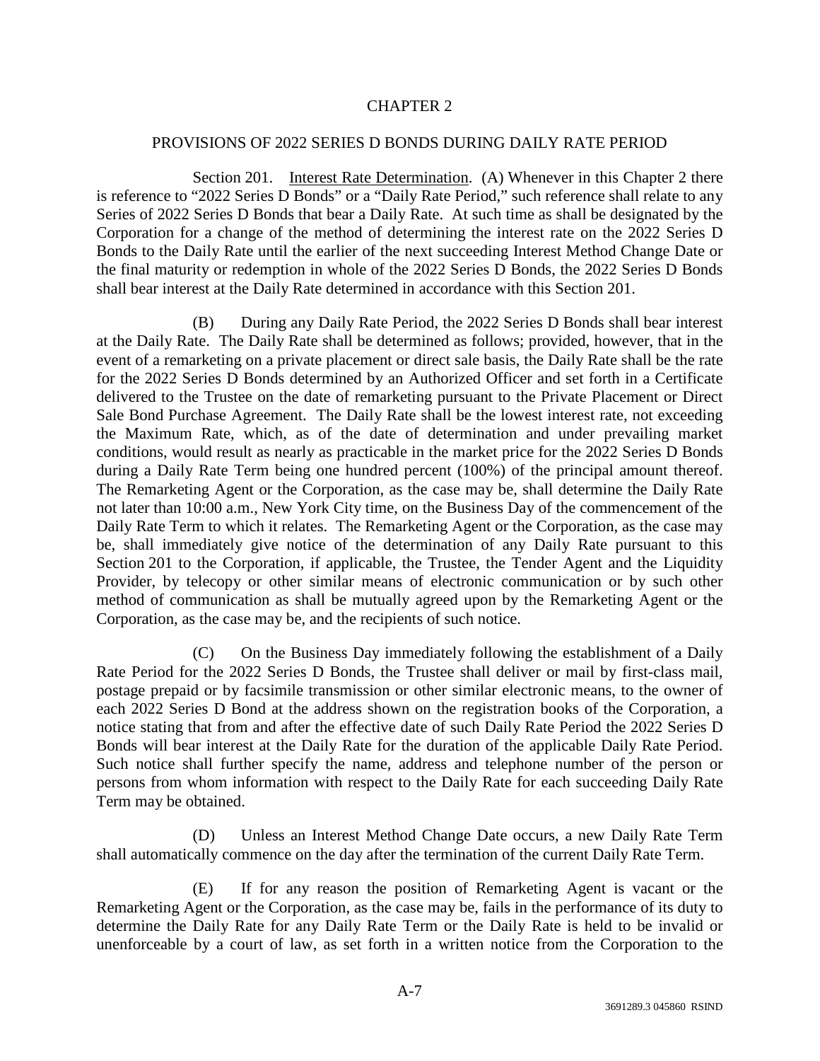# CHAPTER 2

## PROVISIONS OF 2022 SERIES D BONDS DURING DAILY RATE PERIOD

Section 201. Interest Rate Determination. (A) Whenever in this Chapter 2 there is reference to "2022 Series D Bonds" or a "Daily Rate Period," such reference shall relate to any Series of 2022 Series D Bonds that bear a Daily Rate. At such time as shall be designated by the Corporation for a change of the method of determining the interest rate on the 2022 Series D Bonds to the Daily Rate until the earlier of the next succeeding Interest Method Change Date or the final maturity or redemption in whole of the 2022 Series D Bonds, the 2022 Series D Bonds shall bear interest at the Daily Rate determined in accordance with this Section 201.

(B) During any Daily Rate Period, the 2022 Series D Bonds shall bear interest at the Daily Rate. The Daily Rate shall be determined as follows; provided, however, that in the event of a remarketing on a private placement or direct sale basis, the Daily Rate shall be the rate for the 2022 Series D Bonds determined by an Authorized Officer and set forth in a Certificate delivered to the Trustee on the date of remarketing pursuant to the Private Placement or Direct Sale Bond Purchase Agreement. The Daily Rate shall be the lowest interest rate, not exceeding the Maximum Rate, which, as of the date of determination and under prevailing market conditions, would result as nearly as practicable in the market price for the 2022 Series D Bonds during a Daily Rate Term being one hundred percent (100%) of the principal amount thereof. The Remarketing Agent or the Corporation, as the case may be, shall determine the Daily Rate not later than 10:00 a.m., New York City time, on the Business Day of the commencement of the Daily Rate Term to which it relates. The Remarketing Agent or the Corporation, as the case may be, shall immediately give notice of the determination of any Daily Rate pursuant to this Section 201 to the Corporation, if applicable, the Trustee, the Tender Agent and the Liquidity Provider, by telecopy or other similar means of electronic communication or by such other method of communication as shall be mutually agreed upon by the Remarketing Agent or the Corporation, as the case may be, and the recipients of such notice.

(C) On the Business Day immediately following the establishment of a Daily Rate Period for the 2022 Series D Bonds, the Trustee shall deliver or mail by first-class mail, postage prepaid or by facsimile transmission or other similar electronic means, to the owner of each 2022 Series D Bond at the address shown on the registration books of the Corporation, a notice stating that from and after the effective date of such Daily Rate Period the 2022 Series D Bonds will bear interest at the Daily Rate for the duration of the applicable Daily Rate Period. Such notice shall further specify the name, address and telephone number of the person or persons from whom information with respect to the Daily Rate for each succeeding Daily Rate Term may be obtained.

(D) Unless an Interest Method Change Date occurs, a new Daily Rate Term shall automatically commence on the day after the termination of the current Daily Rate Term.

(E) If for any reason the position of Remarketing Agent is vacant or the Remarketing Agent or the Corporation, as the case may be, fails in the performance of its duty to determine the Daily Rate for any Daily Rate Term or the Daily Rate is held to be invalid or unenforceable by a court of law, as set forth in a written notice from the Corporation to the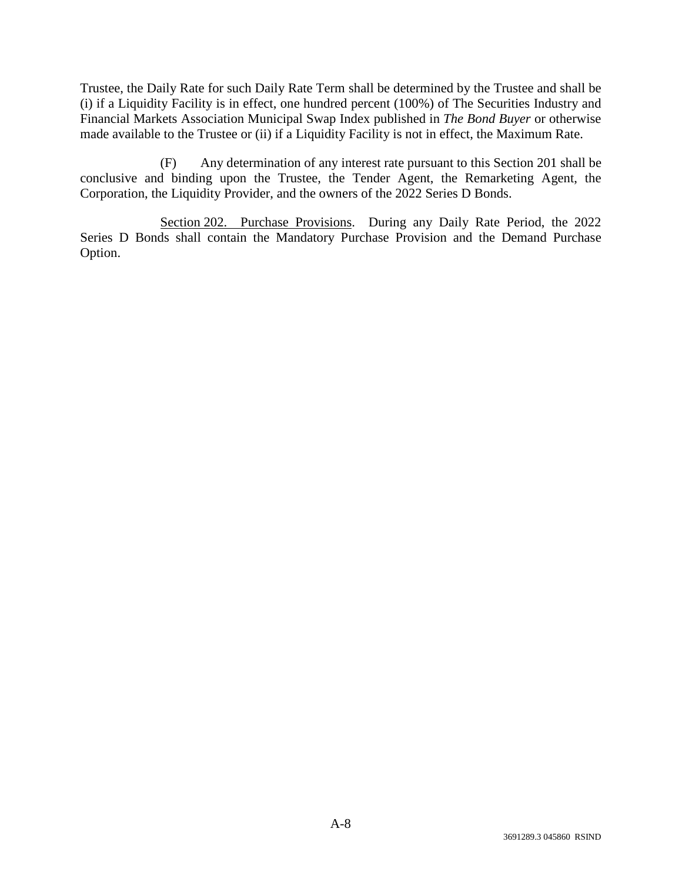Trustee, the Daily Rate for such Daily Rate Term shall be determined by the Trustee and shall be (i) if a Liquidity Facility is in effect, one hundred percent (100%) of The Securities Industry and Financial Markets Association Municipal Swap Index published in *The Bond Buyer* or otherwise made available to the Trustee or (ii) if a Liquidity Facility is not in effect, the Maximum Rate.

(F) Any determination of any interest rate pursuant to this Section 201 shall be conclusive and binding upon the Trustee, the Tender Agent, the Remarketing Agent, the Corporation, the Liquidity Provider, and the owners of the 2022 Series D Bonds.

Section 202. Purchase Provisions. During any Daily Rate Period, the 2022 Series D Bonds shall contain the Mandatory Purchase Provision and the Demand Purchase Option.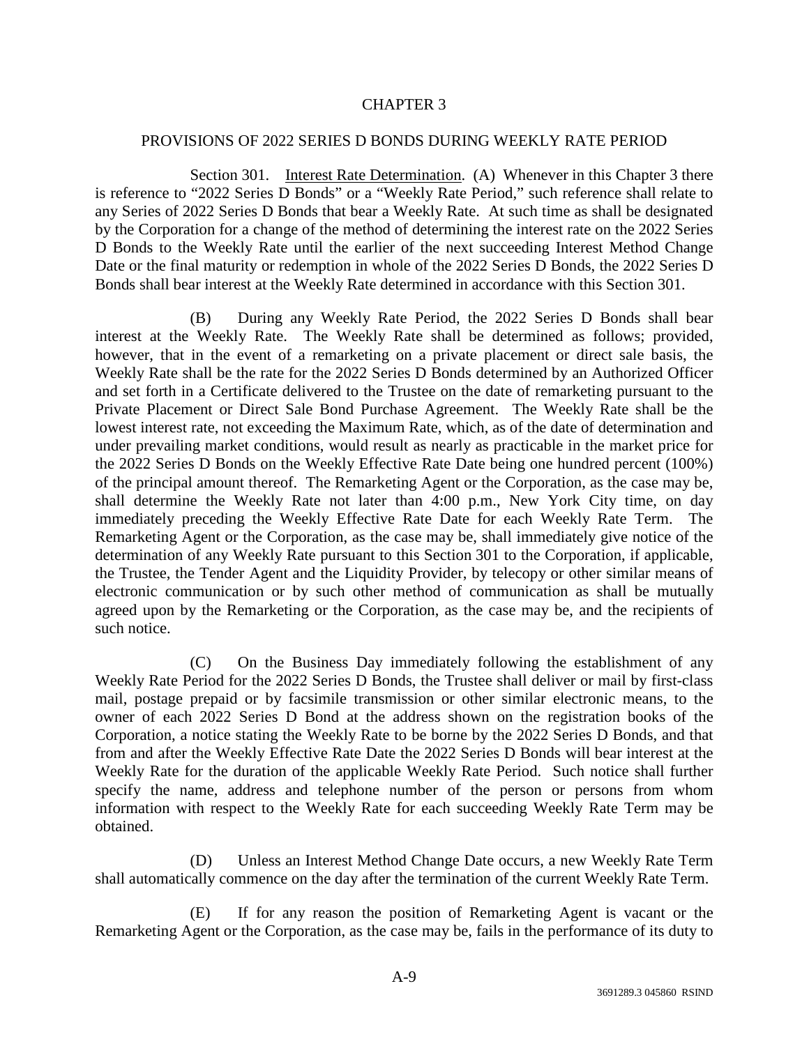# CHAPTER 3

## PROVISIONS OF 2022 SERIES D BONDS DURING WEEKLY RATE PERIOD

Section 301. Interest Rate Determination. (A) Whenever in this Chapter 3 there is reference to "2022 Series D Bonds" or a "Weekly Rate Period," such reference shall relate to any Series of 2022 Series D Bonds that bear a Weekly Rate. At such time as shall be designated by the Corporation for a change of the method of determining the interest rate on the 2022 Series D Bonds to the Weekly Rate until the earlier of the next succeeding Interest Method Change Date or the final maturity or redemption in whole of the 2022 Series D Bonds, the 2022 Series D Bonds shall bear interest at the Weekly Rate determined in accordance with this Section 301.

(B) During any Weekly Rate Period, the 2022 Series D Bonds shall bear interest at the Weekly Rate. The Weekly Rate shall be determined as follows; provided, however, that in the event of a remarketing on a private placement or direct sale basis, the Weekly Rate shall be the rate for the 2022 Series D Bonds determined by an Authorized Officer and set forth in a Certificate delivered to the Trustee on the date of remarketing pursuant to the Private Placement or Direct Sale Bond Purchase Agreement. The Weekly Rate shall be the lowest interest rate, not exceeding the Maximum Rate, which, as of the date of determination and under prevailing market conditions, would result as nearly as practicable in the market price for the 2022 Series D Bonds on the Weekly Effective Rate Date being one hundred percent (100%) of the principal amount thereof. The Remarketing Agent or the Corporation, as the case may be, shall determine the Weekly Rate not later than 4:00 p.m., New York City time, on day immediately preceding the Weekly Effective Rate Date for each Weekly Rate Term. The Remarketing Agent or the Corporation, as the case may be, shall immediately give notice of the determination of any Weekly Rate pursuant to this Section 301 to the Corporation, if applicable, the Trustee, the Tender Agent and the Liquidity Provider, by telecopy or other similar means of electronic communication or by such other method of communication as shall be mutually agreed upon by the Remarketing or the Corporation, as the case may be, and the recipients of such notice.

(C) On the Business Day immediately following the establishment of any Weekly Rate Period for the 2022 Series D Bonds, the Trustee shall deliver or mail by first-class mail, postage prepaid or by facsimile transmission or other similar electronic means, to the owner of each 2022 Series D Bond at the address shown on the registration books of the Corporation, a notice stating the Weekly Rate to be borne by the 2022 Series D Bonds, and that from and after the Weekly Effective Rate Date the 2022 Series D Bonds will bear interest at the Weekly Rate for the duration of the applicable Weekly Rate Period. Such notice shall further specify the name, address and telephone number of the person or persons from whom information with respect to the Weekly Rate for each succeeding Weekly Rate Term may be obtained.

(D) Unless an Interest Method Change Date occurs, a new Weekly Rate Term shall automatically commence on the day after the termination of the current Weekly Rate Term.

(E) If for any reason the position of Remarketing Agent is vacant or the Remarketing Agent or the Corporation, as the case may be, fails in the performance of its duty to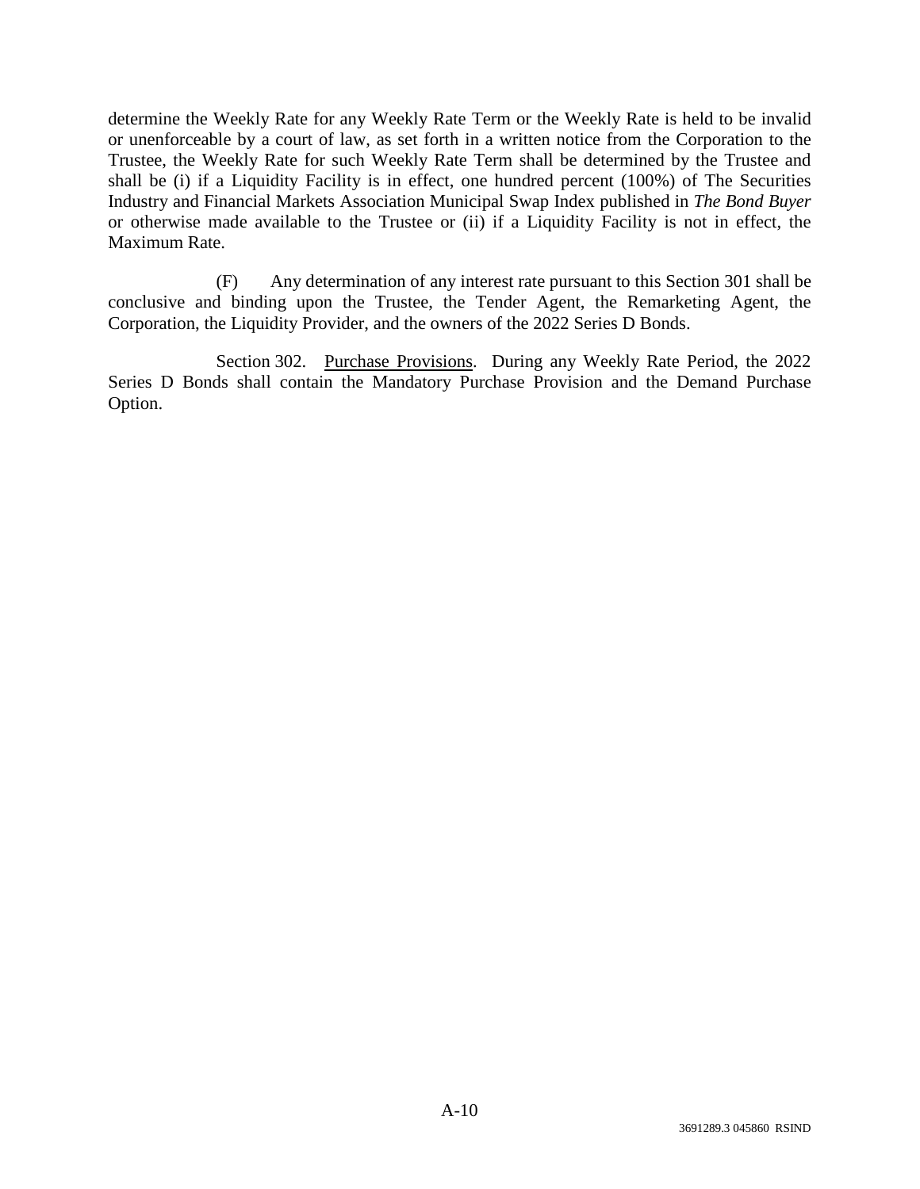determine the Weekly Rate for any Weekly Rate Term or the Weekly Rate is held to be invalid or unenforceable by a court of law, as set forth in a written notice from the Corporation to the Trustee, the Weekly Rate for such Weekly Rate Term shall be determined by the Trustee and shall be (i) if a Liquidity Facility is in effect, one hundred percent (100%) of The Securities Industry and Financial Markets Association Municipal Swap Index published in *The Bond Buyer* or otherwise made available to the Trustee or (ii) if a Liquidity Facility is not in effect, the Maximum Rate.

(F) Any determination of any interest rate pursuant to this Section 301 shall be conclusive and binding upon the Trustee, the Tender Agent, the Remarketing Agent, the Corporation, the Liquidity Provider, and the owners of the 2022 Series D Bonds.

Section 302. Purchase Provisions. During any Weekly Rate Period, the 2022 Series D Bonds shall contain the Mandatory Purchase Provision and the Demand Purchase Option.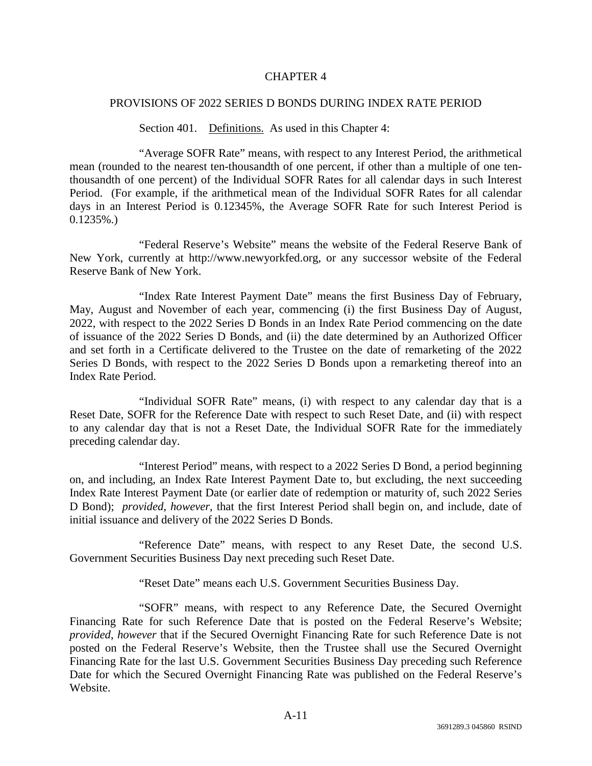# CHAPTER 4

## PROVISIONS OF 2022 SERIES D BONDS DURING INDEX RATE PERIOD

Section 401. Definitions. As used in this Chapter 4:

"Average SOFR Rate" means, with respect to any Interest Period, the arithmetical mean (rounded to the nearest ten-thousandth of one percent, if other than a multiple of one ten-thousandth of one percent) of the Individual SOFR Rates for all calendar days in such Interest Period. (For example, if the arithmetical mean of the Individual SOFR Rates for all calendar days in an Interest Period is 0.12345%, the Average SOFR Rate for such Interest Period is 0.1235%.)

"Federal Reserve's Website" means the website of the Federal Reserve Bank of New York, currently at http://www.newyorkfed.org, or any successor website of the Federal Reserve Bank of New York.

"Index Rate Interest Payment Date" means the first Business Day of February, May, August and November of each year, commencing (i) the first Business Day of August, 2022, with respect to the 2022 Series D Bonds in an Index Rate Period commencing on the date of issuance of the 2022 Series D Bonds, and (ii) the date determined by an Authorized Officer and set forth in a Certificate delivered to the Trustee on the date of remarketing of the 2022 Series D Bonds, with respect to the 2022 Series D Bonds upon a remarketing thereof into an Index Rate Period.

"Individual SOFR Rate" means, (i) with respect to any calendar day that is a Reset Date, SOFR for the Reference Date with respect to such Reset Date, and (ii) with respect to any calendar day that is not a Reset Date, the Individual SOFR Rate for the immediately preceding calendar day.

"Interest Period" means, with respect to a 2022 Series D Bond, a period beginning on, and including, an Index Rate Interest Payment Date to, but excluding, the next succeeding Index Rate Interest Payment Date (or earlier date of redemption or maturity of, such 2022 Series D Bond); *provided*, *however*, that the first Interest Period shall begin on, and include, date of initial issuance and delivery of the 2022 Series D Bonds.

"Reference Date" means, with respect to any Reset Date, the second U.S. Government Securities Business Day next preceding such Reset Date.

"Reset Date" means each U.S. Government Securities Business Day.

"SOFR" means, with respect to any Reference Date, the Secured Overnight Financing Rate for such Reference Date that is posted on the Federal Reserve's Website; *provided*, *however* that if the Secured Overnight Financing Rate for such Reference Date is not posted on the Federal Reserve's Website, then the Trustee shall use the Secured Overnight Financing Rate for the last U.S. Government Securities Business Day preceding such Reference Date for which the Secured Overnight Financing Rate was published on the Federal Reserve's Website.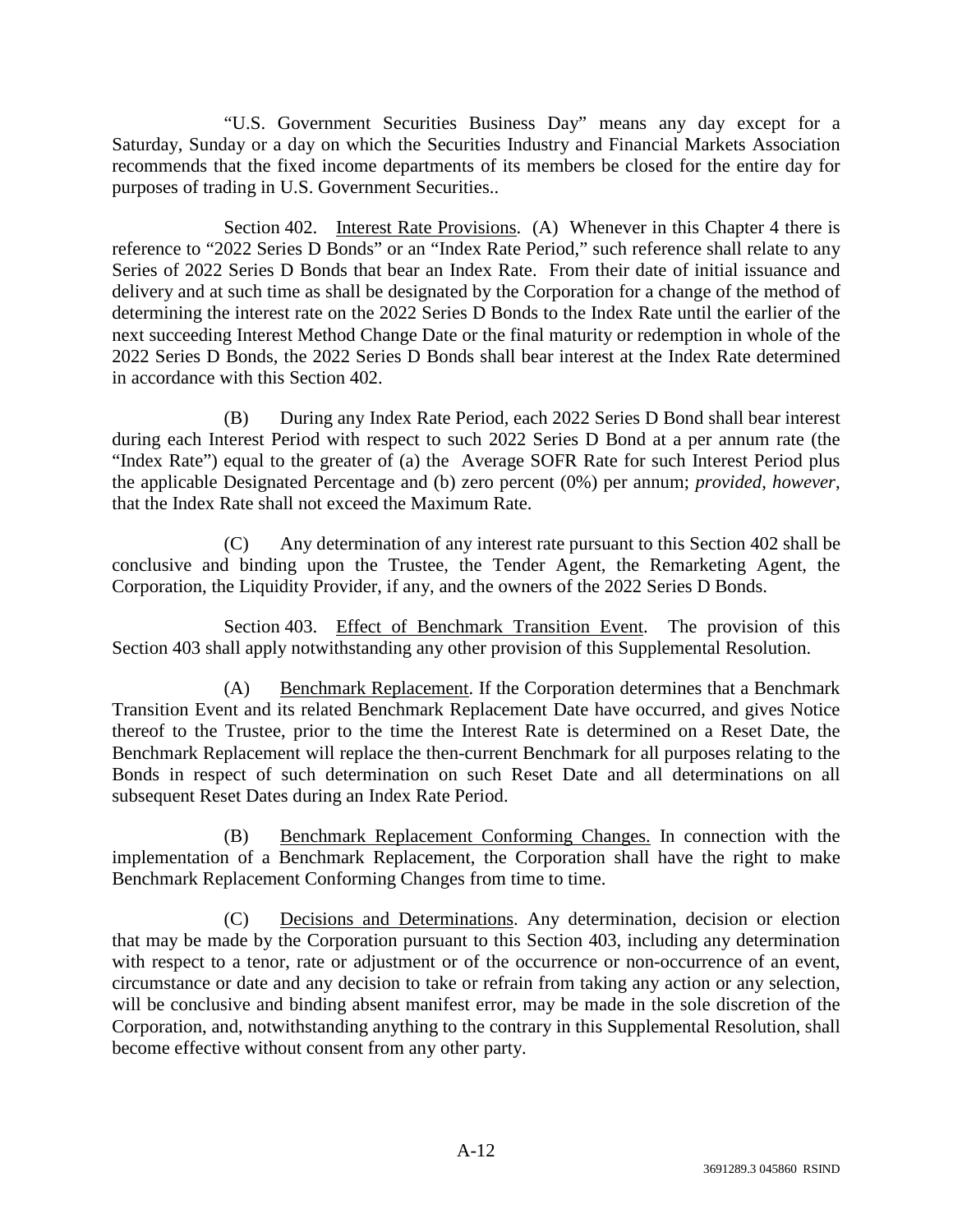"U.S. Government Securities Business Day" means any day except for a Saturday, Sunday or a day on which the Securities Industry and Financial Markets Association recommends that the fixed income departments of its members be closed for the entire day for purposes of trading in U.S. Government Securities..

Section 402. Interest Rate Provisions. (A) Whenever in this Chapter 4 there is reference to "2022 Series D Bonds" or an "Index Rate Period," such reference shall relate to any Series of 2022 Series D Bonds that bear an Index Rate. From their date of initial issuance and delivery and at such time as shall be designated by the Corporation for a change of the method of determining the interest rate on the 2022 Series D Bonds to the Index Rate until the earlier of the next succeeding Interest Method Change Date or the final maturity or redemption in whole of the 2022 Series D Bonds, the 2022 Series D Bonds shall bear interest at the Index Rate determined in accordance with this Section 402.

(B) During any Index Rate Period, each 2022 Series D Bond shall bear interest during each Interest Period with respect to such 2022 Series D Bond at a per annum rate (the "Index Rate") equal to the greater of (a) the Average SOFR Rate for such Interest Period plus the applicable Designated Percentage and (b) zero percent (0%) per annum; *provided*, *however*, that the Index Rate shall not exceed the Maximum Rate.

(C) Any determination of any interest rate pursuant to this Section 402 shall be conclusive and binding upon the Trustee, the Tender Agent, the Remarketing Agent, the Corporation, the Liquidity Provider, if any, and the owners of the 2022 Series D Bonds.

Section 403. Effect of Benchmark Transition Event. The provision of this Section 403 shall apply notwithstanding any other provision of this Supplemental Resolution.

(A) Benchmark Replacement. If the Corporation determines that a Benchmark Transition Event and its related Benchmark Replacement Date have occurred, and gives Notice thereof to the Trustee, prior to the time the Interest Rate is determined on a Reset Date, the Benchmark Replacement will replace the then-current Benchmark for all purposes relating to the Bonds in respect of such determination on such Reset Date and all determinations on all subsequent Reset Dates during an Index Rate Period.

(B) Benchmark Replacement Conforming Changes. In connection with the implementation of a Benchmark Replacement, the Corporation shall have the right to make Benchmark Replacement Conforming Changes from time to time.

(C) Decisions and Determinations. Any determination, decision or election that may be made by the Corporation pursuant to this Section 403, including any determination with respect to a tenor, rate or adjustment or of the occurrence or non-occurrence of an event, circumstance or date and any decision to take or refrain from taking any action or any selection, will be conclusive and binding absent manifest error, may be made in the sole discretion of the Corporation, and, notwithstanding anything to the contrary in this Supplemental Resolution, shall become effective without consent from any other party.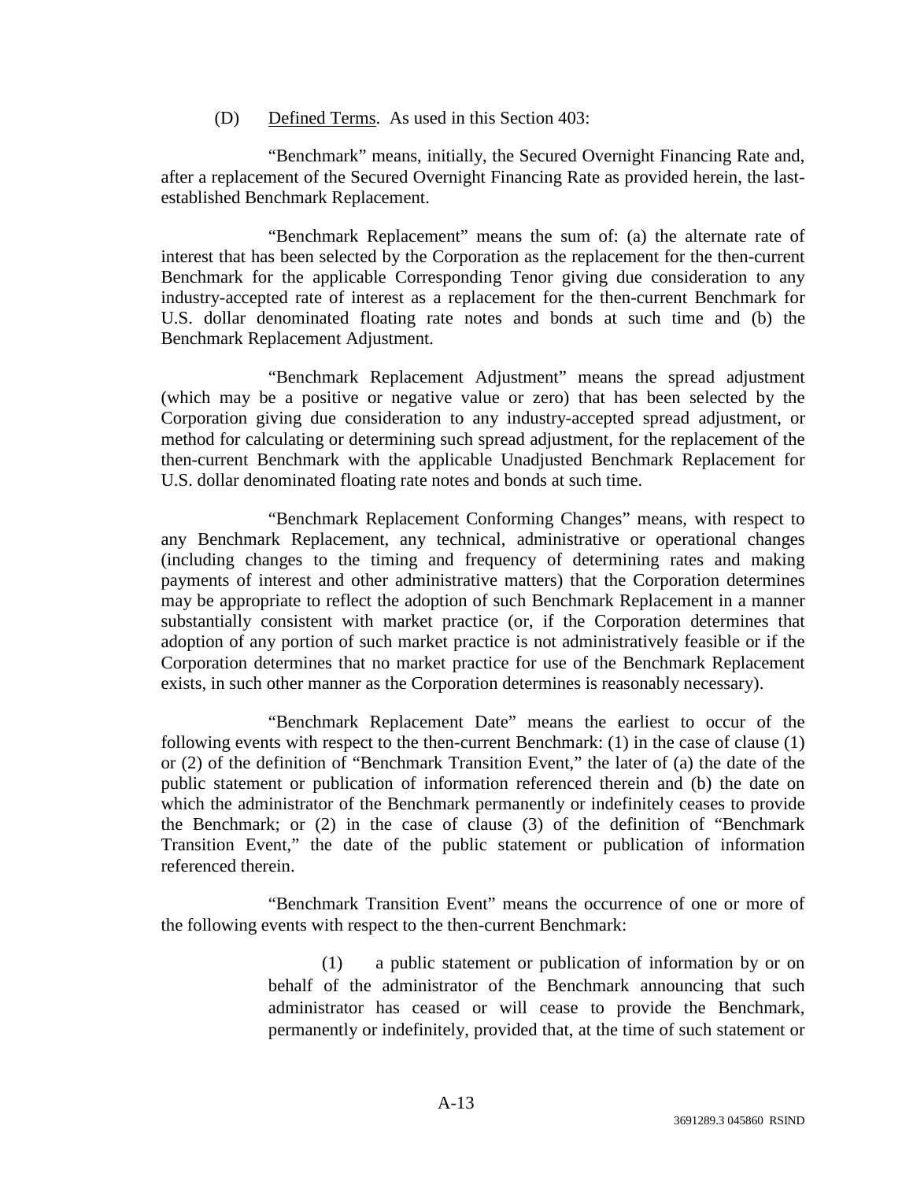(D) Defined Terms. As used in this Section 403:

"Benchmark" means, initially, the Secured Overnight Financing Rate and, after a replacement of the Secured Overnight Financing Rate as provided herein, the last-established Benchmark Replacement.

"Benchmark Replacement" means the sum of: (a) the alternate rate of interest that has been selected by the Corporation as the replacement for the then-current Benchmark for the applicable Corresponding Tenor giving due consideration to any industry-accepted rate of interest as a replacement for the then-current Benchmark for U.S. dollar denominated floating rate notes and bonds at such time and (b) the Benchmark Replacement Adjustment.

"Benchmark Replacement Adjustment" means the spread adjustment (which may be a positive or negative value or zero) that has been selected by the Corporation giving due consideration to any industry-accepted spread adjustment, or method for calculating or determining such spread adjustment, for the replacement of the then-current Benchmark with the applicable Unadjusted Benchmark Replacement for U.S. dollar denominated floating rate notes and bonds at such time.

"Benchmark Replacement Conforming Changes" means, with respect to any Benchmark Replacement, any technical, administrative or operational changes (including changes to the timing and frequency of determining rates and making payments of interest and other administrative matters) that the Corporation determines may be appropriate to reflect the adoption of such Benchmark Replacement in a manner substantially consistent with market practice (or, if the Corporation determines that adoption of any portion of such market practice is not administratively feasible or if the Corporation determines that no market practice for use of the Benchmark Replacement exists, in such other manner as the Corporation determines is reasonably necessary).

"Benchmark Replacement Date" means the earliest to occur of the following events with respect to the then-current Benchmark: (1) in the case of clause (1) or (2) of the definition of "Benchmark Transition Event," the later of (a) the date of the public statement or publication of information referenced therein and (b) the date on which the administrator of the Benchmark permanently or indefinitely ceases to provide the Benchmark; or (2) in the case of clause (3) of the definition of "Benchmark Transition Event," the date of the public statement or publication of information referenced therein.

"Benchmark Transition Event" means the occurrence of one or more of the following events with respect to the then-current Benchmark:

(1) a public statement or publication of information by or on behalf of the administrator of the Benchmark announcing that such administrator has ceased or will cease to provide the Benchmark, permanently or indefinitely, provided that, at the time of such statement or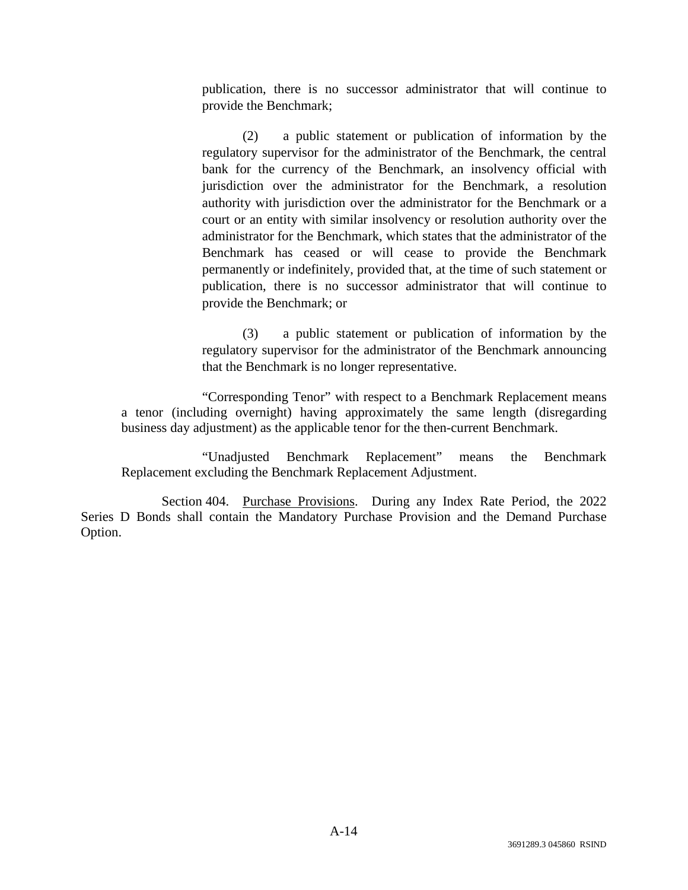publication, there is no successor administrator that will continue to provide the Benchmark;

(2) a public statement or publication of information by the regulatory supervisor for the administrator of the Benchmark, the central bank for the currency of the Benchmark, an insolvency official with jurisdiction over the administrator for the Benchmark, a resolution authority with jurisdiction over the administrator for the Benchmark or a court or an entity with similar insolvency or resolution authority over the administrator for the Benchmark, which states that the administrator of the Benchmark has ceased or will cease to provide the Benchmark permanently or indefinitely, provided that, at the time of such statement or publication, there is no successor administrator that will continue to provide the Benchmark; or

(3) a public statement or publication of information by the regulatory supervisor for the administrator of the Benchmark announcing that the Benchmark is no longer representative.

"Corresponding Tenor" with respect to a Benchmark Replacement means a tenor (including overnight) having approximately the same length (disregarding business day adjustment) as the applicable tenor for the then-current Benchmark.

"Unadjusted Benchmark Replacement" means the Benchmark Replacement excluding the Benchmark Replacement Adjustment.

Section 404. Purchase Provisions. During any Index Rate Period, the 2022 Series D Bonds shall contain the Mandatory Purchase Provision and the Demand Purchase Option.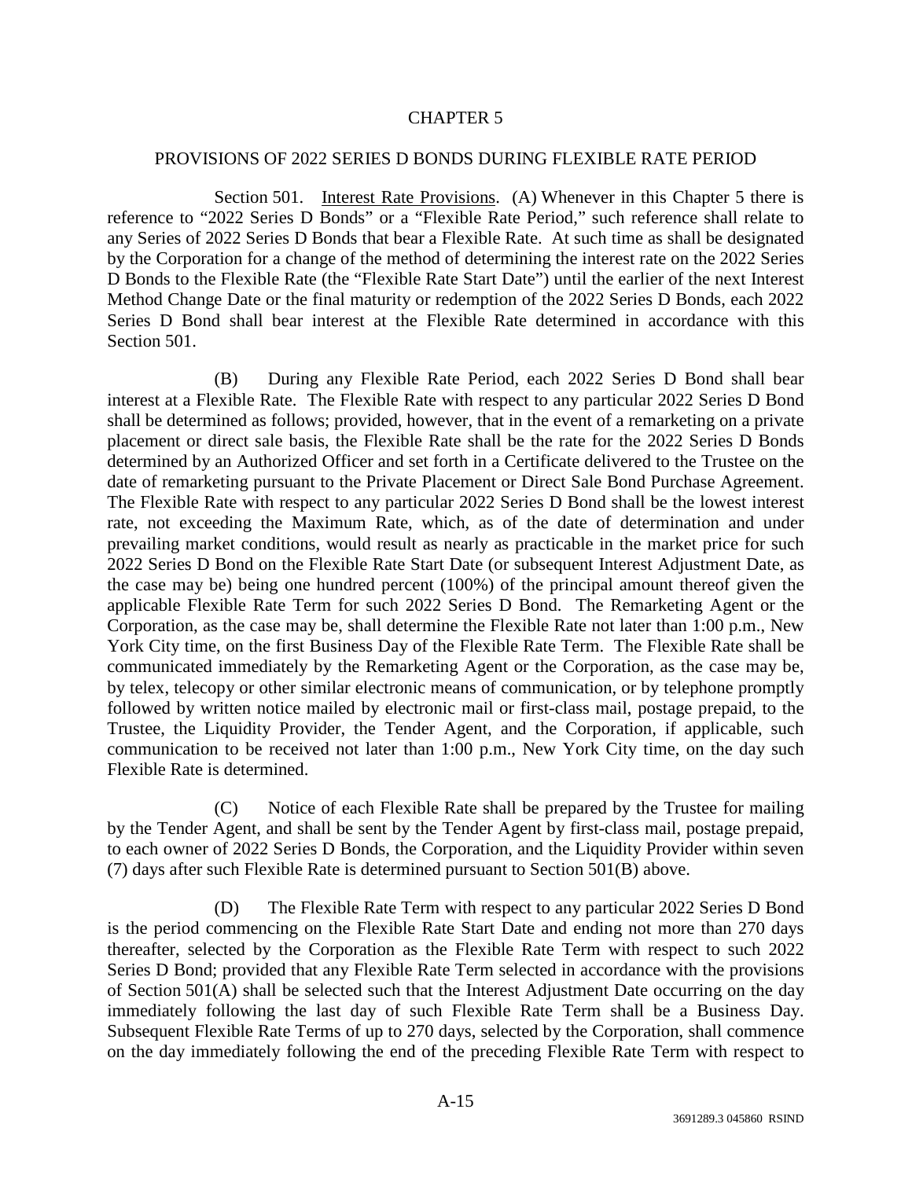# CHAPTER 5

## PROVISIONS OF 2022 SERIES D BONDS DURING FLEXIBLE RATE PERIOD

Section 501. Interest Rate Provisions. (A) Whenever in this Chapter 5 there is reference to "2022 Series D Bonds" or a "Flexible Rate Period," such reference shall relate to any Series of 2022 Series D Bonds that bear a Flexible Rate. At such time as shall be designated by the Corporation for a change of the method of determining the interest rate on the 2022 Series D Bonds to the Flexible Rate (the "Flexible Rate Start Date") until the earlier of the next Interest Method Change Date or the final maturity or redemption of the 2022 Series D Bonds, each 2022 Series D Bond shall bear interest at the Flexible Rate determined in accordance with this Section 501.

(B) During any Flexible Rate Period, each 2022 Series D Bond shall bear interest at a Flexible Rate. The Flexible Rate with respect to any particular 2022 Series D Bond shall be determined as follows; provided, however, that in the event of a remarketing on a private placement or direct sale basis, the Flexible Rate shall be the rate for the 2022 Series D Bonds determined by an Authorized Officer and set forth in a Certificate delivered to the Trustee on the date of remarketing pursuant to the Private Placement or Direct Sale Bond Purchase Agreement. The Flexible Rate with respect to any particular 2022 Series D Bond shall be the lowest interest rate, not exceeding the Maximum Rate, which, as of the date of determination and under prevailing market conditions, would result as nearly as practicable in the market price for such 2022 Series D Bond on the Flexible Rate Start Date (or subsequent Interest Adjustment Date, as the case may be) being one hundred percent (100%) of the principal amount thereof given the applicable Flexible Rate Term for such 2022 Series D Bond. The Remarketing Agent or the Corporation, as the case may be, shall determine the Flexible Rate not later than 1:00 p.m., New York City time, on the first Business Day of the Flexible Rate Term. The Flexible Rate shall be communicated immediately by the Remarketing Agent or the Corporation, as the case may be, by telex, telecopy or other similar electronic means of communication, or by telephone promptly followed by written notice mailed by electronic mail or first-class mail, postage prepaid, to the Trustee, the Liquidity Provider, the Tender Agent, and the Corporation, if applicable, such communication to be received not later than 1:00 p.m., New York City time, on the day such Flexible Rate is determined.

(C) Notice of each Flexible Rate shall be prepared by the Trustee for mailing by the Tender Agent, and shall be sent by the Tender Agent by first-class mail, postage prepaid, to each owner of 2022 Series D Bonds, the Corporation, and the Liquidity Provider within seven (7) days after such Flexible Rate is determined pursuant to Section 501(B) above.

(D) The Flexible Rate Term with respect to any particular 2022 Series D Bond is the period commencing on the Flexible Rate Start Date and ending not more than 270 days thereafter, selected by the Corporation as the Flexible Rate Term with respect to such 2022 Series D Bond; provided that any Flexible Rate Term selected in accordance with the provisions of Section 501(A) shall be selected such that the Interest Adjustment Date occurring on the day immediately following the last day of such Flexible Rate Term shall be a Business Day. Subsequent Flexible Rate Terms of up to 270 days, selected by the Corporation, shall commence on the day immediately following the end of the preceding Flexible Rate Term with respect to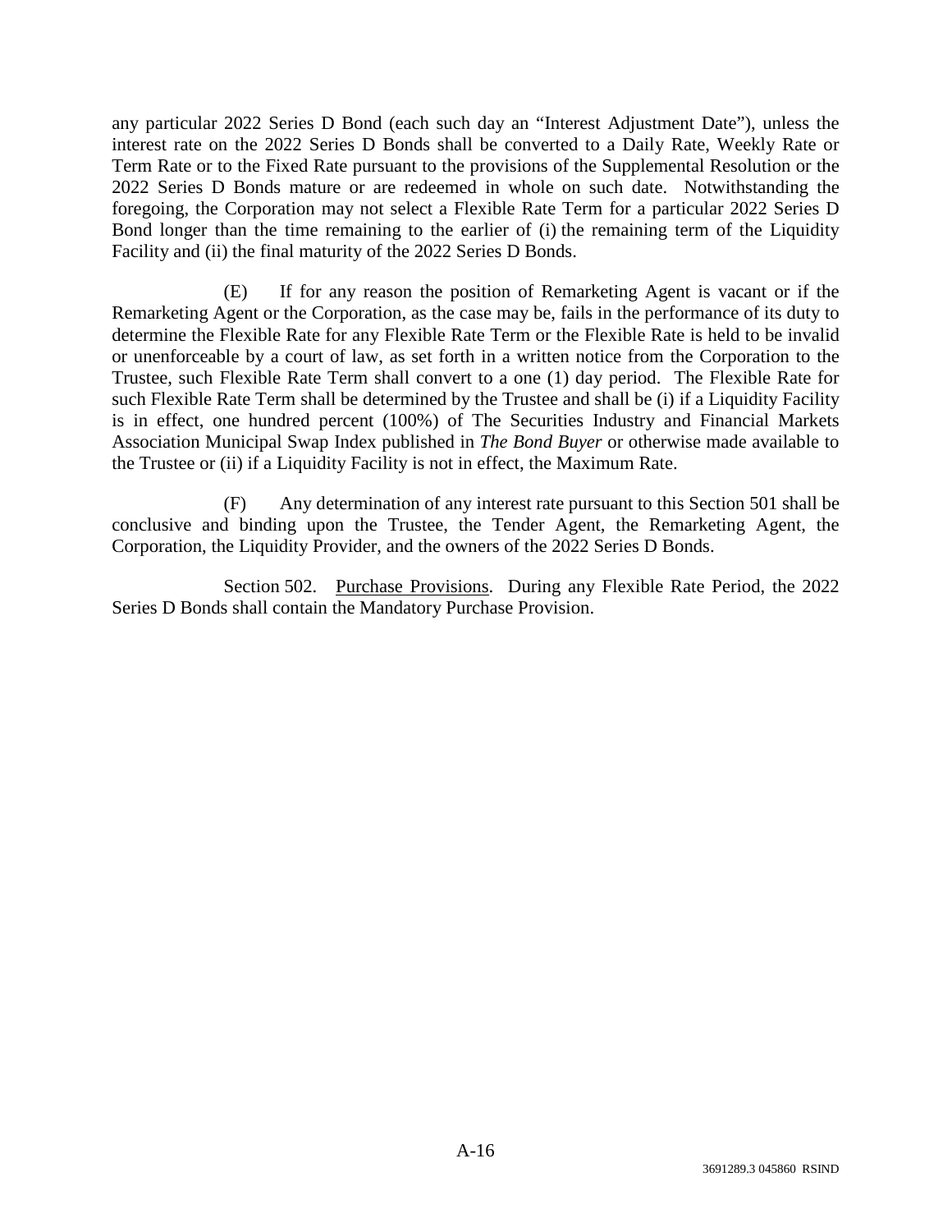any particular 2022 Series D Bond (each such day an "Interest Adjustment Date"), unless the interest rate on the 2022 Series D Bonds shall be converted to a Daily Rate, Weekly Rate or Term Rate or to the Fixed Rate pursuant to the provisions of the Supplemental Resolution or the 2022 Series D Bonds mature or are redeemed in whole on such date. Notwithstanding the foregoing, the Corporation may not select a Flexible Rate Term for a particular 2022 Series D Bond longer than the time remaining to the earlier of (i) the remaining term of the Liquidity Facility and (ii) the final maturity of the 2022 Series D Bonds.

(E) If for any reason the position of Remarketing Agent is vacant or if the Remarketing Agent or the Corporation, as the case may be, fails in the performance of its duty to determine the Flexible Rate for any Flexible Rate Term or the Flexible Rate is held to be invalid or unenforceable by a court of law, as set forth in a written notice from the Corporation to the Trustee, such Flexible Rate Term shall convert to a one (1) day period. The Flexible Rate for such Flexible Rate Term shall be determined by the Trustee and shall be (i) if a Liquidity Facility is in effect, one hundred percent (100%) of The Securities Industry and Financial Markets Association Municipal Swap Index published in *The Bond Buyer* or otherwise made available to the Trustee or (ii) if a Liquidity Facility is not in effect, the Maximum Rate.

(F) Any determination of any interest rate pursuant to this Section 501 shall be conclusive and binding upon the Trustee, the Tender Agent, the Remarketing Agent, the Corporation, the Liquidity Provider, and the owners of the 2022 Series D Bonds.

Section 502. Purchase Provisions. During any Flexible Rate Period, the 2022 Series D Bonds shall contain the Mandatory Purchase Provision.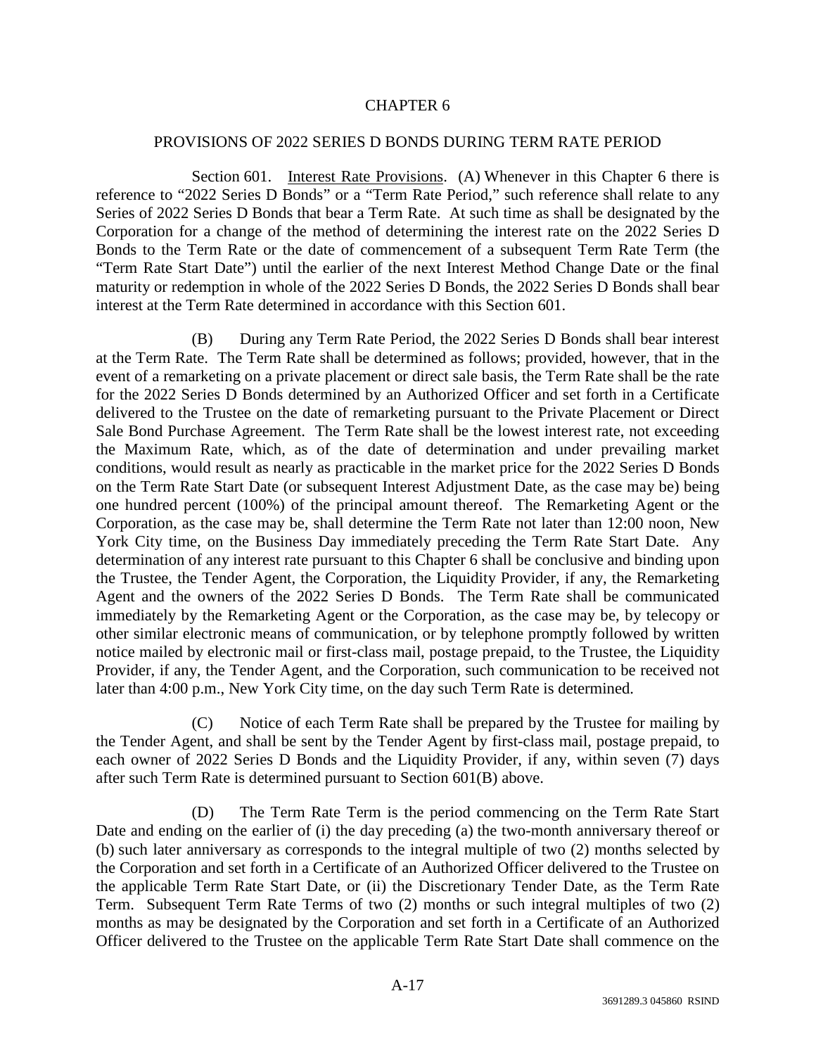# CHAPTER 6

## PROVISIONS OF 2022 SERIES D BONDS DURING TERM RATE PERIOD

Section 601. Interest Rate Provisions. (A) Whenever in this Chapter 6 there is reference to "2022 Series D Bonds" or a "Term Rate Period," such reference shall relate to any Series of 2022 Series D Bonds that bear a Term Rate. At such time as shall be designated by the Corporation for a change of the method of determining the interest rate on the 2022 Series D Bonds to the Term Rate or the date of commencement of a subsequent Term Rate Term (the "Term Rate Start Date") until the earlier of the next Interest Method Change Date or the final maturity or redemption in whole of the 2022 Series D Bonds, the 2022 Series D Bonds shall bear interest at the Term Rate determined in accordance with this Section 601.

(B) During any Term Rate Period, the 2022 Series D Bonds shall bear interest at the Term Rate. The Term Rate shall be determined as follows; provided, however, that in the event of a remarketing on a private placement or direct sale basis, the Term Rate shall be the rate for the 2022 Series D Bonds determined by an Authorized Officer and set forth in a Certificate delivered to the Trustee on the date of remarketing pursuant to the Private Placement or Direct Sale Bond Purchase Agreement. The Term Rate shall be the lowest interest rate, not exceeding the Maximum Rate, which, as of the date of determination and under prevailing market conditions, would result as nearly as practicable in the market price for the 2022 Series D Bonds on the Term Rate Start Date (or subsequent Interest Adjustment Date, as the case may be) being one hundred percent (100%) of the principal amount thereof. The Remarketing Agent or the Corporation, as the case may be, shall determine the Term Rate not later than 12:00 noon, New York City time, on the Business Day immediately preceding the Term Rate Start Date. Any determination of any interest rate pursuant to this Chapter 6 shall be conclusive and binding upon the Trustee, the Tender Agent, the Corporation, the Liquidity Provider, if any, the Remarketing Agent and the owners of the 2022 Series D Bonds. The Term Rate shall be communicated immediately by the Remarketing Agent or the Corporation, as the case may be, by telecopy or other similar electronic means of communication, or by telephone promptly followed by written notice mailed by electronic mail or first-class mail, postage prepaid, to the Trustee, the Liquidity Provider, if any, the Tender Agent, and the Corporation, such communication to be received not later than 4:00 p.m., New York City time, on the day such Term Rate is determined.

(C) Notice of each Term Rate shall be prepared by the Trustee for mailing by the Tender Agent, and shall be sent by the Tender Agent by first-class mail, postage prepaid, to each owner of 2022 Series D Bonds and the Liquidity Provider, if any, within seven (7) days after such Term Rate is determined pursuant to Section 601(B) above.

(D) The Term Rate Term is the period commencing on the Term Rate Start Date and ending on the earlier of (i) the day preceding (a) the two-month anniversary thereof or (b) such later anniversary as corresponds to the integral multiple of two (2) months selected by the Corporation and set forth in a Certificate of an Authorized Officer delivered to the Trustee on the applicable Term Rate Start Date, or (ii) the Discretionary Tender Date, as the Term Rate Term. Subsequent Term Rate Terms of two (2) months or such integral multiples of two (2) months as may be designated by the Corporation and set forth in a Certificate of an Authorized Officer delivered to the Trustee on the applicable Term Rate Start Date shall commence on the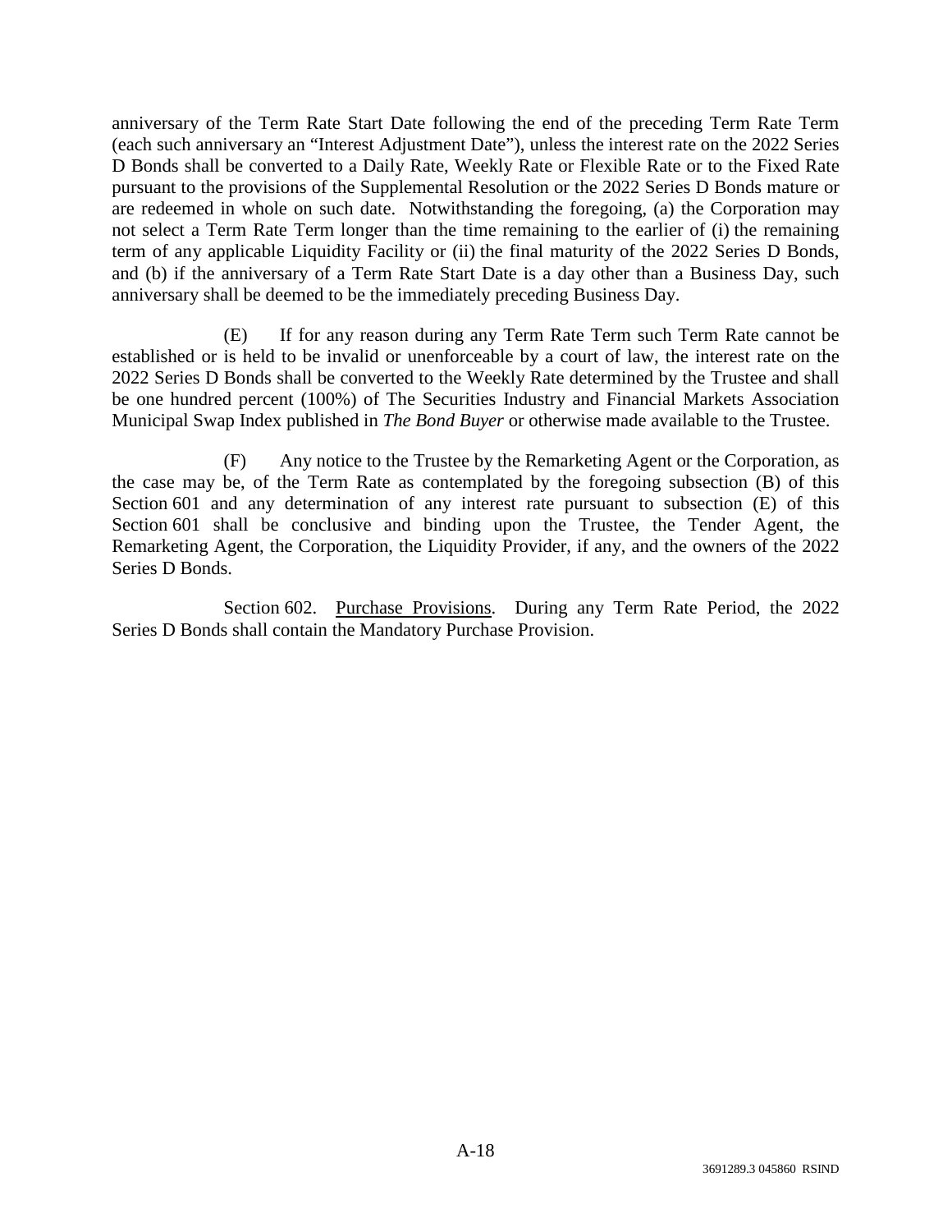anniversary of the Term Rate Start Date following the end of the preceding Term Rate Term (each such anniversary an "Interest Adjustment Date"), unless the interest rate on the 2022 Series D Bonds shall be converted to a Daily Rate, Weekly Rate or Flexible Rate or to the Fixed Rate pursuant to the provisions of the Supplemental Resolution or the 2022 Series D Bonds mature or are redeemed in whole on such date. Notwithstanding the foregoing, (a) the Corporation may not select a Term Rate Term longer than the time remaining to the earlier of (i) the remaining term of any applicable Liquidity Facility or (ii) the final maturity of the 2022 Series D Bonds, and (b) if the anniversary of a Term Rate Start Date is a day other than a Business Day, such anniversary shall be deemed to be the immediately preceding Business Day.

(E) If for any reason during any Term Rate Term such Term Rate cannot be established or is held to be invalid or unenforceable by a court of law, the interest rate on the 2022 Series D Bonds shall be converted to the Weekly Rate determined by the Trustee and shall be one hundred percent (100%) of The Securities Industry and Financial Markets Association Municipal Swap Index published in *The Bond Buyer* or otherwise made available to the Trustee.

(F) Any notice to the Trustee by the Remarketing Agent or the Corporation, as the case may be, of the Term Rate as contemplated by the foregoing subsection (B) of this Section 601 and any determination of any interest rate pursuant to subsection (E) of this Section 601 shall be conclusive and binding upon the Trustee, the Tender Agent, the Remarketing Agent, the Corporation, the Liquidity Provider, if any, and the owners of the 2022 Series D Bonds.

Section 602. Purchase Provisions. During any Term Rate Period, the 2022 Series D Bonds shall contain the Mandatory Purchase Provision.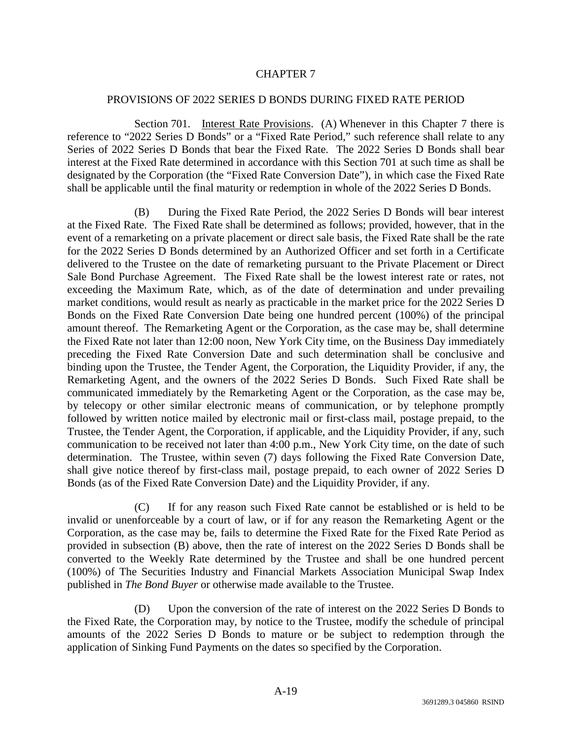# CHAPTER 7

## PROVISIONS OF 2022 SERIES D BONDS DURING FIXED RATE PERIOD

Section 701. Interest Rate Provisions. (A) Whenever in this Chapter 7 there is reference to "2022 Series D Bonds" or a "Fixed Rate Period," such reference shall relate to any Series of 2022 Series D Bonds that bear the Fixed Rate. The 2022 Series D Bonds shall bear interest at the Fixed Rate determined in accordance with this Section 701 at such time as shall be designated by the Corporation (the "Fixed Rate Conversion Date"), in which case the Fixed Rate shall be applicable until the final maturity or redemption in whole of the 2022 Series D Bonds.

(B) During the Fixed Rate Period, the 2022 Series D Bonds will bear interest at the Fixed Rate. The Fixed Rate shall be determined as follows; provided, however, that in the event of a remarketing on a private placement or direct sale basis, the Fixed Rate shall be the rate for the 2022 Series D Bonds determined by an Authorized Officer and set forth in a Certificate delivered to the Trustee on the date of remarketing pursuant to the Private Placement or Direct Sale Bond Purchase Agreement. The Fixed Rate shall be the lowest interest rate or rates, not exceeding the Maximum Rate, which, as of the date of determination and under prevailing market conditions, would result as nearly as practicable in the market price for the 2022 Series D Bonds on the Fixed Rate Conversion Date being one hundred percent (100%) of the principal amount thereof. The Remarketing Agent or the Corporation, as the case may be, shall determine the Fixed Rate not later than 12:00 noon, New York City time, on the Business Day immediately preceding the Fixed Rate Conversion Date and such determination shall be conclusive and binding upon the Trustee, the Tender Agent, the Corporation, the Liquidity Provider, if any, the Remarketing Agent, and the owners of the 2022 Series D Bonds. Such Fixed Rate shall be communicated immediately by the Remarketing Agent or the Corporation, as the case may be, by telecopy or other similar electronic means of communication, or by telephone promptly followed by written notice mailed by electronic mail or first-class mail, postage prepaid, to the Trustee, the Tender Agent, the Corporation, if applicable, and the Liquidity Provider, if any, such communication to be received not later than 4:00 p.m., New York City time, on the date of such determination. The Trustee, within seven (7) days following the Fixed Rate Conversion Date, shall give notice thereof by first-class mail, postage prepaid, to each owner of 2022 Series D Bonds (as of the Fixed Rate Conversion Date) and the Liquidity Provider, if any.

(C) If for any reason such Fixed Rate cannot be established or is held to be invalid or unenforceable by a court of law, or if for any reason the Remarketing Agent or the Corporation, as the case may be, fails to determine the Fixed Rate for the Fixed Rate Period as provided in subsection (B) above, then the rate of interest on the 2022 Series D Bonds shall be converted to the Weekly Rate determined by the Trustee and shall be one hundred percent (100%) of The Securities Industry and Financial Markets Association Municipal Swap Index published in *The Bond Buyer* or otherwise made available to the Trustee.

(D) Upon the conversion of the rate of interest on the 2022 Series D Bonds to the Fixed Rate, the Corporation may, by notice to the Trustee, modify the schedule of principal amounts of the 2022 Series D Bonds to mature or be subject to redemption through the application of Sinking Fund Payments on the dates so specified by the Corporation.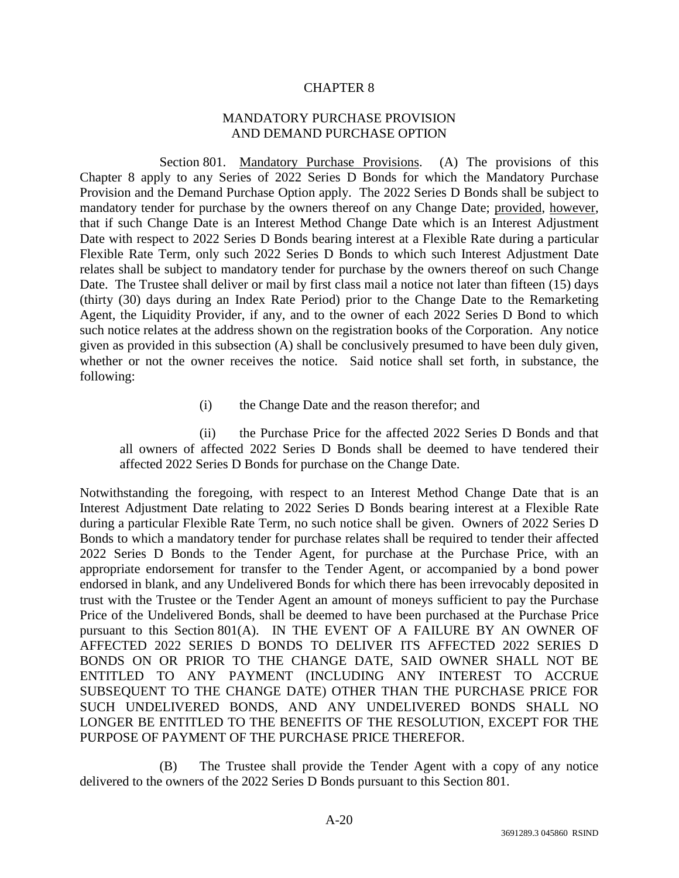# CHAPTER 8

## MANDATORY PURCHASE PROVISION AND DEMAND PURCHASE OPTION

Section 801. Mandatory Purchase Provisions. (A) The provisions of this Chapter 8 apply to any Series of 2022 Series D Bonds for which the Mandatory Purchase Provision and the Demand Purchase Option apply. The 2022 Series D Bonds shall be subject to mandatory tender for purchase by the owners thereof on any Change Date; provided, however, that if such Change Date is an Interest Method Change Date which is an Interest Adjustment Date with respect to 2022 Series D Bonds bearing interest at a Flexible Rate during a particular Flexible Rate Term, only such 2022 Series D Bonds to which such Interest Adjustment Date relates shall be subject to mandatory tender for purchase by the owners thereof on such Change Date. The Trustee shall deliver or mail by first class mail a notice not later than fifteen (15) days (thirty (30) days during an Index Rate Period) prior to the Change Date to the Remarketing Agent, the Liquidity Provider, if any, and to the owner of each 2022 Series D Bond to which such notice relates at the address shown on the registration books of the Corporation. Any notice given as provided in this subsection (A) shall be conclusively presumed to have been duly given, whether or not the owner receives the notice. Said notice shall set forth, in substance, the following:

(i) the Change Date and the reason therefor; and

(ii) the Purchase Price for the affected 2022 Series D Bonds and that all owners of affected 2022 Series D Bonds shall be deemed to have tendered their affected 2022 Series D Bonds for purchase on the Change Date.

Notwithstanding the foregoing, with respect to an Interest Method Change Date that is an Interest Adjustment Date relating to 2022 Series D Bonds bearing interest at a Flexible Rate during a particular Flexible Rate Term, no such notice shall be given. Owners of 2022 Series D Bonds to which a mandatory tender for purchase relates shall be required to tender their affected 2022 Series D Bonds to the Tender Agent, for purchase at the Purchase Price, with an appropriate endorsement for transfer to the Tender Agent, or accompanied by a bond power endorsed in blank, and any Undelivered Bonds for which there has been irrevocably deposited in trust with the Trustee or the Tender Agent an amount of moneys sufficient to pay the Purchase Price of the Undelivered Bonds, shall be deemed to have been purchased at the Purchase Price pursuant to this Section 801(A). IN THE EVENT OF A FAILURE BY AN OWNER OF AFFECTED 2022 SERIES D BONDS TO DELIVER ITS AFFECTED 2022 SERIES D BONDS ON OR PRIOR TO THE CHANGE DATE, SAID OWNER SHALL NOT BE ENTITLED TO ANY PAYMENT (INCLUDING ANY INTEREST TO ACCRUE SUBSEQUENT TO THE CHANGE DATE) OTHER THAN THE PURCHASE PRICE FOR SUCH UNDELIVERED BONDS, AND ANY UNDELIVERED BONDS SHALL NO LONGER BE ENTITLED TO THE BENEFITS OF THE RESOLUTION, EXCEPT FOR THE PURPOSE OF PAYMENT OF THE PURCHASE PRICE THEREFOR.

(B) The Trustee shall provide the Tender Agent with a copy of any notice delivered to the owners of the 2022 Series D Bonds pursuant to this Section 801.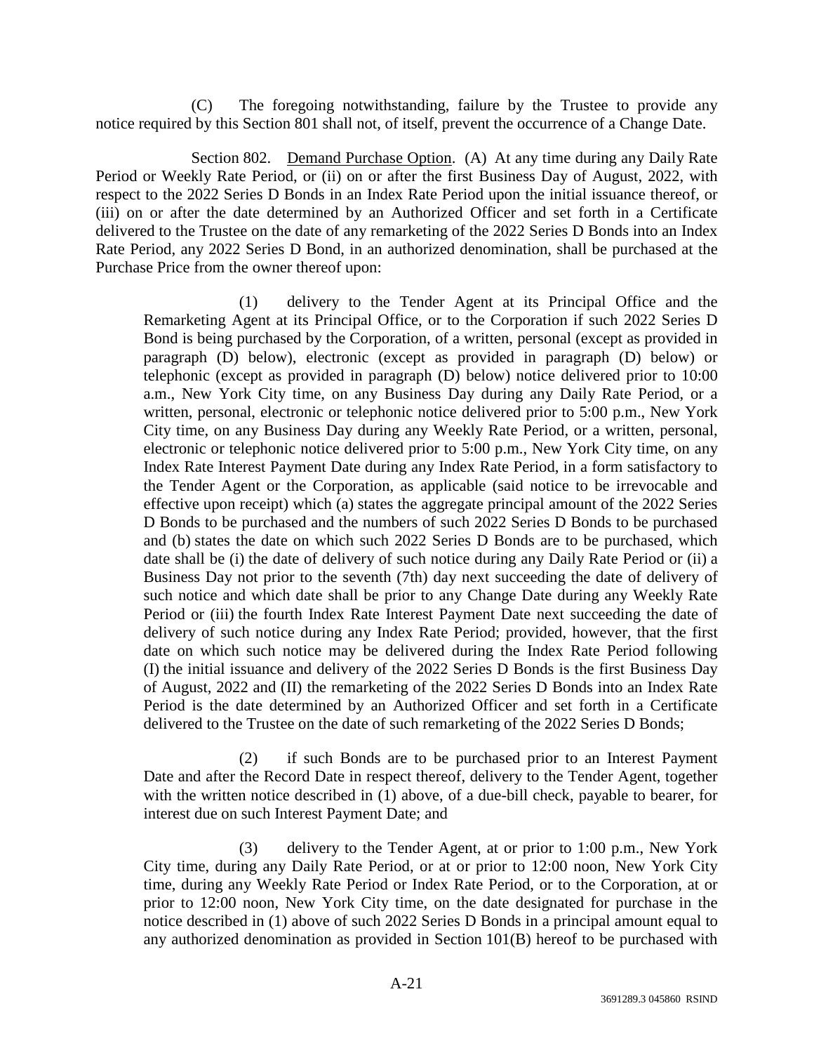(C) The foregoing notwithstanding, failure by the Trustee to provide any notice required by this Section 801 shall not, of itself, prevent the occurrence of a Change Date.

Section 802. Demand Purchase Option. (A) At any time during any Daily Rate Period or Weekly Rate Period, or (ii) on or after the first Business Day of August, 2022, with respect to the 2022 Series D Bonds in an Index Rate Period upon the initial issuance thereof, or (iii) on or after the date determined by an Authorized Officer and set forth in a Certificate delivered to the Trustee on the date of any remarketing of the 2022 Series D Bonds into an Index Rate Period, any 2022 Series D Bond, in an authorized denomination, shall be purchased at the Purchase Price from the owner thereof upon:

(1) delivery to the Tender Agent at its Principal Office and the Remarketing Agent at its Principal Office, or to the Corporation if such 2022 Series D Bond is being purchased by the Corporation, of a written, personal (except as provided in paragraph (D) below), electronic (except as provided in paragraph (D) below) or telephonic (except as provided in paragraph (D) below) notice delivered prior to 10:00 a.m., New York City time, on any Business Day during any Daily Rate Period, or a written, personal, electronic or telephonic notice delivered prior to 5:00 p.m., New York City time, on any Business Day during any Weekly Rate Period, or a written, personal, electronic or telephonic notice delivered prior to 5:00 p.m., New York City time, on any Index Rate Interest Payment Date during any Index Rate Period, in a form satisfactory to the Tender Agent or the Corporation, as applicable (said notice to be irrevocable and effective upon receipt) which (a) states the aggregate principal amount of the 2022 Series D Bonds to be purchased and the numbers of such 2022 Series D Bonds to be purchased and (b) states the date on which such 2022 Series D Bonds are to be purchased, which date shall be (i) the date of delivery of such notice during any Daily Rate Period or (ii) a Business Day not prior to the seventh (7th) day next succeeding the date of delivery of such notice and which date shall be prior to any Change Date during any Weekly Rate Period or (iii) the fourth Index Rate Interest Payment Date next succeeding the date of delivery of such notice during any Index Rate Period; provided, however, that the first date on which such notice may be delivered during the Index Rate Period following (I) the initial issuance and delivery of the 2022 Series D Bonds is the first Business Day of August, 2022 and (II) the remarketing of the 2022 Series D Bonds into an Index Rate Period is the date determined by an Authorized Officer and set forth in a Certificate delivered to the Trustee on the date of such remarketing of the 2022 Series D Bonds;

(2) if such Bonds are to be purchased prior to an Interest Payment Date and after the Record Date in respect thereof, delivery to the Tender Agent, together with the written notice described in (1) above, of a due-bill check, payable to bearer, for interest due on such Interest Payment Date; and

(3) delivery to the Tender Agent, at or prior to 1:00 p.m., New York City time, during any Daily Rate Period, or at or prior to 12:00 noon, New York City time, during any Weekly Rate Period or Index Rate Period, or to the Corporation, at or prior to 12:00 noon, New York City time, on the date designated for purchase in the notice described in (1) above of such 2022 Series D Bonds in a principal amount equal to any authorized denomination as provided in Section 101(B) hereof to be purchased with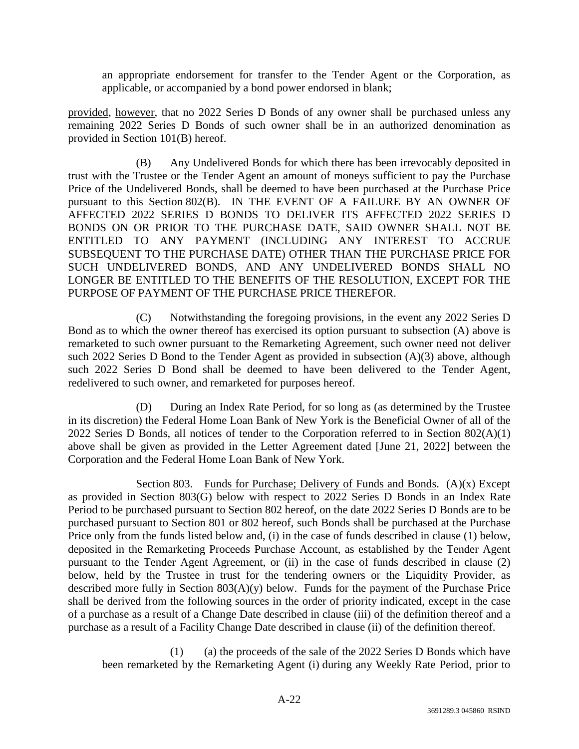an appropriate endorsement for transfer to the Tender Agent or the Corporation, as applicable, or accompanied by a bond power endorsed in blank;

provided, however, that no 2022 Series D Bonds of any owner shall be purchased unless any remaining 2022 Series D Bonds of such owner shall be in an authorized denomination as provided in Section 101(B) hereof.

(B) Any Undelivered Bonds for which there has been irrevocably deposited in trust with the Trustee or the Tender Agent an amount of moneys sufficient to pay the Purchase Price of the Undelivered Bonds, shall be deemed to have been purchased at the Purchase Price pursuant to this Section 802(B). IN THE EVENT OF A FAILURE BY AN OWNER OF AFFECTED 2022 SERIES D BONDS TO DELIVER ITS AFFECTED 2022 SERIES D BONDS ON OR PRIOR TO THE PURCHASE DATE, SAID OWNER SHALL NOT BE ENTITLED TO ANY PAYMENT (INCLUDING ANY INTEREST TO ACCRUE SUBSEQUENT TO THE PURCHASE DATE) OTHER THAN THE PURCHASE PRICE FOR SUCH UNDELIVERED BONDS, AND ANY UNDELIVERED BONDS SHALL NO LONGER BE ENTITLED TO THE BENEFITS OF THE RESOLUTION, EXCEPT FOR THE PURPOSE OF PAYMENT OF THE PURCHASE PRICE THEREFOR.

(C) Notwithstanding the foregoing provisions, in the event any 2022 Series D Bond as to which the owner thereof has exercised its option pursuant to subsection (A) above is remarketed to such owner pursuant to the Remarketing Agreement, such owner need not deliver such 2022 Series D Bond to the Tender Agent as provided in subsection (A)(3) above, although such 2022 Series D Bond shall be deemed to have been delivered to the Tender Agent, redelivered to such owner, and remarketed for purposes hereof.

(D) During an Index Rate Period, for so long as (as determined by the Trustee in its discretion) the Federal Home Loan Bank of New York is the Beneficial Owner of all of the 2022 Series D Bonds, all notices of tender to the Corporation referred to in Section 802(A)(1) above shall be given as provided in the Letter Agreement dated [June 21, 2022] between the Corporation and the Federal Home Loan Bank of New York.

Section 803. Funds for Purchase; Delivery of Funds and Bonds. (A)(x) Except as provided in Section 803(G) below with respect to 2022 Series D Bonds in an Index Rate Period to be purchased pursuant to Section 802 hereof, on the date 2022 Series D Bonds are to be purchased pursuant to Section 801 or 802 hereof, such Bonds shall be purchased at the Purchase Price only from the funds listed below and, (i) in the case of funds described in clause (1) below, deposited in the Remarketing Proceeds Purchase Account, as established by the Tender Agent pursuant to the Tender Agent Agreement, or (ii) in the case of funds described in clause (2) below, held by the Trustee in trust for the tendering owners or the Liquidity Provider, as described more fully in Section 803(A)(y) below. Funds for the payment of the Purchase Price shall be derived from the following sources in the order of priority indicated, except in the case of a purchase as a result of a Change Date described in clause (iii) of the definition thereof and a purchase as a result of a Facility Change Date described in clause (ii) of the definition thereof.

(1) (a) the proceeds of the sale of the 2022 Series D Bonds which have been remarketed by the Remarketing Agent (i) during any Weekly Rate Period, prior to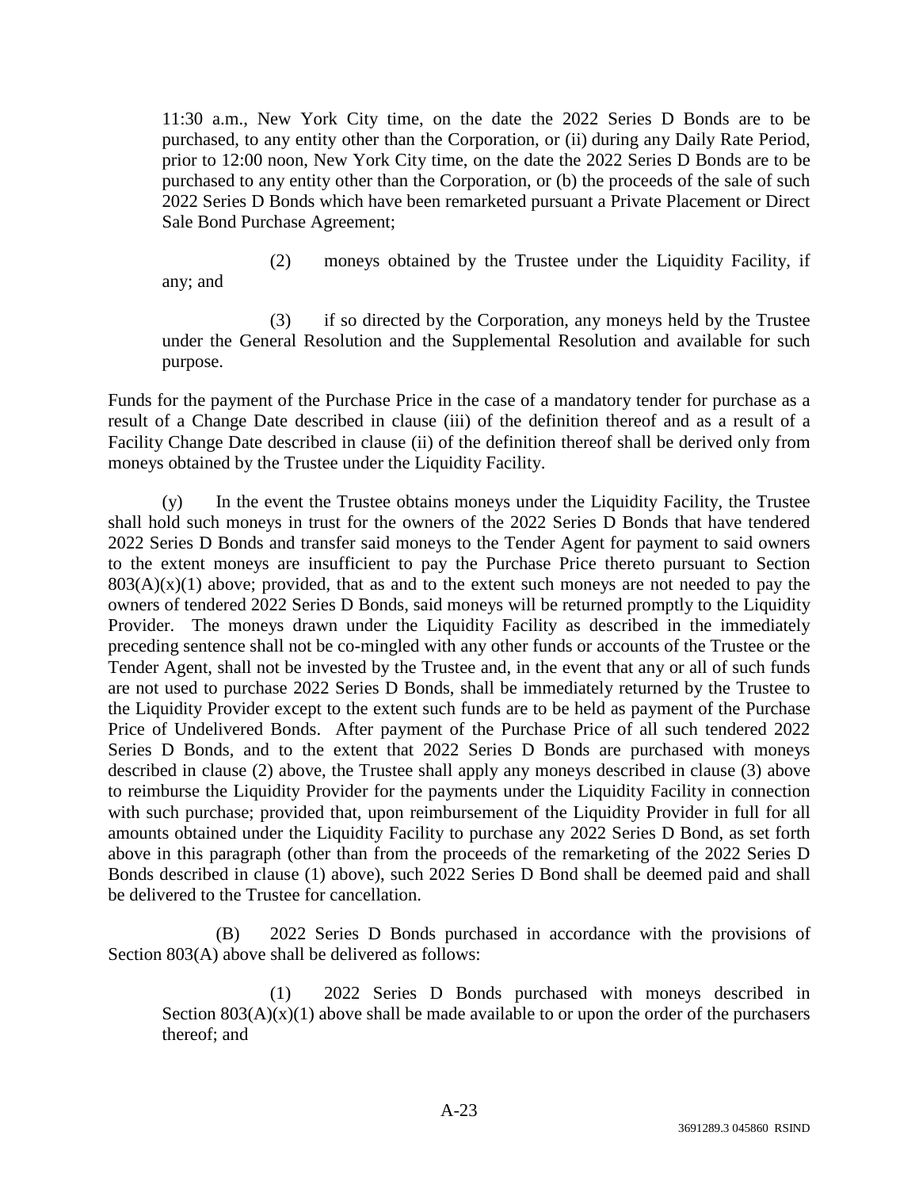11:30 a.m., New York City time, on the date the 2022 Series D Bonds are to be purchased, to any entity other than the Corporation, or (ii) during any Daily Rate Period, prior to 12:00 noon, New York City time, on the date the 2022 Series D Bonds are to be purchased to any entity other than the Corporation, or (b) the proceeds of the sale of such 2022 Series D Bonds which have been remarketed pursuant a Private Placement or Direct Sale Bond Purchase Agreement;

(2) moneys obtained by the Trustee under the Liquidity Facility, if any; and

(3) if so directed by the Corporation, any moneys held by the Trustee under the General Resolution and the Supplemental Resolution and available for such purpose.

Funds for the payment of the Purchase Price in the case of a mandatory tender for purchase as a result of a Change Date described in clause (iii) of the definition thereof and as a result of a Facility Change Date described in clause (ii) of the definition thereof shall be derived only from moneys obtained by the Trustee under the Liquidity Facility.

(y) In the event the Trustee obtains moneys under the Liquidity Facility, the Trustee shall hold such moneys in trust for the owners of the 2022 Series D Bonds that have tendered 2022 Series D Bonds and transfer said moneys to the Tender Agent for payment to said owners to the extent moneys are insufficient to pay the Purchase Price thereto pursuant to Section 803(A)(x)(1) above; provided, that as and to the extent such moneys are not needed to pay the owners of tendered 2022 Series D Bonds, said moneys will be returned promptly to the Liquidity Provider. The moneys drawn under the Liquidity Facility as described in the immediately preceding sentence shall not be co-mingled with any other funds or accounts of the Trustee or the Tender Agent, shall not be invested by the Trustee and, in the event that any or all of such funds are not used to purchase 2022 Series D Bonds, shall be immediately returned by the Trustee to the Liquidity Provider except to the extent such funds are to be held as payment of the Purchase Price of Undelivered Bonds. After payment of the Purchase Price of all such tendered 2022 Series D Bonds, and to the extent that 2022 Series D Bonds are purchased with moneys described in clause (2) above, the Trustee shall apply any moneys described in clause (3) above to reimburse the Liquidity Provider for the payments under the Liquidity Facility in connection with such purchase; provided that, upon reimbursement of the Liquidity Provider in full for all amounts obtained under the Liquidity Facility to purchase any 2022 Series D Bond, as set forth above in this paragraph (other than from the proceeds of the remarketing of the 2022 Series D Bonds described in clause (1) above), such 2022 Series D Bond shall be deemed paid and shall be delivered to the Trustee for cancellation.

(B) 2022 Series D Bonds purchased in accordance with the provisions of Section 803(A) above shall be delivered as follows:

(1) 2022 Series D Bonds purchased with moneys described in Section 803(A)(x)(1) above shall be made available to or upon the order of the purchasers thereof; and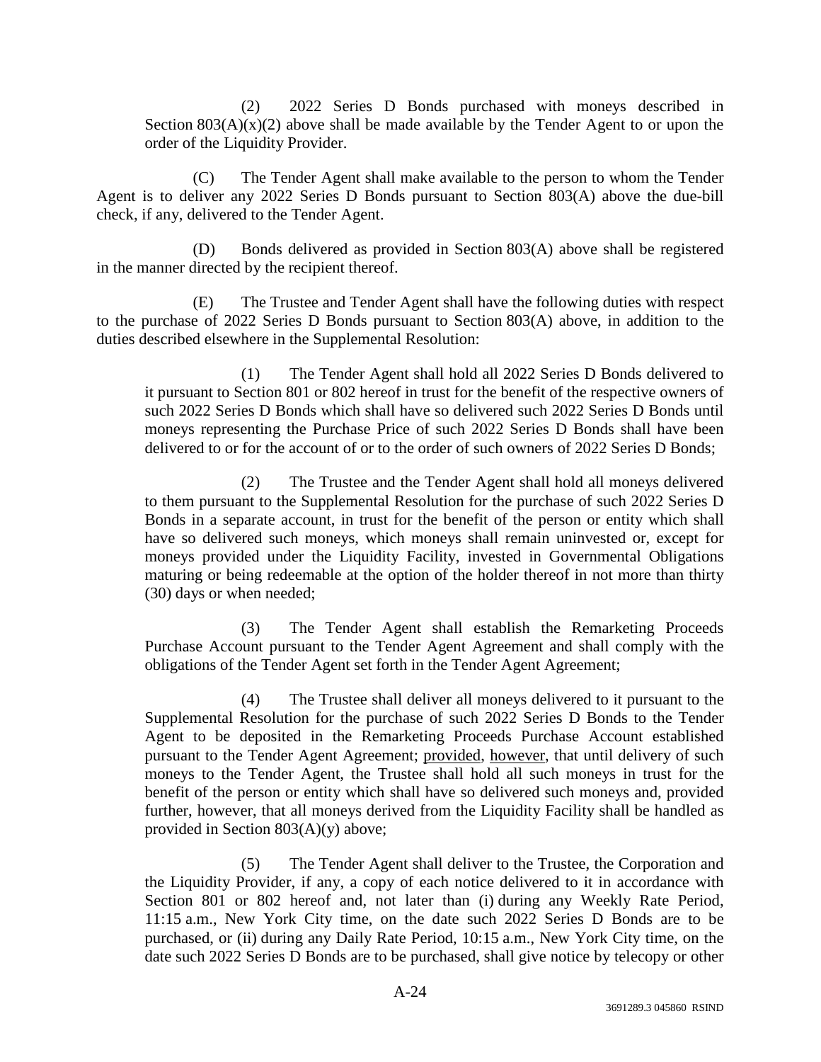(2) 2022 Series D Bonds purchased with moneys described in Section 803(A)(x)(2) above shall be made available by the Tender Agent to or upon the order of the Liquidity Provider.

(C) The Tender Agent shall make available to the person to whom the Tender Agent is to deliver any 2022 Series D Bonds pursuant to Section 803(A) above the due-bill check, if any, delivered to the Tender Agent.

(D) Bonds delivered as provided in Section 803(A) above shall be registered in the manner directed by the recipient thereof.

(E) The Trustee and Tender Agent shall have the following duties with respect to the purchase of 2022 Series D Bonds pursuant to Section 803(A) above, in addition to the duties described elsewhere in the Supplemental Resolution:

(1) The Tender Agent shall hold all 2022 Series D Bonds delivered to it pursuant to Section 801 or 802 hereof in trust for the benefit of the respective owners of such 2022 Series D Bonds which shall have so delivered such 2022 Series D Bonds until moneys representing the Purchase Price of such 2022 Series D Bonds shall have been delivered to or for the account of or to the order of such owners of 2022 Series D Bonds;

(2) The Trustee and the Tender Agent shall hold all moneys delivered to them pursuant to the Supplemental Resolution for the purchase of such 2022 Series D Bonds in a separate account, in trust for the benefit of the person or entity which shall have so delivered such moneys, which moneys shall remain uninvested or, except for moneys provided under the Liquidity Facility, invested in Governmental Obligations maturing or being redeemable at the option of the holder thereof in not more than thirty (30) days or when needed;

(3) The Tender Agent shall establish the Remarketing Proceeds Purchase Account pursuant to the Tender Agent Agreement and shall comply with the obligations of the Tender Agent set forth in the Tender Agent Agreement;

(4) The Trustee shall deliver all moneys delivered to it pursuant to the Supplemental Resolution for the purchase of such 2022 Series D Bonds to the Tender Agent to be deposited in the Remarketing Proceeds Purchase Account established pursuant to the Tender Agent Agreement; provided, however, that until delivery of such moneys to the Tender Agent, the Trustee shall hold all such moneys in trust for the benefit of the person or entity which shall have so delivered such moneys and, provided further, however, that all moneys derived from the Liquidity Facility shall be handled as provided in Section 803(A)(y) above;

(5) The Tender Agent shall deliver to the Trustee, the Corporation and the Liquidity Provider, if any, a copy of each notice delivered to it in accordance with Section 801 or 802 hereof and, not later than (i) during any Weekly Rate Period, 11:15 a.m., New York City time, on the date such 2022 Series D Bonds are to be purchased, or (ii) during any Daily Rate Period, 10:15 a.m., New York City time, on the date such 2022 Series D Bonds are to be purchased, shall give notice by telecopy or other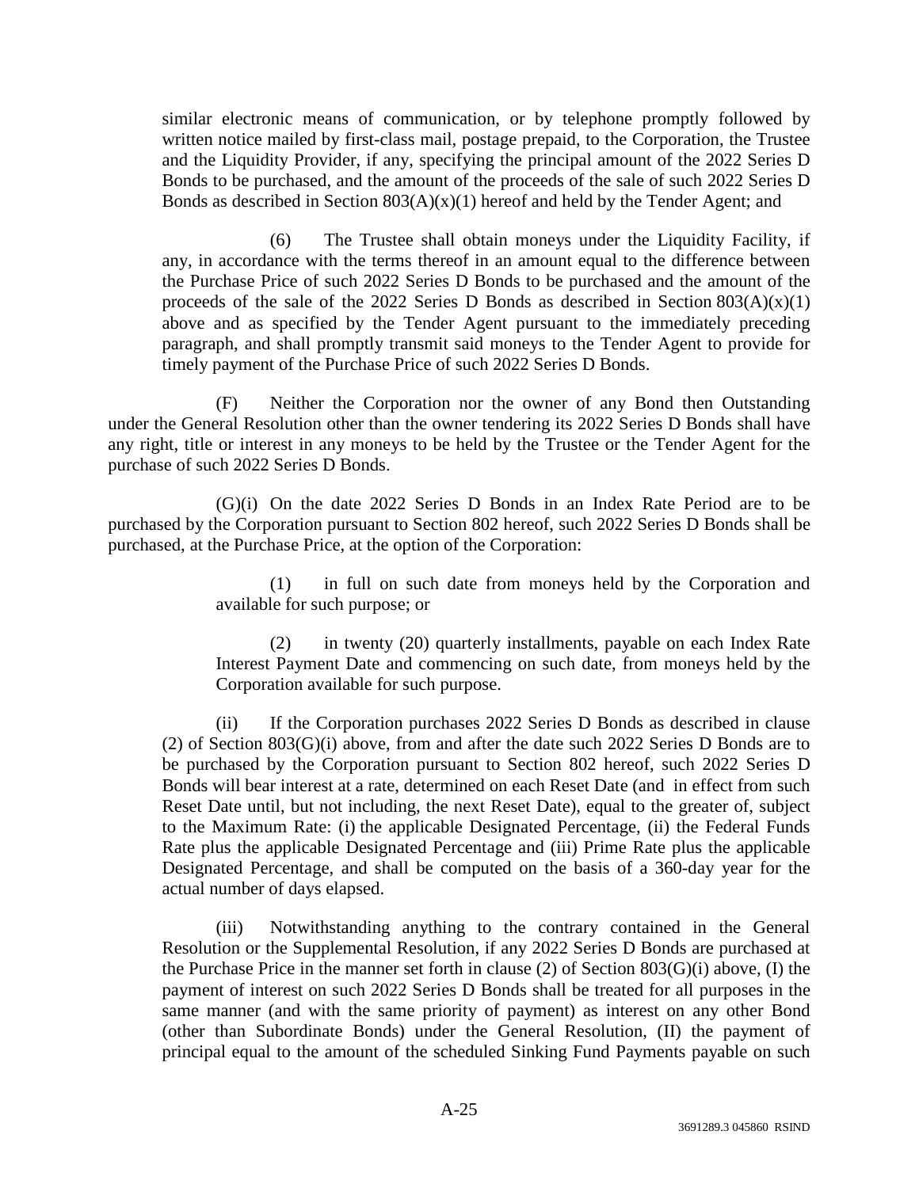similar electronic means of communication, or by telephone promptly followed by written notice mailed by first-class mail, postage prepaid, to the Corporation, the Trustee and the Liquidity Provider, if any, specifying the principal amount of the 2022 Series D Bonds to be purchased, and the amount of the proceeds of the sale of such 2022 Series D Bonds as described in Section 803(A)(x)(1) hereof and held by the Tender Agent; and

(6) The Trustee shall obtain moneys under the Liquidity Facility, if any, in accordance with the terms thereof in an amount equal to the difference between the Purchase Price of such 2022 Series D Bonds to be purchased and the amount of the proceeds of the sale of the 2022 Series D Bonds as described in Section 803(A)(x)(1) above and as specified by the Tender Agent pursuant to the immediately preceding paragraph, and shall promptly transmit said moneys to the Tender Agent to provide for timely payment of the Purchase Price of such 2022 Series D Bonds.

(F) Neither the Corporation nor the owner of any Bond then Outstanding under the General Resolution other than the owner tendering its 2022 Series D Bonds shall have any right, title or interest in any moneys to be held by the Trustee or the Tender Agent for the purchase of such 2022 Series D Bonds.

(G)(i) On the date 2022 Series D Bonds in an Index Rate Period are to be purchased by the Corporation pursuant to Section 802 hereof, such 2022 Series D Bonds shall be purchased, at the Purchase Price, at the option of the Corporation:

(1) in full on such date from moneys held by the Corporation and available for such purpose; or

(2) in twenty (20) quarterly installments, payable on each Index Rate Interest Payment Date and commencing on such date, from moneys held by the Corporation available for such purpose.

(ii) If the Corporation purchases 2022 Series D Bonds as described in clause (2) of Section 803(G)(i) above, from and after the date such 2022 Series D Bonds are to be purchased by the Corporation pursuant to Section 802 hereof, such 2022 Series D Bonds will bear interest at a rate, determined on each Reset Date (and in effect from such Reset Date until, but not including, the next Reset Date), equal to the greater of, subject to the Maximum Rate: (i) the applicable Designated Percentage, (ii) the Federal Funds Rate plus the applicable Designated Percentage and (iii) Prime Rate plus the applicable Designated Percentage, and shall be computed on the basis of a 360-day year for the actual number of days elapsed.

(iii) Notwithstanding anything to the contrary contained in the General Resolution or the Supplemental Resolution, if any 2022 Series D Bonds are purchased at the Purchase Price in the manner set forth in clause (2) of Section 803(G)(i) above, (I) the payment of interest on such 2022 Series D Bonds shall be treated for all purposes in the same manner (and with the same priority of payment) as interest on any other Bond (other than Subordinate Bonds) under the General Resolution, (II) the payment of principal equal to the amount of the scheduled Sinking Fund Payments payable on such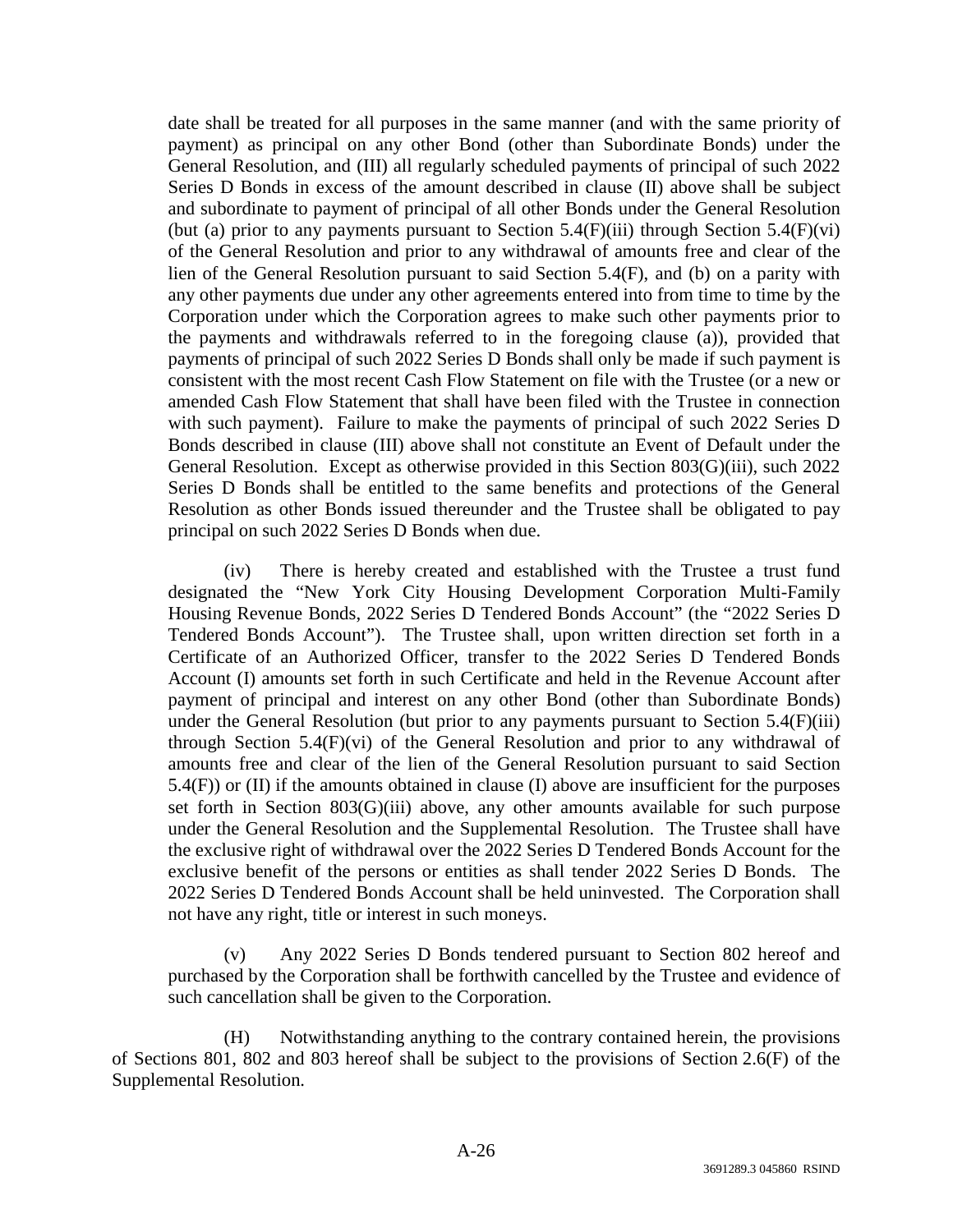date shall be treated for all purposes in the same manner (and with the same priority of payment) as principal on any other Bond (other than Subordinate Bonds) under the General Resolution, and (III) all regularly scheduled payments of principal of such 2022 Series D Bonds in excess of the amount described in clause (II) above shall be subject and subordinate to payment of principal of all other Bonds under the General Resolution (but (a) prior to any payments pursuant to Section 5.4(F)(iii) through Section 5.4(F)(vi) of the General Resolution and prior to any withdrawal of amounts free and clear of the lien of the General Resolution pursuant to said Section 5.4(F), and (b) on a parity with any other payments due under any other agreements entered into from time to time by the Corporation under which the Corporation agrees to make such other payments prior to the payments and withdrawals referred to in the foregoing clause (a)), provided that payments of principal of such 2022 Series D Bonds shall only be made if such payment is consistent with the most recent Cash Flow Statement on file with the Trustee (or a new or amended Cash Flow Statement that shall have been filed with the Trustee in connection with such payment). Failure to make the payments of principal of such 2022 Series D Bonds described in clause (III) above shall not constitute an Event of Default under the General Resolution. Except as otherwise provided in this Section 803(G)(iii), such 2022 Series D Bonds shall be entitled to the same benefits and protections of the General Resolution as other Bonds issued thereunder and the Trustee shall be obligated to pay principal on such 2022 Series D Bonds when due.

(iv) There is hereby created and established with the Trustee a trust fund designated the "New York City Housing Development Corporation Multi-Family Housing Revenue Bonds, 2022 Series D Tendered Bonds Account" (the "2022 Series D Tendered Bonds Account"). The Trustee shall, upon written direction set forth in a Certificate of an Authorized Officer, transfer to the 2022 Series D Tendered Bonds Account (I) amounts set forth in such Certificate and held in the Revenue Account after payment of principal and interest on any other Bond (other than Subordinate Bonds) under the General Resolution (but prior to any payments pursuant to Section 5.4(F)(iii) through Section 5.4(F)(vi) of the General Resolution and prior to any withdrawal of amounts free and clear of the lien of the General Resolution pursuant to said Section 5.4(F)) or (II) if the amounts obtained in clause (I) above are insufficient for the purposes set forth in Section 803(G)(iii) above, any other amounts available for such purpose under the General Resolution and the Supplemental Resolution. The Trustee shall have the exclusive right of withdrawal over the 2022 Series D Tendered Bonds Account for the exclusive benefit of the persons or entities as shall tender 2022 Series D Bonds. The 2022 Series D Tendered Bonds Account shall be held uninvested. The Corporation shall not have any right, title or interest in such moneys.

(v) Any 2022 Series D Bonds tendered pursuant to Section 802 hereof and purchased by the Corporation shall be forthwith cancelled by the Trustee and evidence of such cancellation shall be given to the Corporation.

(H) Notwithstanding anything to the contrary contained herein, the provisions of Sections 801, 802 and 803 hereof shall be subject to the provisions of Section 2.6(F) of the Supplemental Resolution.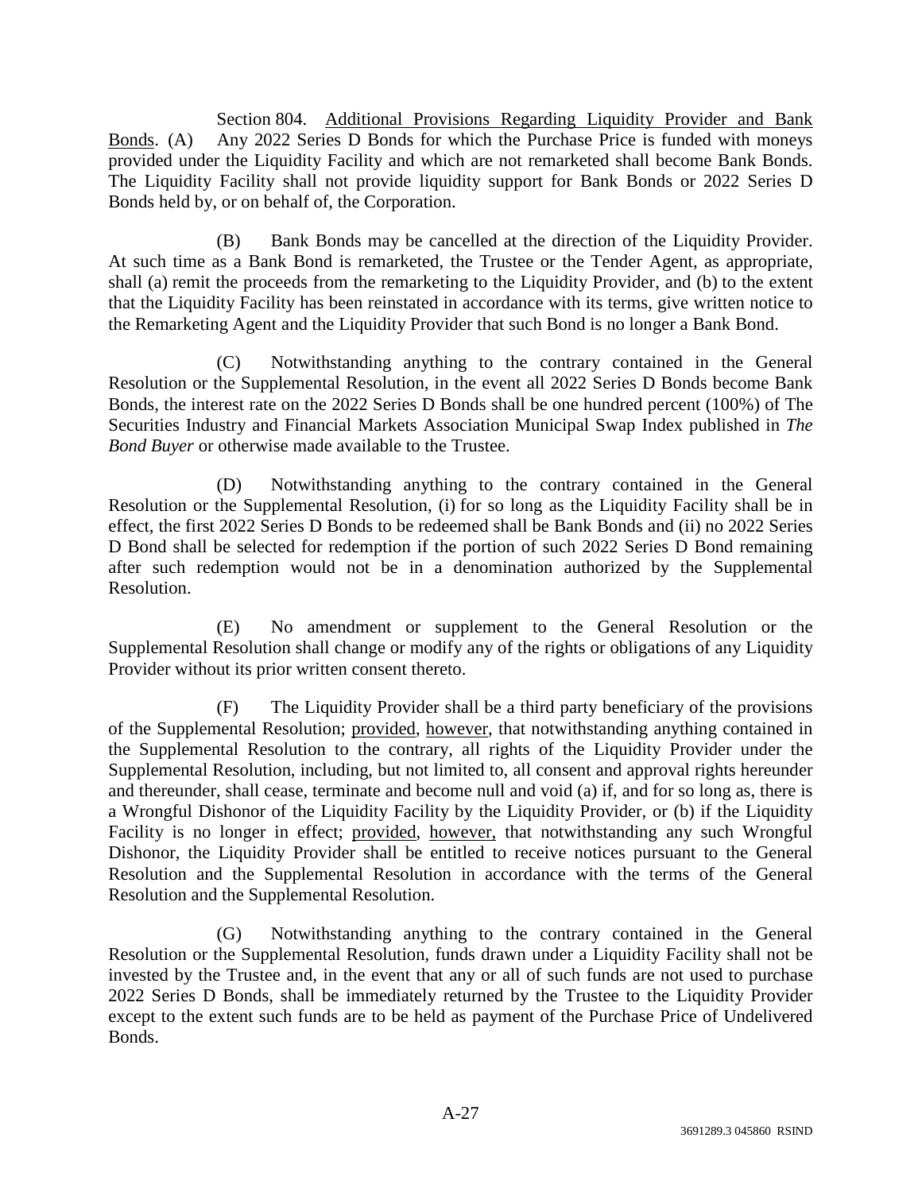Section 804. Additional Provisions Regarding Liquidity Provider and Bank Bonds. (A) Any 2022 Series D Bonds for which the Purchase Price is funded with moneys provided under the Liquidity Facility and which are not remarketed shall become Bank Bonds. The Liquidity Facility shall not provide liquidity support for Bank Bonds or 2022 Series D Bonds held by, or on behalf of, the Corporation.

(B) Bank Bonds may be cancelled at the direction of the Liquidity Provider. At such time as a Bank Bond is remarketed, the Trustee or the Tender Agent, as appropriate, shall (a) remit the proceeds from the remarketing to the Liquidity Provider, and (b) to the extent that the Liquidity Facility has been reinstated in accordance with its terms, give written notice to the Remarketing Agent and the Liquidity Provider that such Bond is no longer a Bank Bond.

(C) Notwithstanding anything to the contrary contained in the General Resolution or the Supplemental Resolution, in the event all 2022 Series D Bonds become Bank Bonds, the interest rate on the 2022 Series D Bonds shall be one hundred percent (100%) of The Securities Industry and Financial Markets Association Municipal Swap Index published in *The Bond Buyer* or otherwise made available to the Trustee.

(D) Notwithstanding anything to the contrary contained in the General Resolution or the Supplemental Resolution, (i) for so long as the Liquidity Facility shall be in effect, the first 2022 Series D Bonds to be redeemed shall be Bank Bonds and (ii) no 2022 Series D Bond shall be selected for redemption if the portion of such 2022 Series D Bond remaining after such redemption would not be in a denomination authorized by the Supplemental Resolution.

(E) No amendment or supplement to the General Resolution or the Supplemental Resolution shall change or modify any of the rights or obligations of any Liquidity Provider without its prior written consent thereto.

(F) The Liquidity Provider shall be a third party beneficiary of the provisions of the Supplemental Resolution; provided, however, that notwithstanding anything contained in the Supplemental Resolution to the contrary, all rights of the Liquidity Provider under the Supplemental Resolution, including, but not limited to, all consent and approval rights hereunder and thereunder, shall cease, terminate and become null and void (a) if, and for so long as, there is a Wrongful Dishonor of the Liquidity Facility by the Liquidity Provider, or (b) if the Liquidity Facility is no longer in effect; provided, however, that notwithstanding any such Wrongful Dishonor, the Liquidity Provider shall be entitled to receive notices pursuant to the General Resolution and the Supplemental Resolution in accordance with the terms of the General Resolution and the Supplemental Resolution.

(G) Notwithstanding anything to the contrary contained in the General Resolution or the Supplemental Resolution, funds drawn under a Liquidity Facility shall not be invested by the Trustee and, in the event that any or all of such funds are not used to purchase 2022 Series D Bonds, shall be immediately returned by the Trustee to the Liquidity Provider except to the extent such funds are to be held as payment of the Purchase Price of Undelivered Bonds.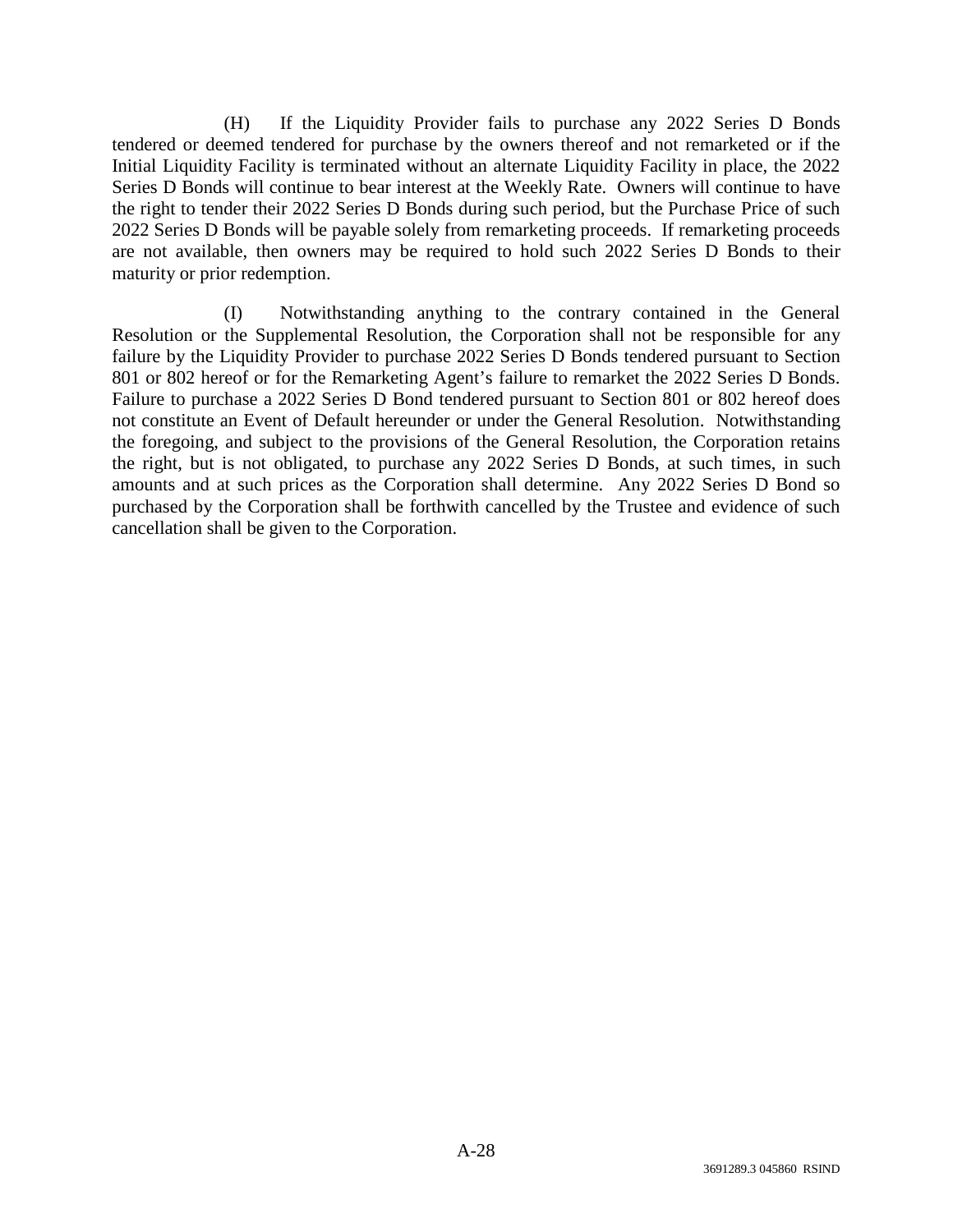(H) If the Liquidity Provider fails to purchase any 2022 Series D Bonds tendered or deemed tendered for purchase by the owners thereof and not remarketed or if the Initial Liquidity Facility is terminated without an alternate Liquidity Facility in place, the 2022 Series D Bonds will continue to bear interest at the Weekly Rate. Owners will continue to have the right to tender their 2022 Series D Bonds during such period, but the Purchase Price of such 2022 Series D Bonds will be payable solely from remarketing proceeds. If remarketing proceeds are not available, then owners may be required to hold such 2022 Series D Bonds to their maturity or prior redemption.

(I) Notwithstanding anything to the contrary contained in the General Resolution or the Supplemental Resolution, the Corporation shall not be responsible for any failure by the Liquidity Provider to purchase 2022 Series D Bonds tendered pursuant to Section 801 or 802 hereof or for the Remarketing Agent's failure to remarket the 2022 Series D Bonds. Failure to purchase a 2022 Series D Bond tendered pursuant to Section 801 or 802 hereof does not constitute an Event of Default hereunder or under the General Resolution. Notwithstanding the foregoing, and subject to the provisions of the General Resolution, the Corporation retains the right, but is not obligated, to purchase any 2022 Series D Bonds, at such times, in such amounts and at such prices as the Corporation shall determine. Any 2022 Series D Bond so purchased by the Corporation shall be forthwith cancelled by the Trustee and evidence of such cancellation shall be given to the Corporation.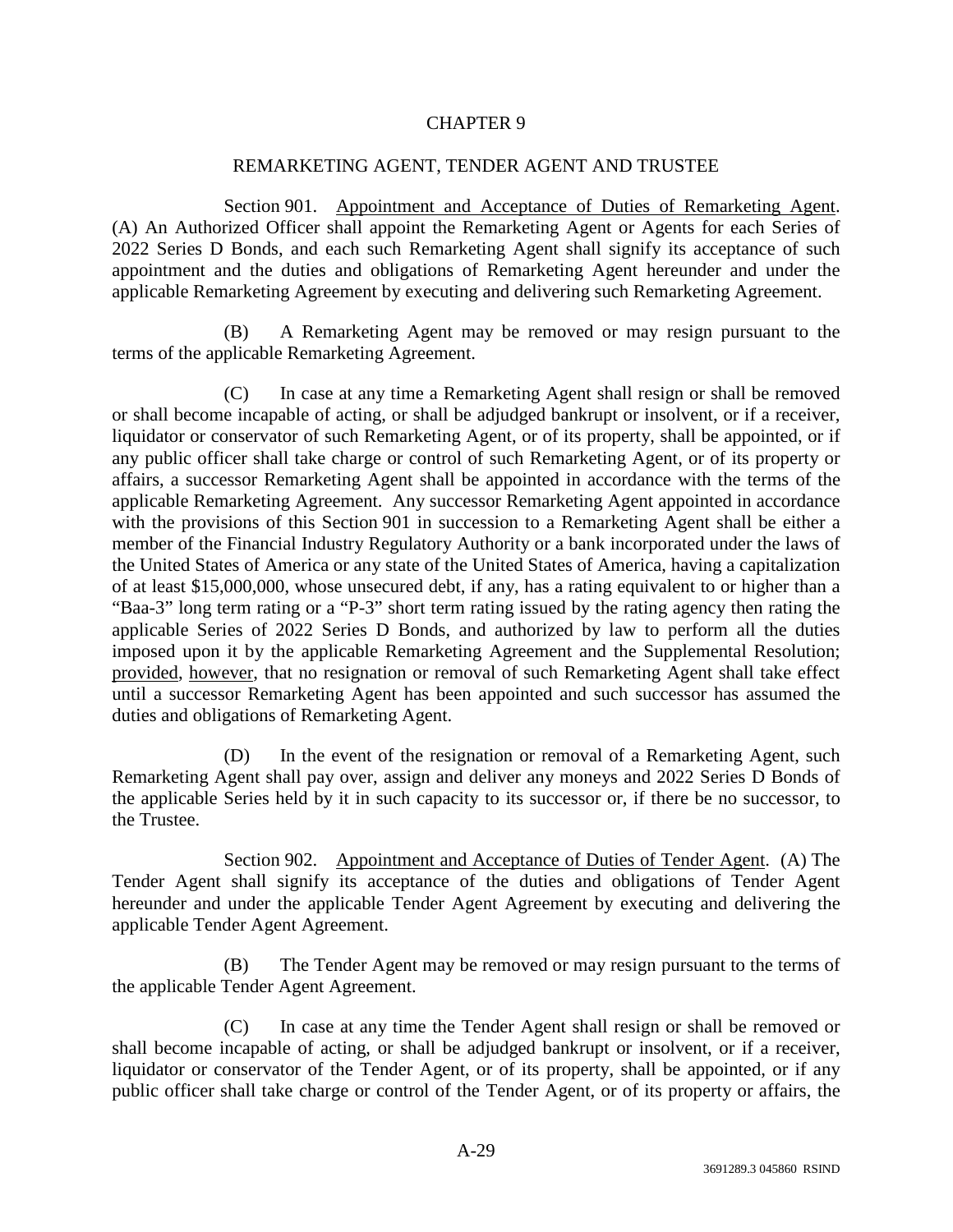# CHAPTER 9

## REMARKETING AGENT, TENDER AGENT AND TRUSTEE

Section 901. Appointment and Acceptance of Duties of Remarketing Agent. (A) An Authorized Officer shall appoint the Remarketing Agent or Agents for each Series of 2022 Series D Bonds, and each such Remarketing Agent shall signify its acceptance of such appointment and the duties and obligations of Remarketing Agent hereunder and under the applicable Remarketing Agreement by executing and delivering such Remarketing Agreement.

(B) A Remarketing Agent may be removed or may resign pursuant to the terms of the applicable Remarketing Agreement.

(C) In case at any time a Remarketing Agent shall resign or shall be removed or shall become incapable of acting, or shall be adjudged bankrupt or insolvent, or if a receiver, liquidator or conservator of such Remarketing Agent, or of its property, shall be appointed, or if any public officer shall take charge or control of such Remarketing Agent, or of its property or affairs, a successor Remarketing Agent shall be appointed in accordance with the terms of the applicable Remarketing Agreement. Any successor Remarketing Agent appointed in accordance with the provisions of this Section 901 in succession to a Remarketing Agent shall be either a member of the Financial Industry Regulatory Authority or a bank incorporated under the laws of the United States of America or any state of the United States of America, having a capitalization of at least $15,000,000, whose unsecured debt, if any, has a rating equivalent to or higher than a "Baa-3" long term rating or a "P-3" short term rating issued by the rating agency then rating the applicable Series of 2022 Series D Bonds, and authorized by law to perform all the duties imposed upon it by the applicable Remarketing Agreement and the Supplemental Resolution; provided, however, that no resignation or removal of such Remarketing Agent shall take effect until a successor Remarketing Agent has been appointed and such successor has assumed the duties and obligations of Remarketing Agent.

(D) In the event of the resignation or removal of a Remarketing Agent, such Remarketing Agent shall pay over, assign and deliver any moneys and 2022 Series D Bonds of the applicable Series held by it in such capacity to its successor or, if there be no successor, to the Trustee.

Section 902. Appointment and Acceptance of Duties of Tender Agent. (A) The Tender Agent shall signify its acceptance of the duties and obligations of Tender Agent hereunder and under the applicable Tender Agent Agreement by executing and delivering the applicable Tender Agent Agreement.

(B) The Tender Agent may be removed or may resign pursuant to the terms of the applicable Tender Agent Agreement.

(C) In case at any time the Tender Agent shall resign or shall be removed or shall become incapable of acting, or shall be adjudged bankrupt or insolvent, or if a receiver, liquidator or conservator of the Tender Agent, or of its property, shall be appointed, or if any public officer shall take charge or control of the Tender Agent, or of its property or affairs, the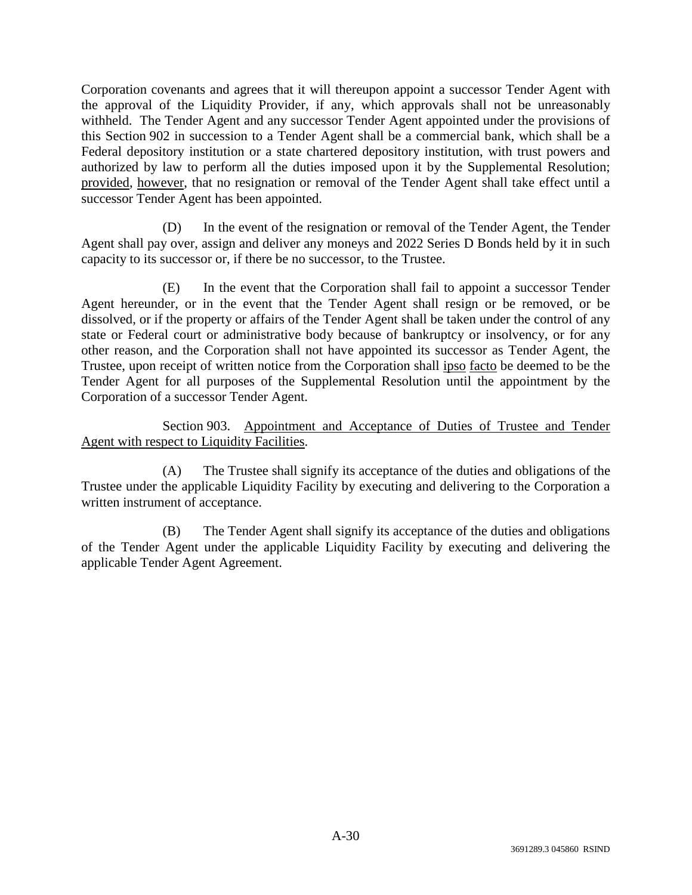Corporation covenants and agrees that it will thereupon appoint a successor Tender Agent with the approval of the Liquidity Provider, if any, which approvals shall not be unreasonably withheld. The Tender Agent and any successor Tender Agent appointed under the provisions of this Section 902 in succession to a Tender Agent shall be a commercial bank, which shall be a Federal depository institution or a state chartered depository institution, with trust powers and authorized by law to perform all the duties imposed upon it by the Supplemental Resolution; provided, however, that no resignation or removal of the Tender Agent shall take effect until a successor Tender Agent has been appointed.

(D) In the event of the resignation or removal of the Tender Agent, the Tender Agent shall pay over, assign and deliver any moneys and 2022 Series D Bonds held by it in such capacity to its successor or, if there be no successor, to the Trustee.

(E) In the event that the Corporation shall fail to appoint a successor Tender Agent hereunder, or in the event that the Tender Agent shall resign or be removed, or be dissolved, or if the property or affairs of the Tender Agent shall be taken under the control of any state or Federal court or administrative body because of bankruptcy or insolvency, or for any other reason, and the Corporation shall not have appointed its successor as Tender Agent, the Trustee, upon receipt of written notice from the Corporation shall ipso facto be deemed to be the Tender Agent for all purposes of the Supplemental Resolution until the appointment by the Corporation of a successor Tender Agent.

Section 903. Appointment and Acceptance of Duties of Trustee and Tender Agent with respect to Liquidity Facilities.

(A) The Trustee shall signify its acceptance of the duties and obligations of the Trustee under the applicable Liquidity Facility by executing and delivering to the Corporation a written instrument of acceptance.

(B) The Tender Agent shall signify its acceptance of the duties and obligations of the Tender Agent under the applicable Liquidity Facility by executing and delivering the applicable Tender Agent Agreement.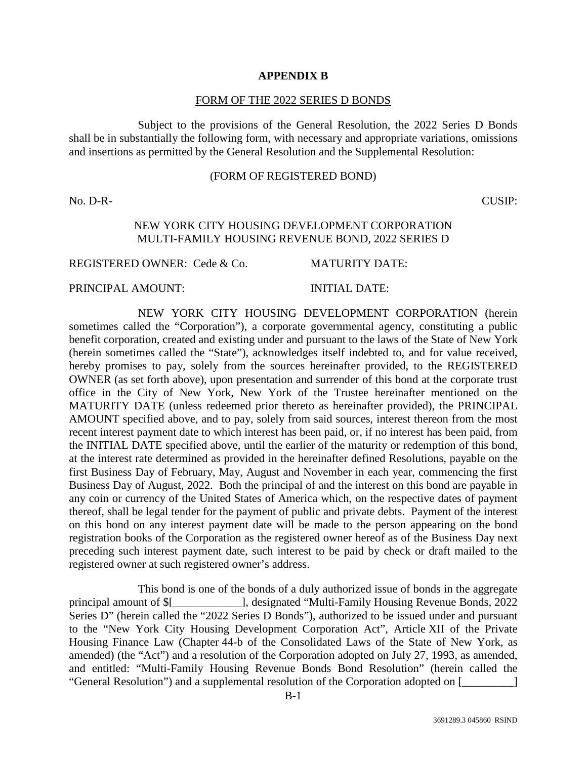**APPENDIX B**

FORM OF THE 2022 SERIES D BONDS

Subject to the provisions of the General Resolution, the 2022 Series D Bonds shall be in substantially the following form, with necessary and appropriate variations, omissions and insertions as permitted by the General Resolution and the Supplemental Resolution:

(FORM OF REGISTERED BOND)

No. D-R- CUSIP:

NEW YORK CITY HOUSING DEVELOPMENT CORPORATION
MULTI-FAMILY HOUSING REVENUE BOND, 2022 SERIES D

REGISTERED OWNER: Cede & Co. MATURITY DATE:

PRINCIPAL AMOUNT: INITIAL DATE:

NEW YORK CITY HOUSING DEVELOPMENT CORPORATION (herein sometimes called the "Corporation"), a corporate governmental agency, constituting a public benefit corporation, created and existing under and pursuant to the laws of the State of New York (herein sometimes called the "State"), acknowledges itself indebted to, and for value received, hereby promises to pay, solely from the sources hereinafter provided, to the REGISTERED OWNER (as set forth above), upon presentation and surrender of this bond at the corporate trust office in the City of New York, New York of the Trustee hereinafter mentioned on the MATURITY DATE (unless redeemed prior thereto as hereinafter provided), the PRINCIPAL AMOUNT specified above, and to pay, solely from said sources, interest thereon from the most recent interest payment date to which interest has been paid, or, if no interest has been paid, from the INITIAL DATE specified above, until the earlier of the maturity or redemption of this bond, at the interest rate determined as provided in the hereinafter defined Resolutions, payable on the first Business Day of February, May, August and November in each year, commencing the first Business Day of August, 2022. Both the principal of and the interest on this bond are payable in any coin or currency of the United States of America which, on the respective dates of payment thereof, shall be legal tender for the payment of public and private debts. Payment of the interest on this bond on any interest payment date will be made to the person appearing on the bond registration books of the Corporation as the registered owner hereof as of the Business Day next preceding such interest payment date, such interest to be paid by check or draft mailed to the registered owner at such registered owner's address.

This bond is one of the bonds of a duly authorized issue of bonds in the aggregate principal amount of $[____________], designated "Multi-Family Housing Revenue Bonds, 2022 Series D" (herein called the "2022 Series D Bonds"), authorized to be issued under and pursuant to the "New York City Housing Development Corporation Act", Article XII of the Private Housing Finance Law (Chapter 44-b of the Consolidated Laws of the State of New York, as amended) (the "Act") and a resolution of the Corporation adopted on July 27, 1993, as amended, and entitled: "Multi-Family Housing Revenue Bonds Bond Resolution" (herein called the "General Resolution") and a supplemental resolution of the Corporation adopted on [_________]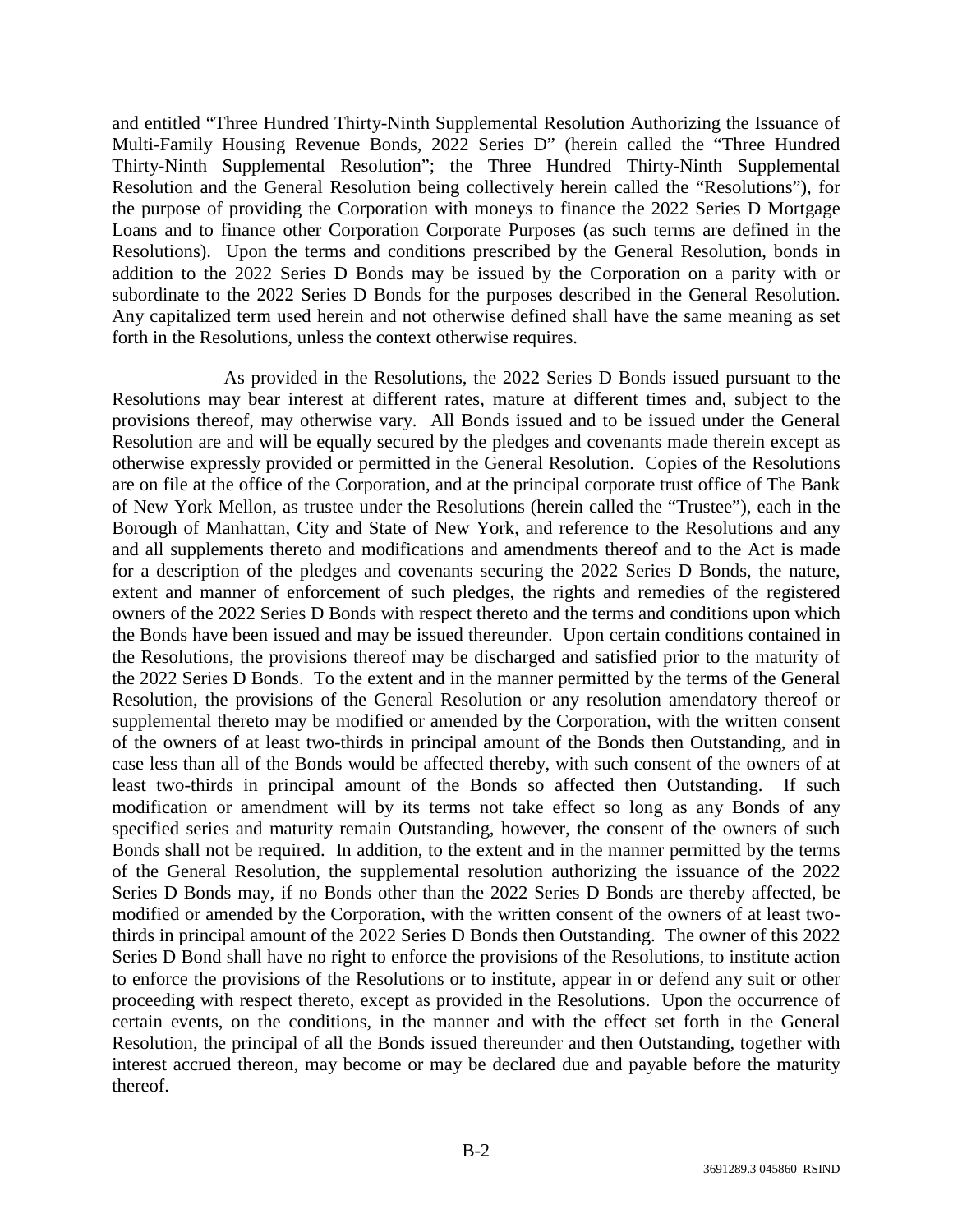and entitled "Three Hundred Thirty-Ninth Supplemental Resolution Authorizing the Issuance of Multi-Family Housing Revenue Bonds, 2022 Series D" (herein called the "Three Hundred Thirty-Ninth Supplemental Resolution"; the Three Hundred Thirty-Ninth Supplemental Resolution and the General Resolution being collectively herein called the "Resolutions"), for the purpose of providing the Corporation with moneys to finance the 2022 Series D Mortgage Loans and to finance other Corporation Corporate Purposes (as such terms are defined in the Resolutions). Upon the terms and conditions prescribed by the General Resolution, bonds in addition to the 2022 Series D Bonds may be issued by the Corporation on a parity with or subordinate to the 2022 Series D Bonds for the purposes described in the General Resolution. Any capitalized term used herein and not otherwise defined shall have the same meaning as set forth in the Resolutions, unless the context otherwise requires.

As provided in the Resolutions, the 2022 Series D Bonds issued pursuant to the Resolutions may bear interest at different rates, mature at different times and, subject to the provisions thereof, may otherwise vary. All Bonds issued and to be issued under the General Resolution are and will be equally secured by the pledges and covenants made therein except as otherwise expressly provided or permitted in the General Resolution. Copies of the Resolutions are on file at the office of the Corporation, and at the principal corporate trust office of The Bank of New York Mellon, as trustee under the Resolutions (herein called the "Trustee"), each in the Borough of Manhattan, City and State of New York, and reference to the Resolutions and any and all supplements thereto and modifications and amendments thereof and to the Act is made for a description of the pledges and covenants securing the 2022 Series D Bonds, the nature, extent and manner of enforcement of such pledges, the rights and remedies of the registered owners of the 2022 Series D Bonds with respect thereto and the terms and conditions upon which the Bonds have been issued and may be issued thereunder. Upon certain conditions contained in the Resolutions, the provisions thereof may be discharged and satisfied prior to the maturity of the 2022 Series D Bonds. To the extent and in the manner permitted by the terms of the General Resolution, the provisions of the General Resolution or any resolution amendatory thereof or supplemental thereto may be modified or amended by the Corporation, with the written consent of the owners of at least two-thirds in principal amount of the Bonds then Outstanding, and in case less than all of the Bonds would be affected thereby, with such consent of the owners of at least two-thirds in principal amount of the Bonds so affected then Outstanding. If such modification or amendment will by its terms not take effect so long as any Bonds of any specified series and maturity remain Outstanding, however, the consent of the owners of such Bonds shall not be required. In addition, to the extent and in the manner permitted by the terms of the General Resolution, the supplemental resolution authorizing the issuance of the 2022 Series D Bonds may, if no Bonds other than the 2022 Series D Bonds are thereby affected, be modified or amended by the Corporation, with the written consent of the owners of at least two-thirds in principal amount of the 2022 Series D Bonds then Outstanding. The owner of this 2022 Series D Bond shall have no right to enforce the provisions of the Resolutions, to institute action to enforce the provisions of the Resolutions or to institute, appear in or defend any suit or other proceeding with respect thereto, except as provided in the Resolutions. Upon the occurrence of certain events, on the conditions, in the manner and with the effect set forth in the General Resolution, the principal of all the Bonds issued thereunder and then Outstanding, together with interest accrued thereon, may become or may be declared due and payable before the maturity thereof.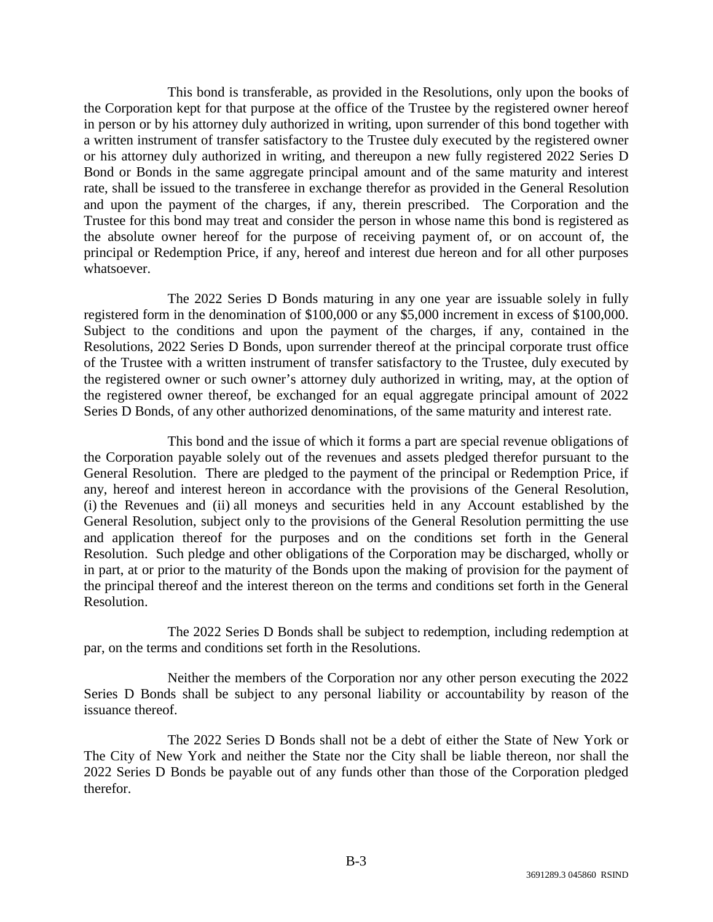This bond is transferable, as provided in the Resolutions, only upon the books of the Corporation kept for that purpose at the office of the Trustee by the registered owner hereof in person or by his attorney duly authorized in writing, upon surrender of this bond together with a written instrument of transfer satisfactory to the Trustee duly executed by the registered owner or his attorney duly authorized in writing, and thereupon a new fully registered 2022 Series D Bond or Bonds in the same aggregate principal amount and of the same maturity and interest rate, shall be issued to the transferee in exchange therefor as provided in the General Resolution and upon the payment of the charges, if any, therein prescribed. The Corporation and the Trustee for this bond may treat and consider the person in whose name this bond is registered as the absolute owner hereof for the purpose of receiving payment of, or on account of, the principal or Redemption Price, if any, hereof and interest due hereon and for all other purposes whatsoever.

The 2022 Series D Bonds maturing in any one year are issuable solely in fully registered form in the denomination of \$100,000 or any \$5,000 increment in excess of \$100,000. Subject to the conditions and upon the payment of the charges, if any, contained in the Resolutions, 2022 Series D Bonds, upon surrender thereof at the principal corporate trust office of the Trustee with a written instrument of transfer satisfactory to the Trustee, duly executed by the registered owner or such owner's attorney duly authorized in writing, may, at the option of the registered owner thereof, be exchanged for an equal aggregate principal amount of 2022 Series D Bonds, of any other authorized denominations, of the same maturity and interest rate.

This bond and the issue of which it forms a part are special revenue obligations of the Corporation payable solely out of the revenues and assets pledged therefor pursuant to the General Resolution. There are pledged to the payment of the principal or Redemption Price, if any, hereof and interest hereon in accordance with the provisions of the General Resolution, (i) the Revenues and (ii) all moneys and securities held in any Account established by the General Resolution, subject only to the provisions of the General Resolution permitting the use and application thereof for the purposes and on the conditions set forth in the General Resolution. Such pledge and other obligations of the Corporation may be discharged, wholly or in part, at or prior to the maturity of the Bonds upon the making of provision for the payment of the principal thereof and the interest thereon on the terms and conditions set forth in the General Resolution.

The 2022 Series D Bonds shall be subject to redemption, including redemption at par, on the terms and conditions set forth in the Resolutions.

Neither the members of the Corporation nor any other person executing the 2022 Series D Bonds shall be subject to any personal liability or accountability by reason of the issuance thereof.

The 2022 Series D Bonds shall not be a debt of either the State of New York or The City of New York and neither the State nor the City shall be liable thereon, nor shall the 2022 Series D Bonds be payable out of any funds other than those of the Corporation pledged therefor.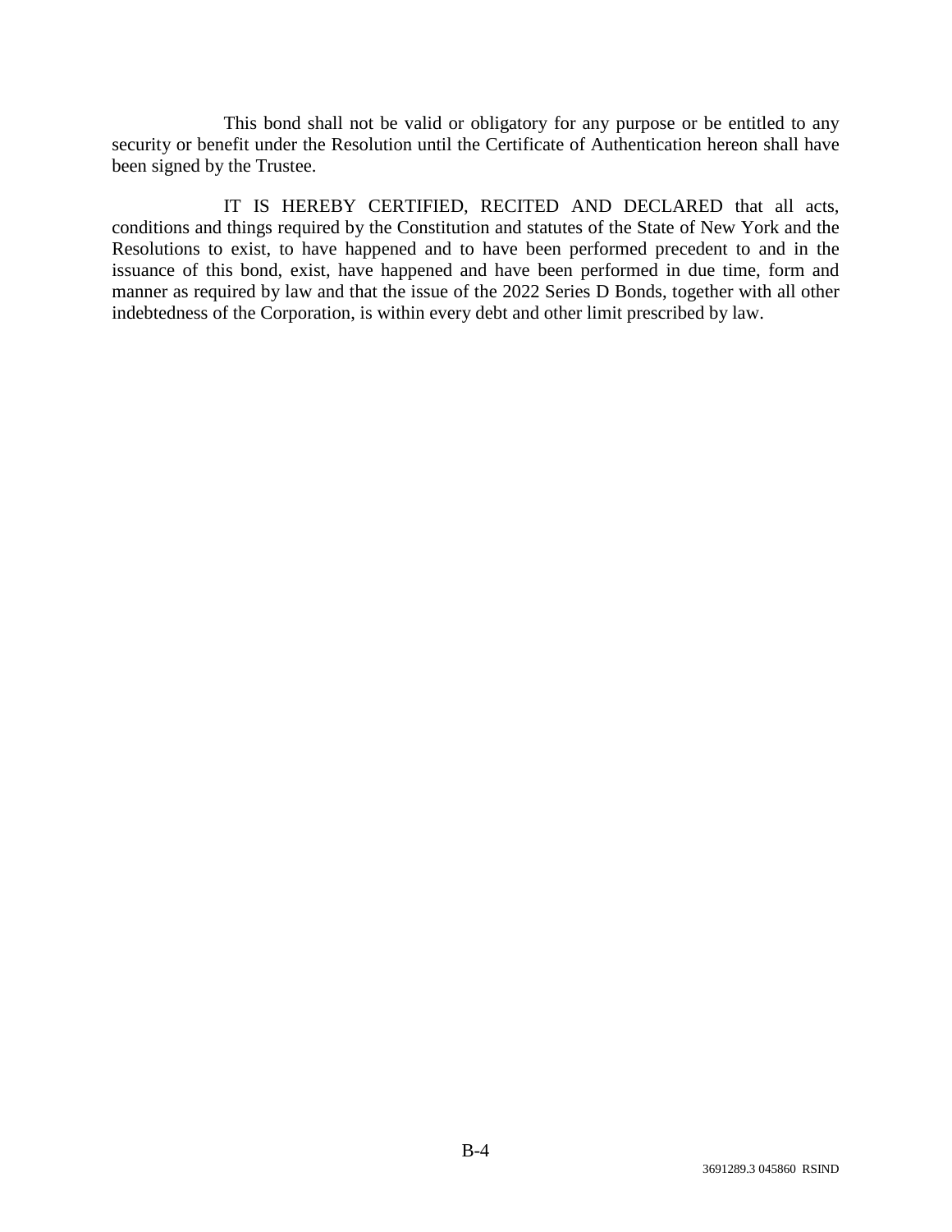This bond shall not be valid or obligatory for any purpose or be entitled to any security or benefit under the Resolution until the Certificate of Authentication hereon shall have been signed by the Trustee.

IT IS HEREBY CERTIFIED, RECITED AND DECLARED that all acts, conditions and things required by the Constitution and statutes of the State of New York and the Resolutions to exist, to have happened and to have been performed precedent to and in the issuance of this bond, exist, have happened and have been performed in due time, form and manner as required by law and that the issue of the 2022 Series D Bonds, together with all other indebtedness of the Corporation, is within every debt and other limit prescribed by law.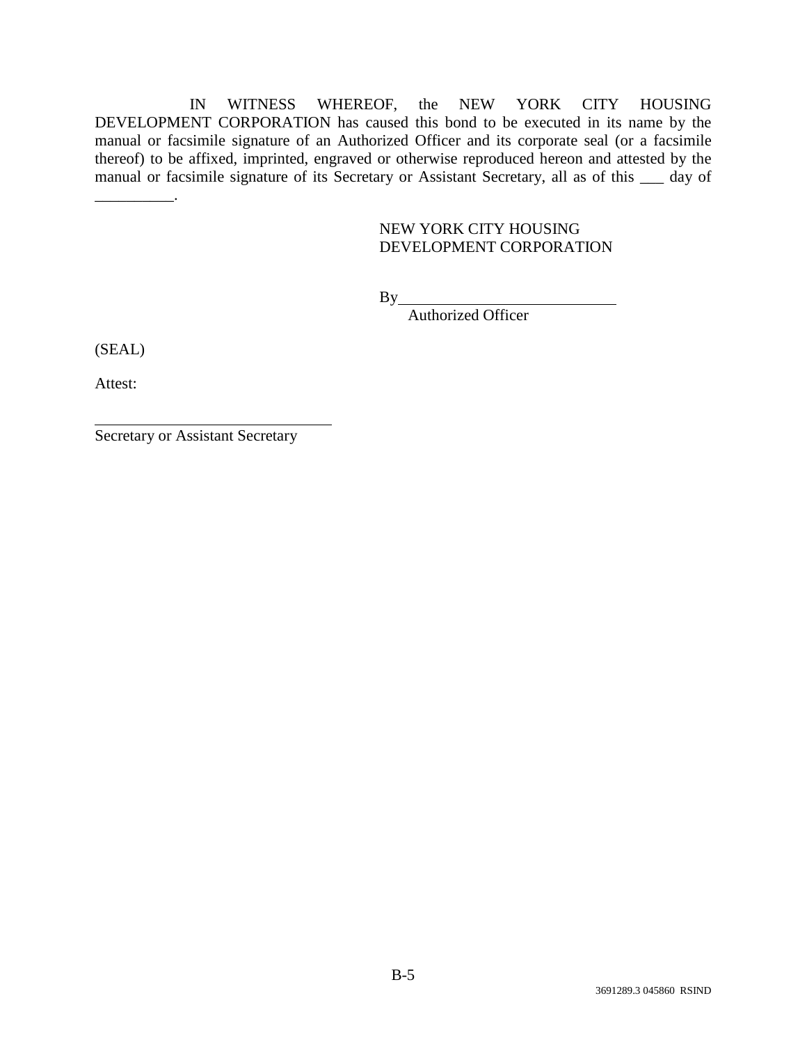IN WITNESS WHEREOF, the NEW YORK CITY HOUSING DEVELOPMENT CORPORATION has caused this bond to be executed in its name by the manual or facsimile signature of an Authorized Officer and its corporate seal (or a facsimile thereof) to be affixed, imprinted, engraved or otherwise reproduced hereon and attested by the manual or facsimile signature of its Secretary or Assistant Secretary, all as of this ___ day of __________.

NEW YORK CITY HOUSING DEVELOPMENT CORPORATION

By____________________________
Authorized Officer

(SEAL)

Attest:

________________________________
Secretary or Assistant Secretary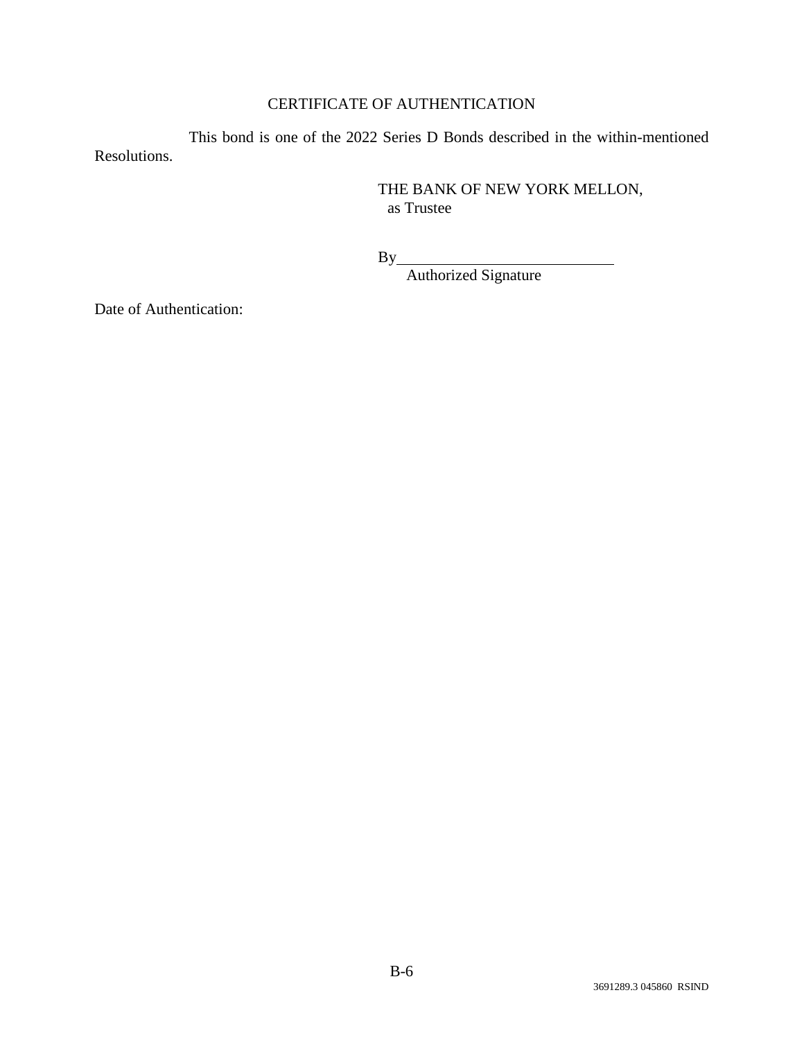CERTIFICATE OF AUTHENTICATION

This bond is one of the 2022 Series D Bonds described in the within-mentioned Resolutions.

THE BANK OF NEW YORK MELLON,
as Trustee

By\_\_\_\_\_\_\_\_\_\_\_\_\_\_\_\_\_\_\_\_\_\_\_\_\_\_\_\_
Authorized Signature

Date of Authentication: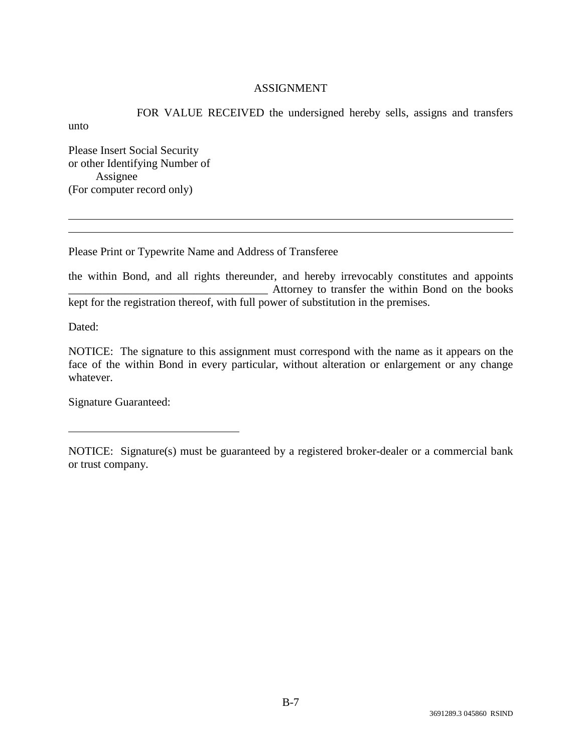ASSIGNMENT

FOR VALUE RECEIVED the undersigned hereby sells, assigns and transfers unto

Please Insert Social Security
or other Identifying Number of
Assignee
(For computer record only)

______________________________________________________________________________

______________________________________________________________________________

Please Print or Typewrite Name and Address of Transferee

the within Bond, and all rights thereunder, and hereby irrevocably constitutes and appoints __________________________________ Attorney to transfer the within Bond on the books kept for the registration thereof, with full power of substitution in the premises.

Dated:

NOTICE: The signature to this assignment must correspond with the name as it appears on the face of the within Bond in every particular, without alteration or enlargement or any change whatever.

Signature Guaranteed:

______________________________

NOTICE: Signature(s) must be guaranteed by a registered broker-dealer or a commercial bank or trust company.